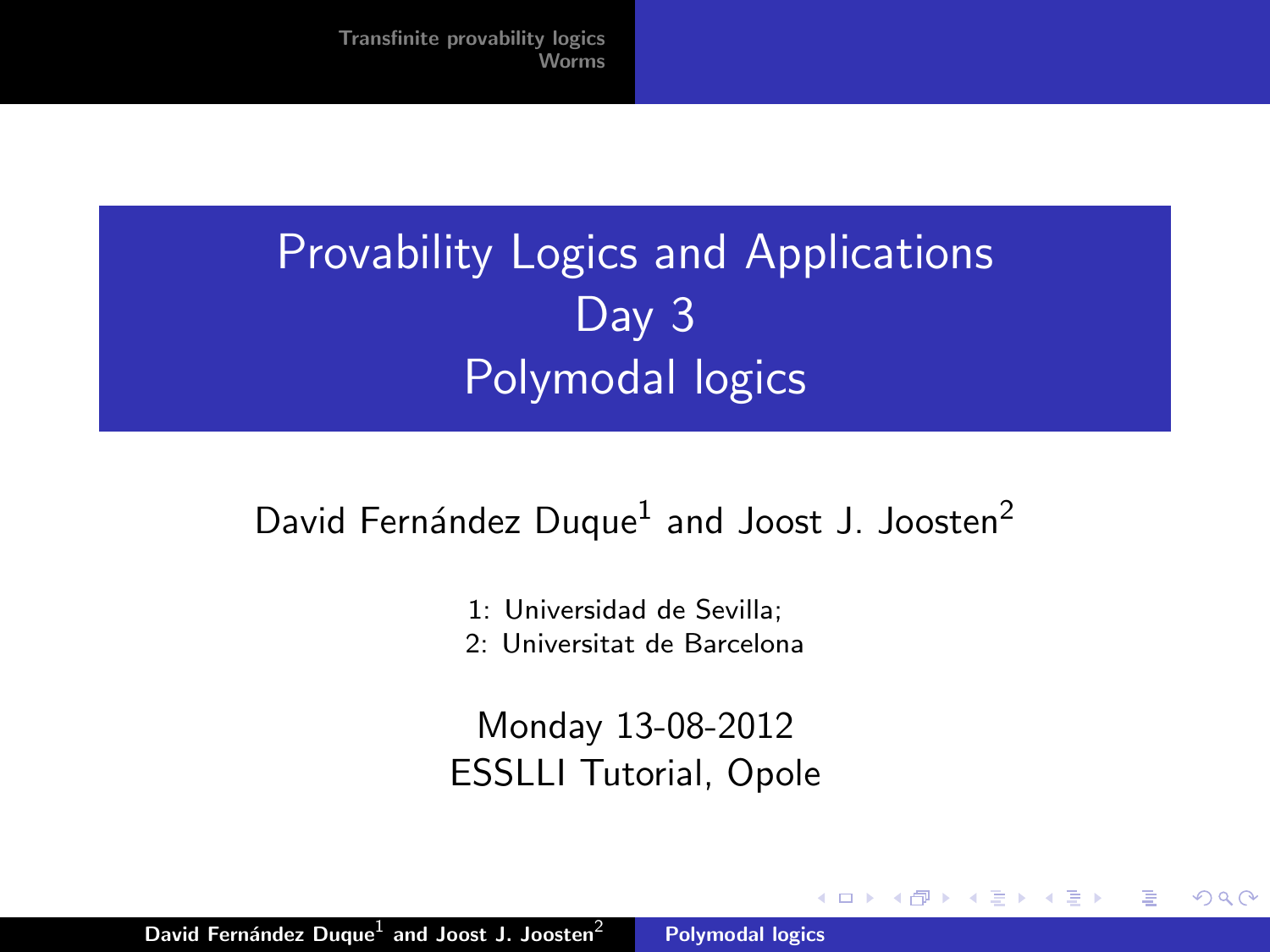# Provability Logics and Applications
# Day 3
# Polymodal logics

David Fernández Duque[1] and Joost J. Joosten[2]

1: Universidad de Sevilla;
2: Universitat de Barcelona

Monday 13-08-2012
ESSLLI Tutorial, Opole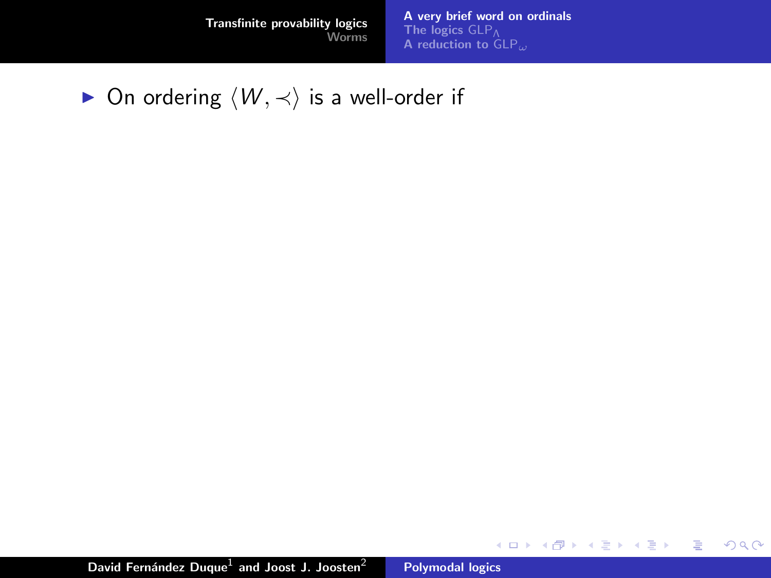- On ordering $\langle W, \prec \rangle$ is a well-order if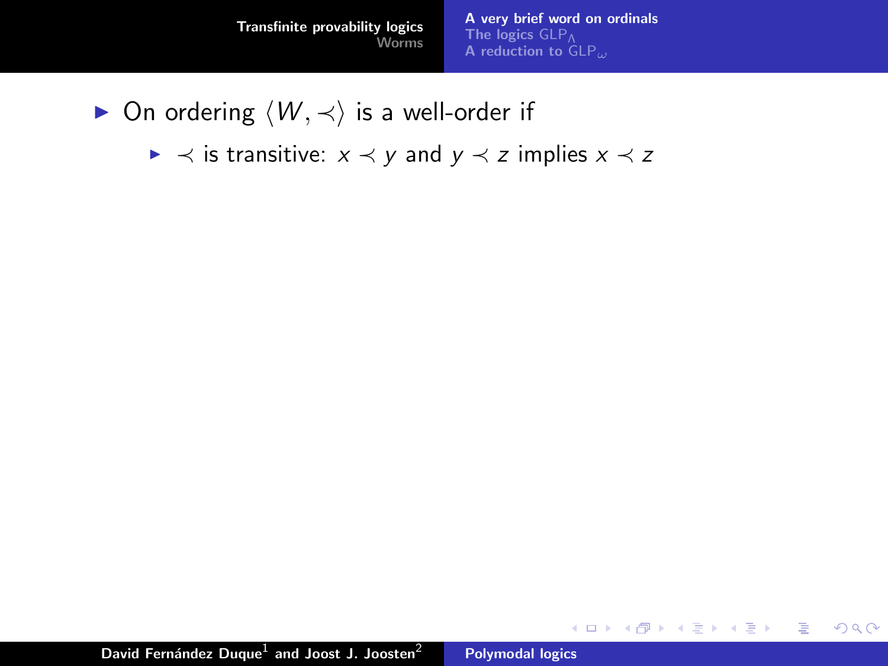- On ordering $\langle W, \prec \rangle$ is a well-order if
  - $\prec$ is transitive: $x \prec y$ and $y \prec z$ implies $x \prec z$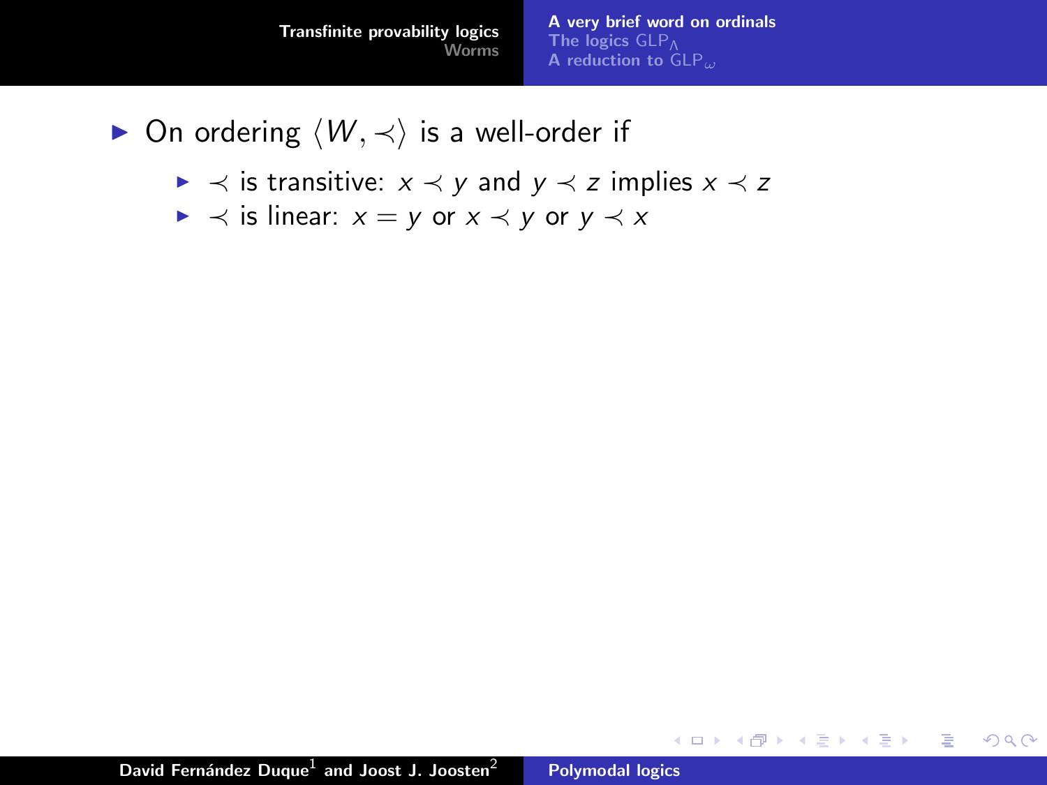- On ordering $\langle W, \prec \rangle$ is a well-order if
  - $\prec$ is transitive: $x \prec y$ and $y \prec z$ implies $x \prec z$
  - $\prec$ is linear: $x = y$ or $x \prec y$ or $y \prec x$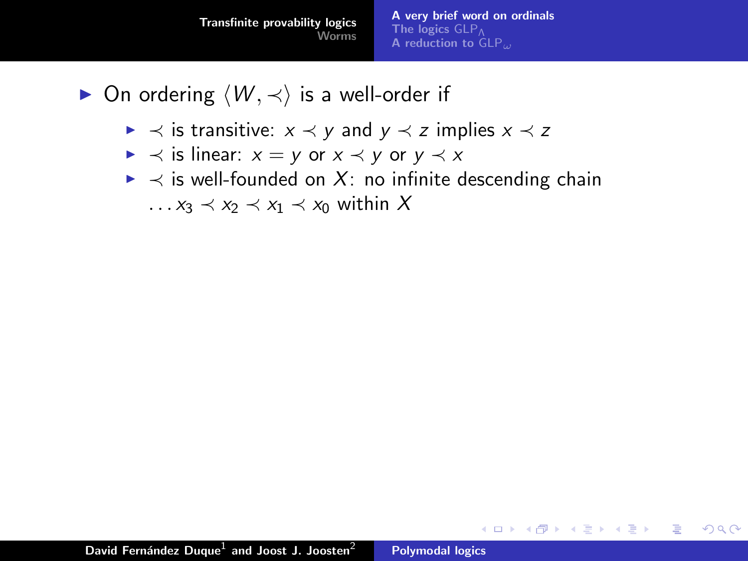- On ordering $\langle W, \prec \rangle$ is a well-order if
  - $\prec$ is transitive: $x \prec y$ and $y \prec z$ implies $x \prec z$
  - $\prec$ is linear: $x = y$ or $x \prec y$ or $y \prec x$
  - $\prec$ is well-founded on $X$: no infinite descending chain $\ldots x_3 \prec x_2 \prec x_1 \prec x_0$ within $X$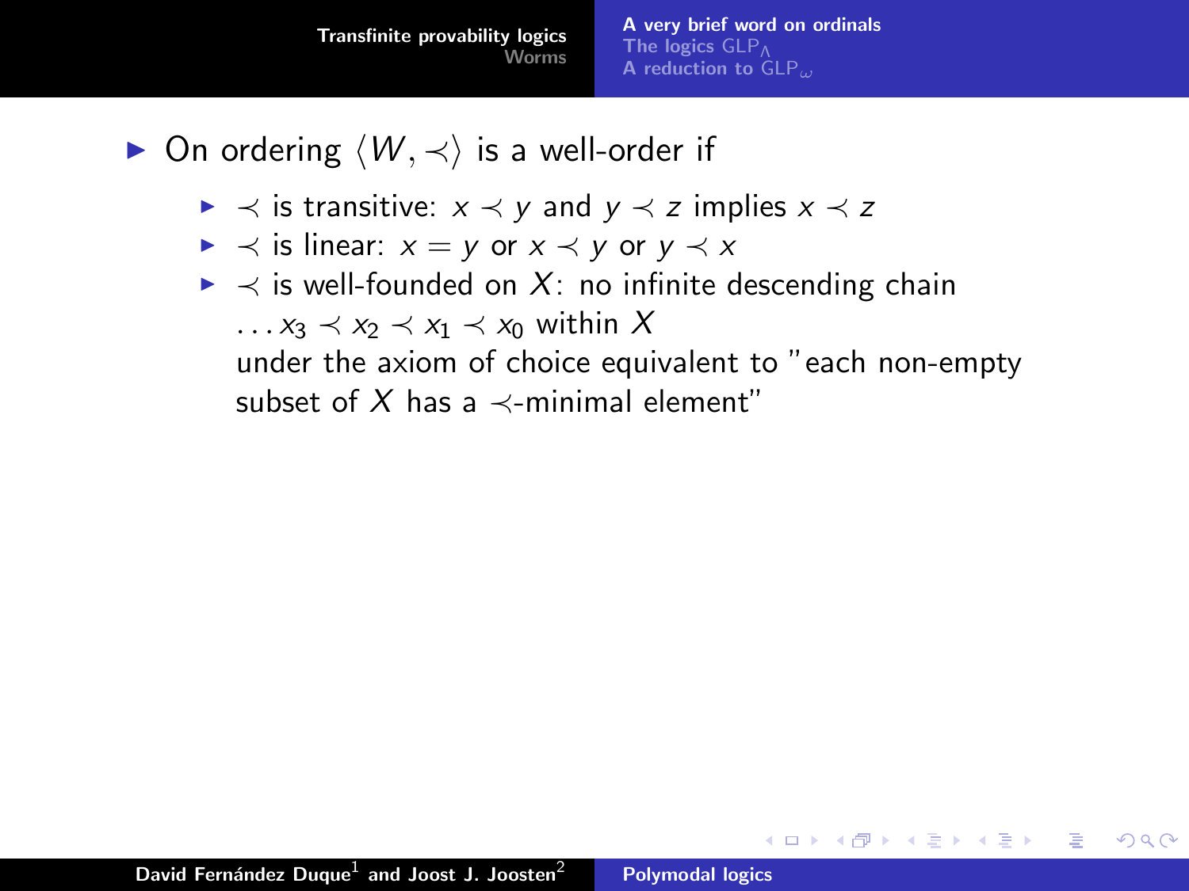- On ordering $\langle W, \prec \rangle$ is a well-order if
  - $\prec$ is transitive: $x \prec y$ and $y \prec z$ implies $x \prec z$
  - $\prec$ is linear: $x = y$ or $x \prec y$ or $y \prec x$
  - $\prec$ is well-founded on $X$: no infinite descending chain $\ldots x_3 \prec x_2 \prec x_1 \prec x_0$ within $X$
    under the axiom of choice equivalent to "each non-empty subset of $X$ has a $\prec$-minimal element"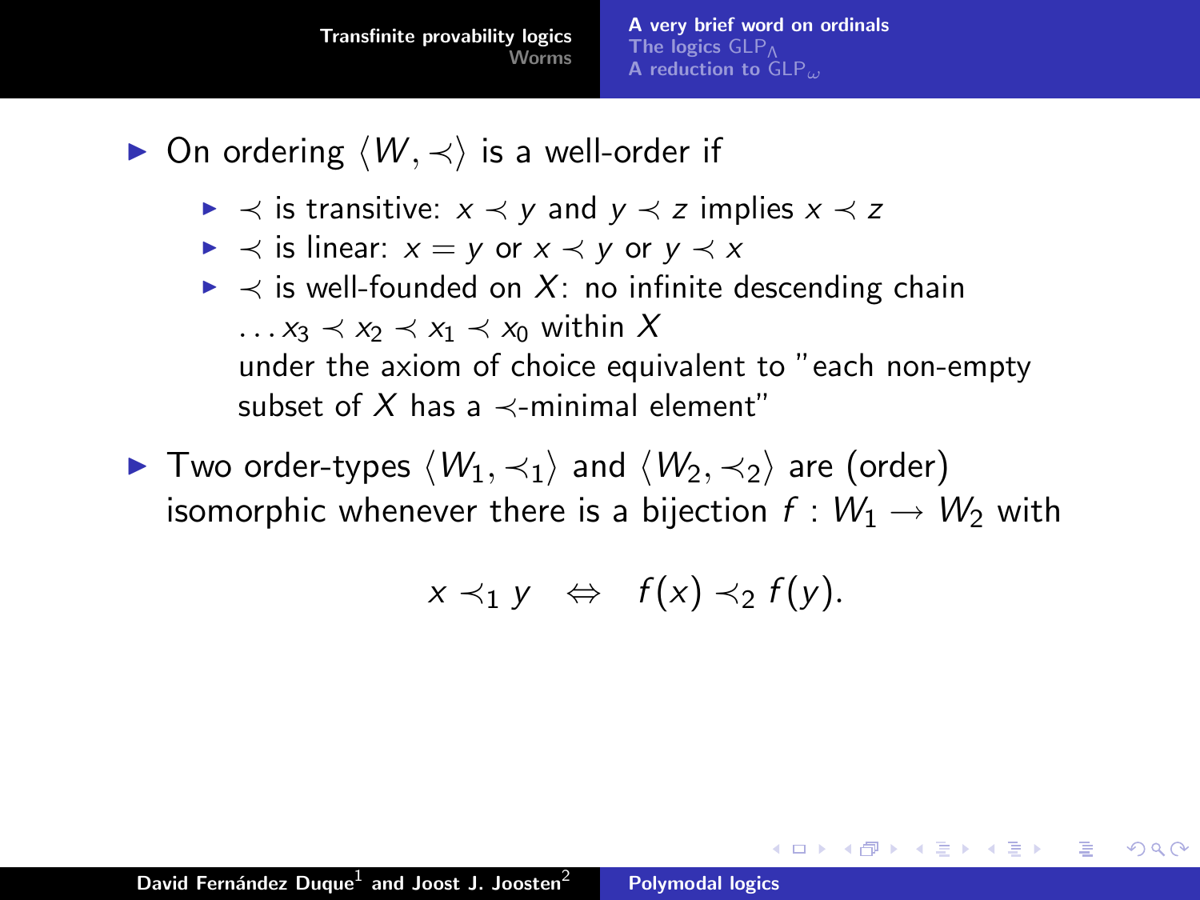- On ordering $\langle W, \prec \rangle$ is a well-order if
  - $\prec$ is transitive: $x \prec y$ and $y \prec z$ implies $x \prec z$
  - $\prec$ is linear: $x = y$ or $x \prec y$ or $y \prec x$
  - $\prec$ is well-founded on $X$: no infinite descending chain $\ldots x_3 \prec x_2 \prec x_1 \prec x_0$ within $X$
    under the axiom of choice equivalent to "each non-empty subset of $X$ has a $\prec$-minimal element"
- Two order-types $\langle W_1, \prec_1 \rangle$ and $\langle W_2, \prec_2 \rangle$ are (order) isomorphic whenever there is a bijection $f : W_1 \to W_2$ with

$$x \prec_1 y \quad \Leftrightarrow \quad f(x) \prec_2 f(y).$$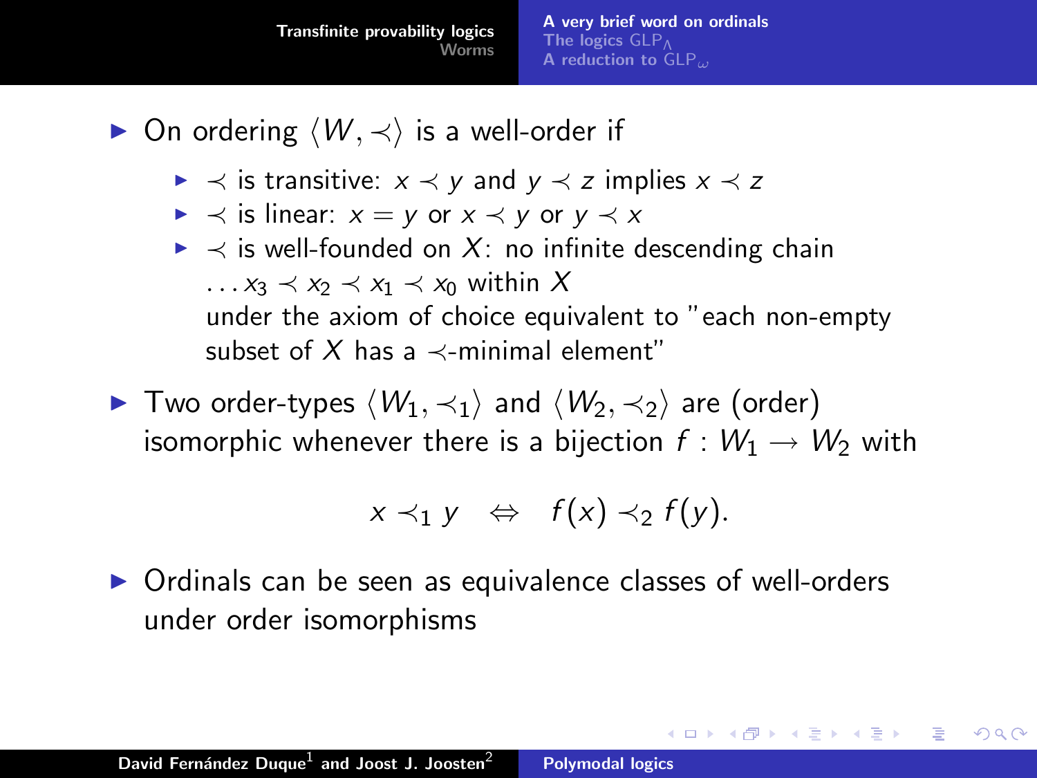- On ordering $\langle W, \prec \rangle$ is a well-order if
  - $\prec$ is transitive: $x \prec y$ and $y \prec z$ implies $x \prec z$
  - $\prec$ is linear: $x = y$ or $x \prec y$ or $y \prec x$
  - $\prec$ is well-founded on $X$: no infinite descending chain $\ldots x_3 \prec x_2 \prec x_1 \prec x_0$ within $X$
    under the axiom of choice equivalent to "each non-empty subset of $X$ has a $\prec$-minimal element"
- Two order-types $\langle W_1, \prec_1 \rangle$ and $\langle W_2, \prec_2 \rangle$ are (order) isomorphic whenever there is a bijection $f : W_1 \to W_2$ with

$$x \prec_1 y \quad \Leftrightarrow \quad f(x) \prec_2 f(y).$$

- Ordinals can be seen as equivalence classes of well-orders under order isomorphisms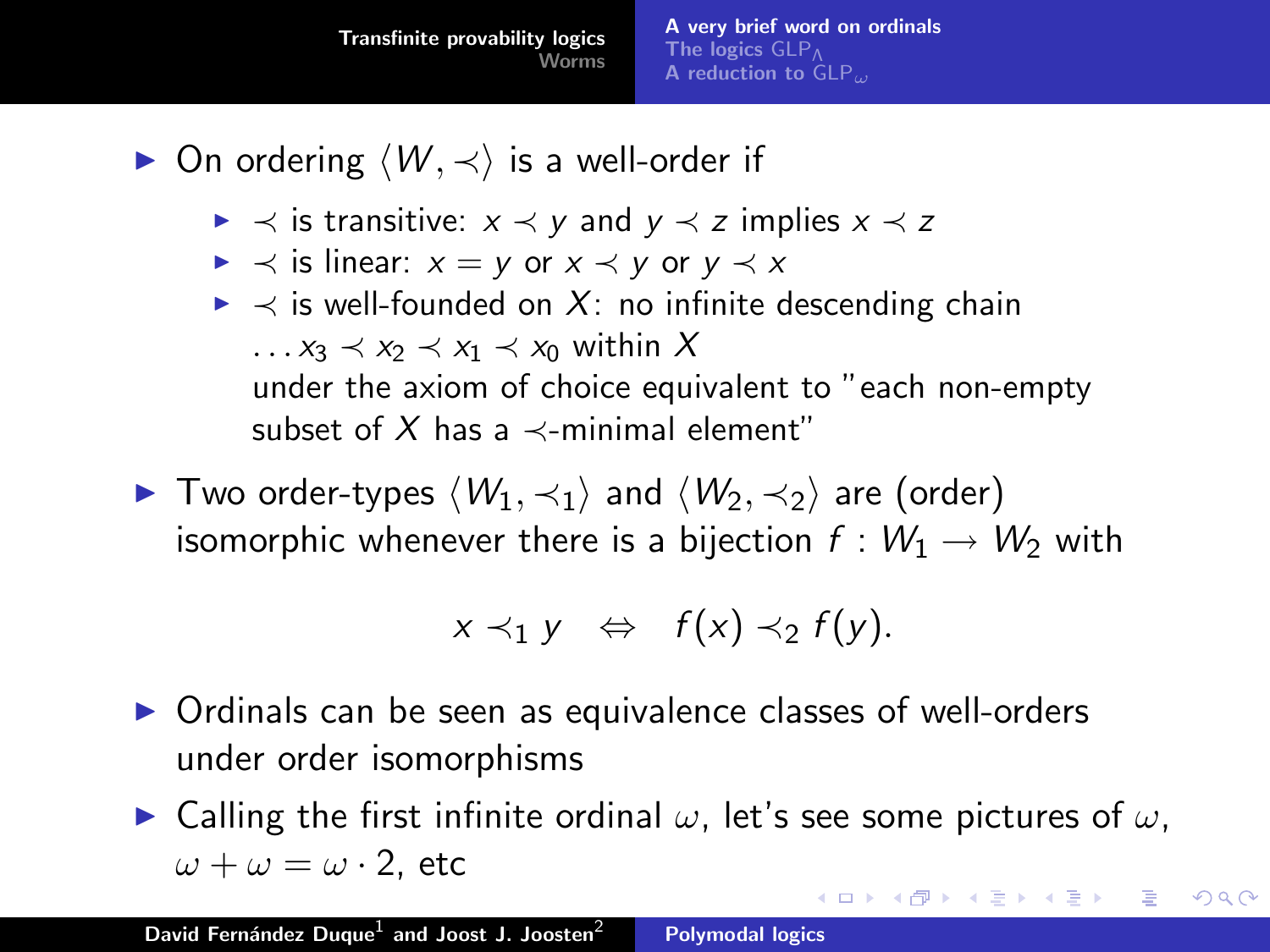- On ordering $\langle W, \prec \rangle$ is a well-order if
  - $\prec$ is transitive: $x \prec y$ and $y \prec z$ implies $x \prec z$
  - $\prec$ is linear: $x = y$ or $x \prec y$ or $y \prec x$
  - $\prec$ is well-founded on $X$: no infinite descending chain $\ldots x_3 \prec x_2 \prec x_1 \prec x_0$ within $X$
    under the axiom of choice equivalent to "each non-empty subset of $X$ has a $\prec$-minimal element"
- Two order-types $\langle W_1, \prec_1 \rangle$ and $\langle W_2, \prec_2 \rangle$ are (order) isomorphic whenever there is a bijection $f : W_1 \to W_2$ with

$$x \prec_1 y \quad \Leftrightarrow \quad f(x) \prec_2 f(y).$$

- Ordinals can be seen as equivalence classes of well-orders under order isomorphisms
- Calling the first infinite ordinal $\omega$, let's see some pictures of $\omega$, $\omega + \omega = \omega \cdot 2$, etc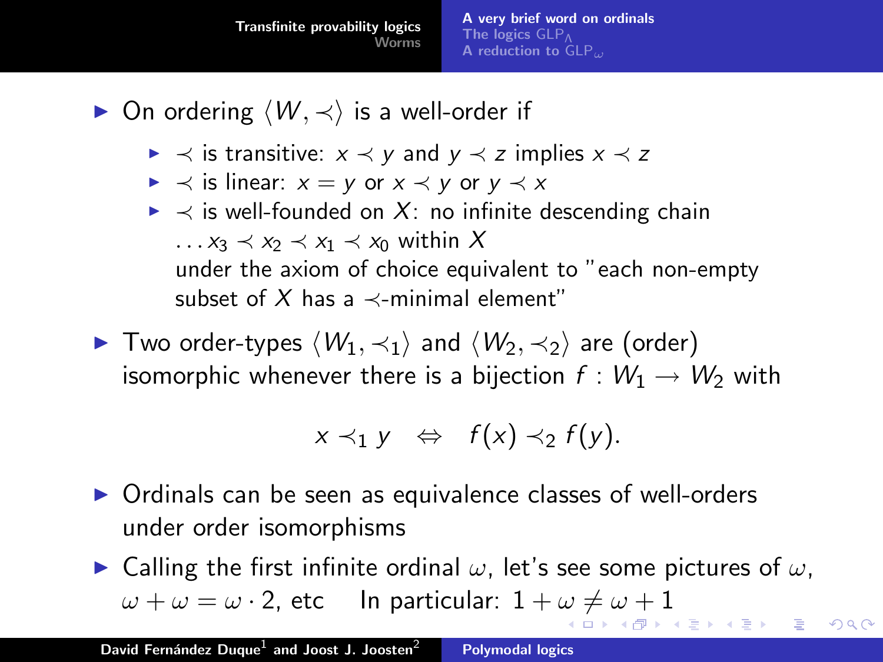- On ordering $\langle W, \prec \rangle$ is a well-order if
  - $\prec$ is transitive: $x \prec y$ and $y \prec z$ implies $x \prec z$
  - $\prec$ is linear: $x = y$ or $x \prec y$ or $y \prec x$
  - $\prec$ is well-founded on $X$: no infinite descending chain $\ldots x_3 \prec x_2 \prec x_1 \prec x_0$ within $X$
    under the axiom of choice equivalent to "each non-empty subset of $X$ has a $\prec$-minimal element"
- Two order-types $\langle W_1, \prec_1 \rangle$ and $\langle W_2, \prec_2 \rangle$ are (order) isomorphic whenever there is a bijection $f : W_1 \to W_2$ with

$$x \prec_1 y \quad \Leftrightarrow \quad f(x) \prec_2 f(y).$$

- Ordinals can be seen as equivalence classes of well-orders under order isomorphisms
- Calling the first infinite ordinal $\omega$, let's see some pictures of $\omega$, $\omega + \omega = \omega \cdot 2$, etc In particular: $1 + \omega \neq \omega + 1$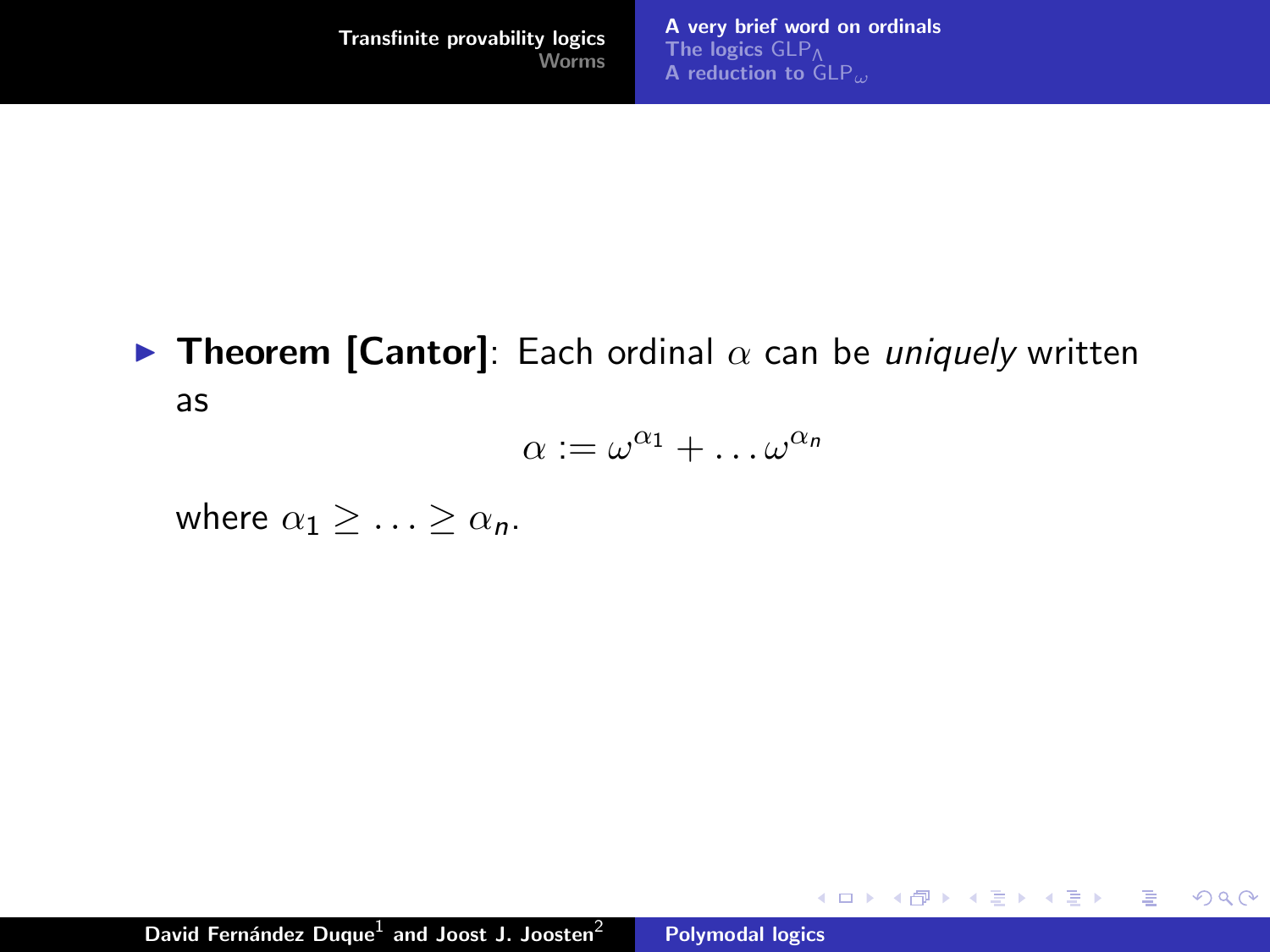- **Theorem [Cantor]**: Each ordinal $\alpha$ can be *uniquely* written as

$$\alpha := \omega^{\alpha_1} + \ldots \omega^{\alpha_n}$$

where $\alpha_1 \geq \ldots \geq \alpha_n$.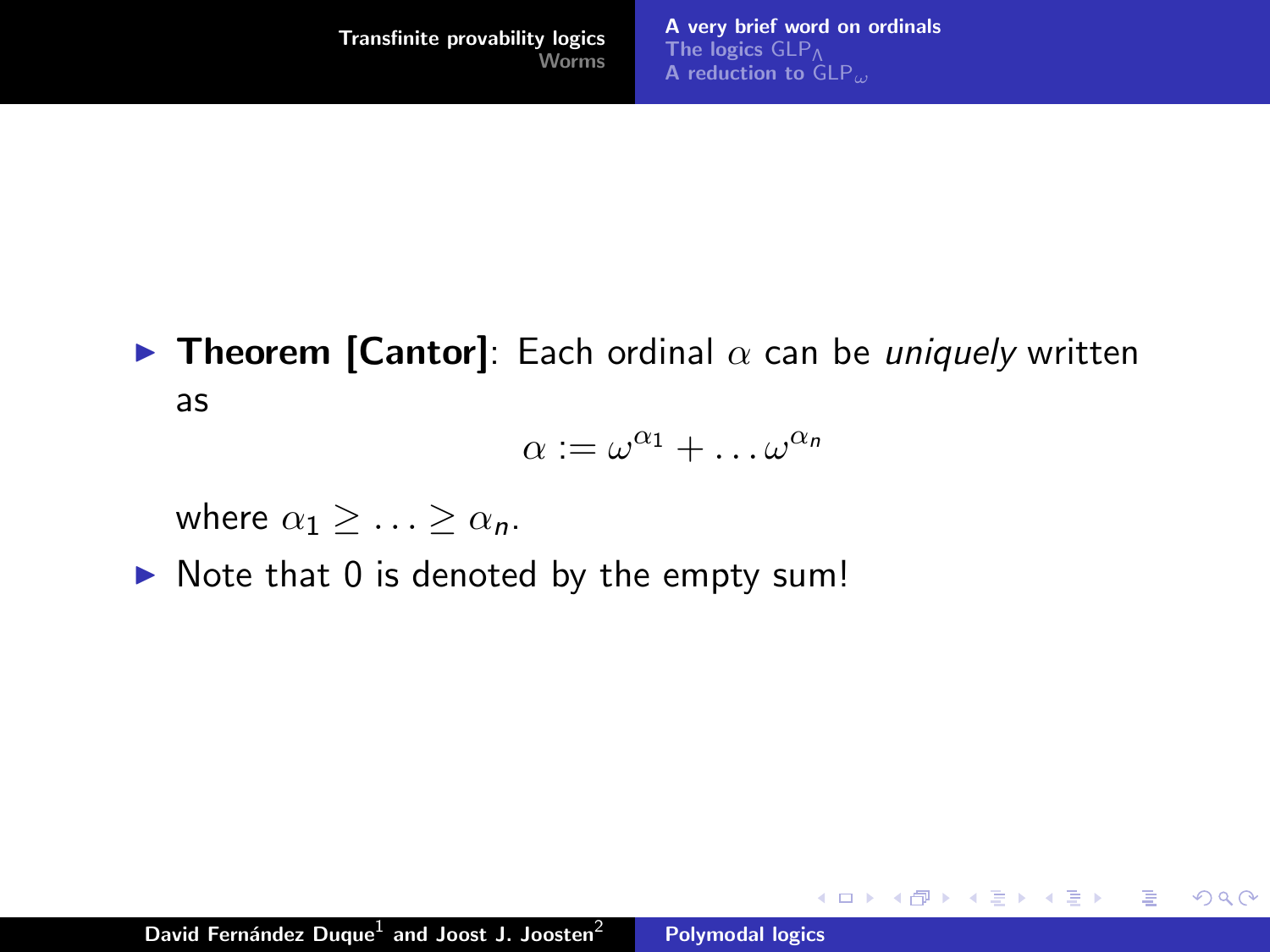- **Theorem [Cantor]**: Each ordinal $\alpha$ can be *uniquely* written as

$$\alpha := \omega^{\alpha_1} + \ldots \omega^{\alpha_n}$$

where $\alpha_1 \geq \ldots \geq \alpha_n$.

- Note that 0 is denoted by the empty sum!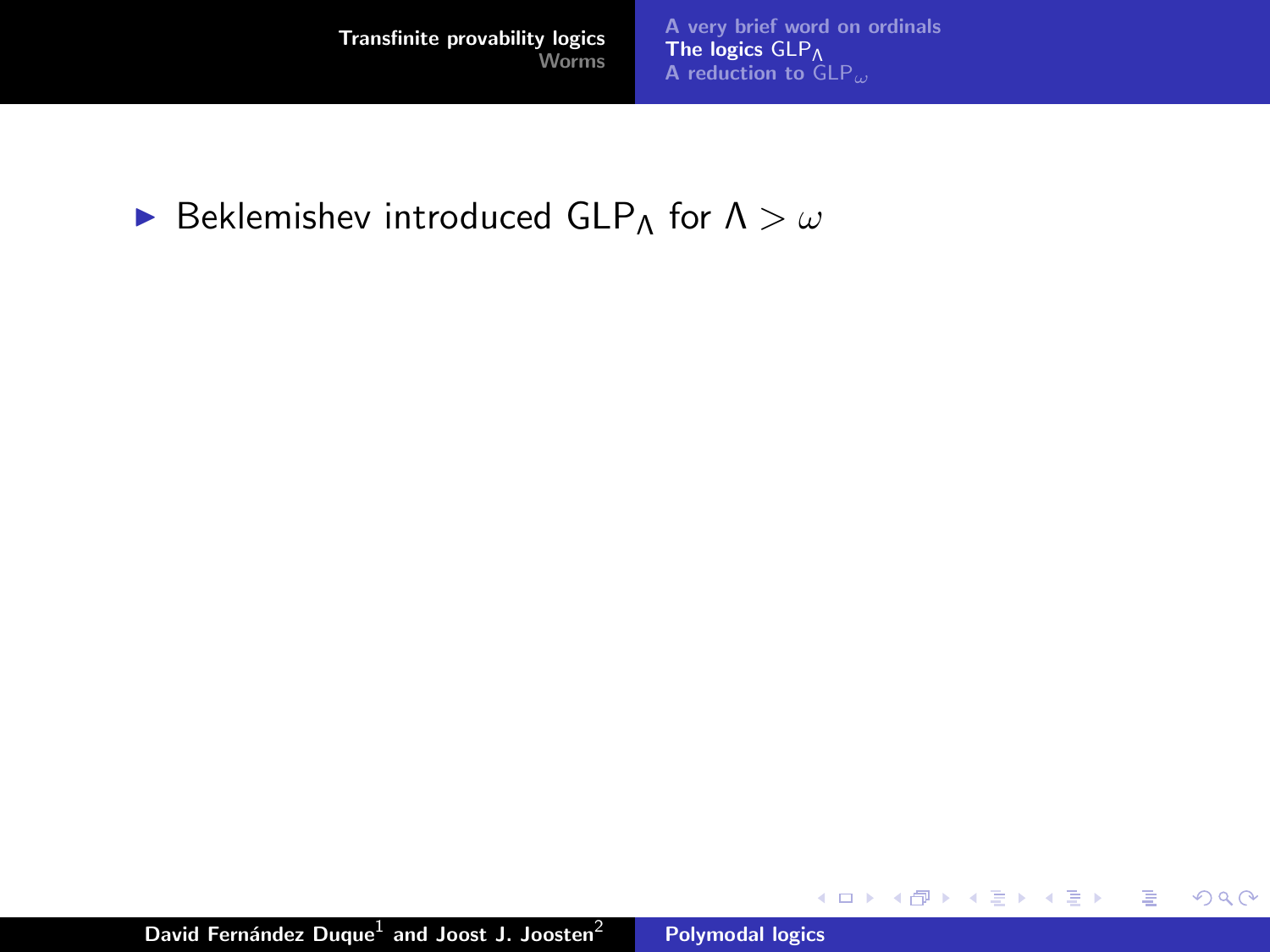- Beklemishev introduced $\mathsf{GLP}_\Lambda$ for $\Lambda > \omega$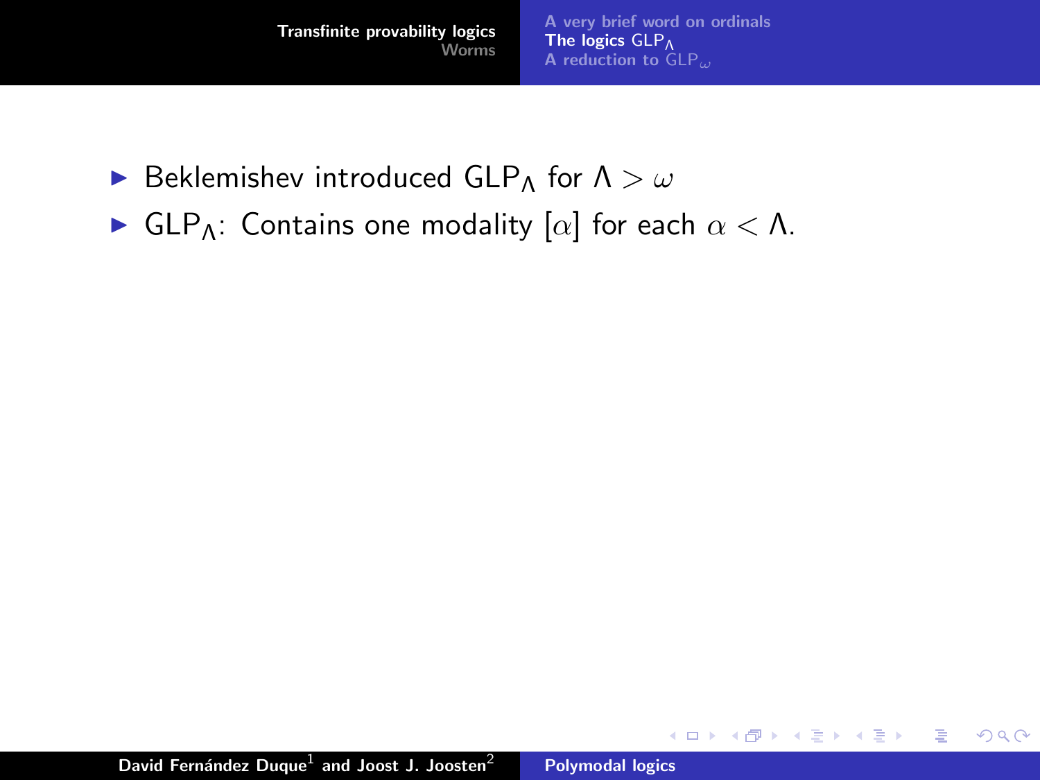- Beklemishev introduced $\mathsf{GLP}_\Lambda$ for $\Lambda > \omega$
- $\mathsf{GLP}_\Lambda$: Contains one modality $[\alpha]$ for each $\alpha < \Lambda$.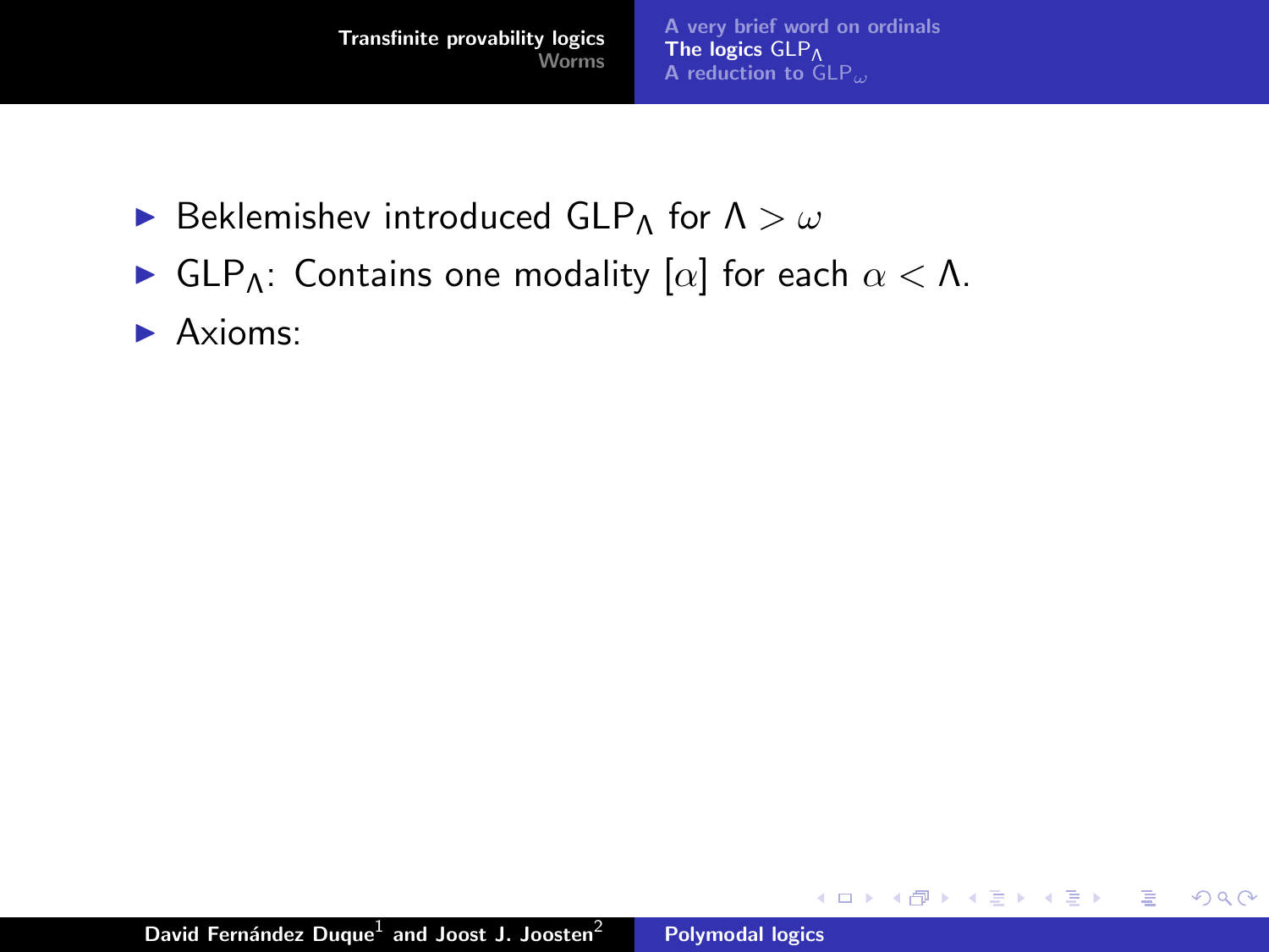- Beklemishev introduced $\mathsf{GLP}_\Lambda$ for $\Lambda > \omega$
- $\mathsf{GLP}_\Lambda$: Contains one modality $[\alpha]$ for each $\alpha < \Lambda$.
- Axioms: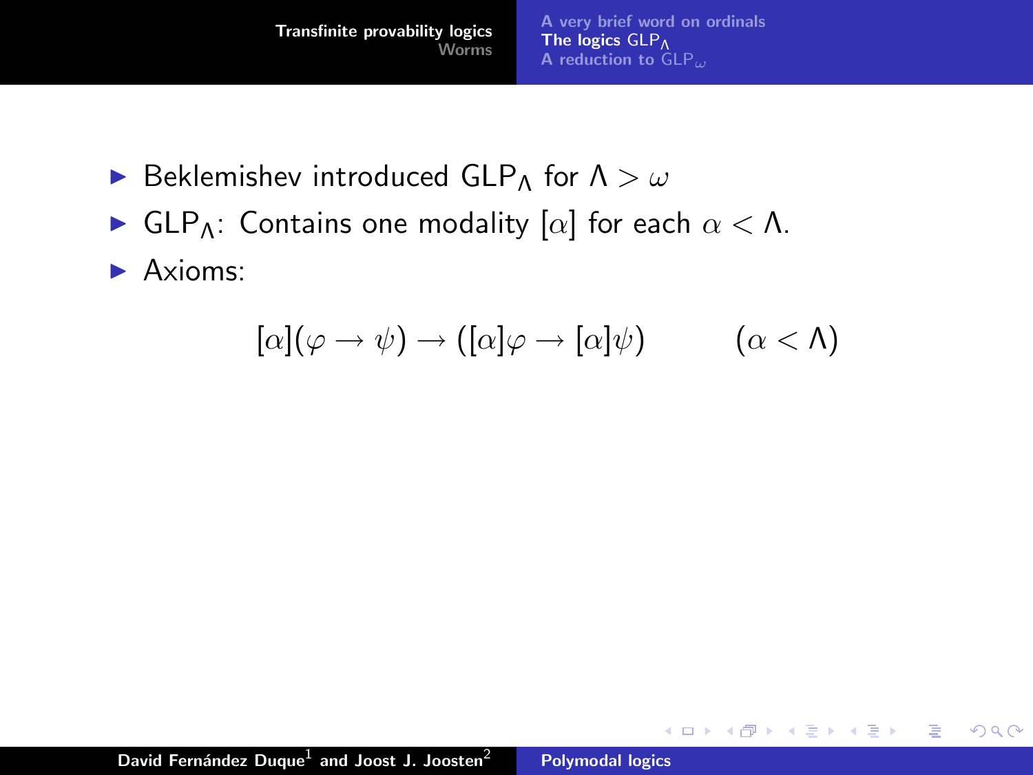- Beklemishev introduced $\mathsf{GLP}_\Lambda$ for $\Lambda > \omega$
- $\mathsf{GLP}_\Lambda$: Contains one modality $[\alpha]$ for each $\alpha < \Lambda$.
- Axioms:

$$[\alpha](\varphi \to \psi) \to ([\alpha]\varphi \to [\alpha]\psi) \qquad (\alpha < \Lambda)$$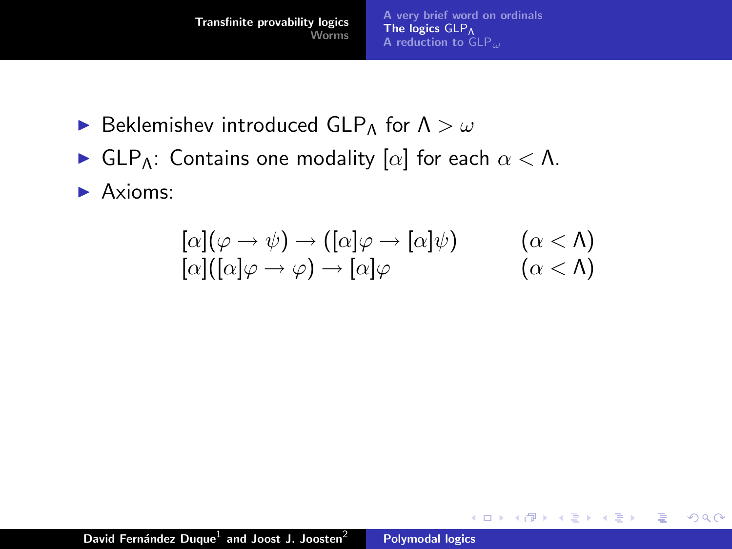- Beklemishev introduced $\mathsf{GLP}_\Lambda$ for $\Lambda > \omega$
- $\mathsf{GLP}_\Lambda$: Contains one modality $[\alpha]$ for each $\alpha < \Lambda$.
- Axioms:

$$
\begin{array}{ll}
[\alpha](\varphi \to \psi) \to ([\alpha]\varphi \to [\alpha]\psi) & (\alpha < \Lambda) \\
[\alpha]([\alpha]\varphi \to \varphi) \to [\alpha]\varphi & (\alpha < \Lambda)
\end{array}
$$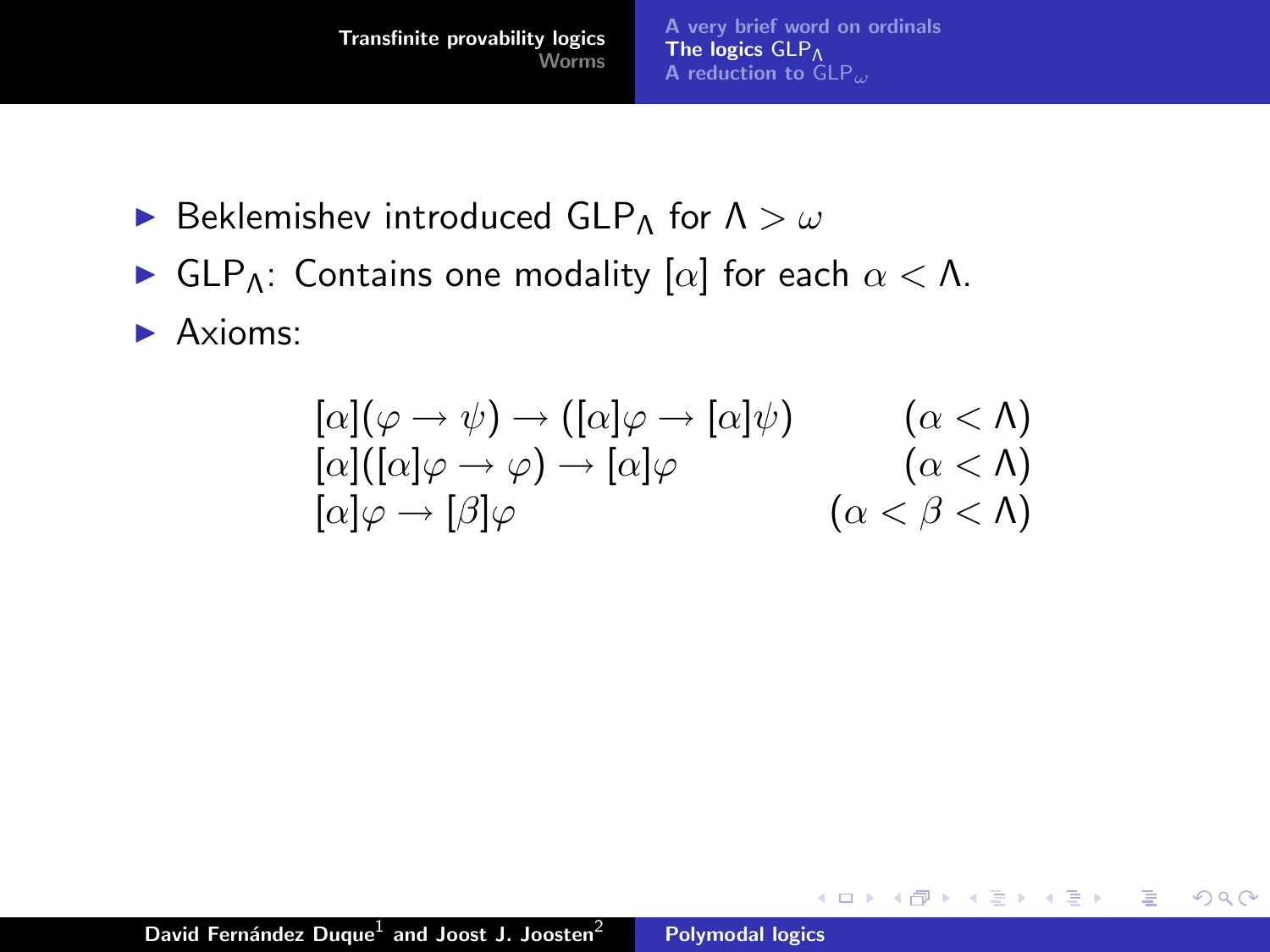- Beklemishev introduced $\mathsf{GLP}_\Lambda$ for $\Lambda > \omega$
- $\mathsf{GLP}_\Lambda$: Contains one modality $[\alpha]$ for each $\alpha < \Lambda$.
- Axioms:

$$
\begin{array}{lr}
[\alpha](\varphi \to \psi) \to ([\alpha]\varphi \to [\alpha]\psi) & (\alpha < \Lambda) \\
[\alpha]([\alpha]\varphi \to \varphi) \to [\alpha]\varphi & (\alpha < \Lambda) \\
[\alpha]\varphi \to [\beta]\varphi & (\alpha < \beta < \Lambda)
\end{array}
$$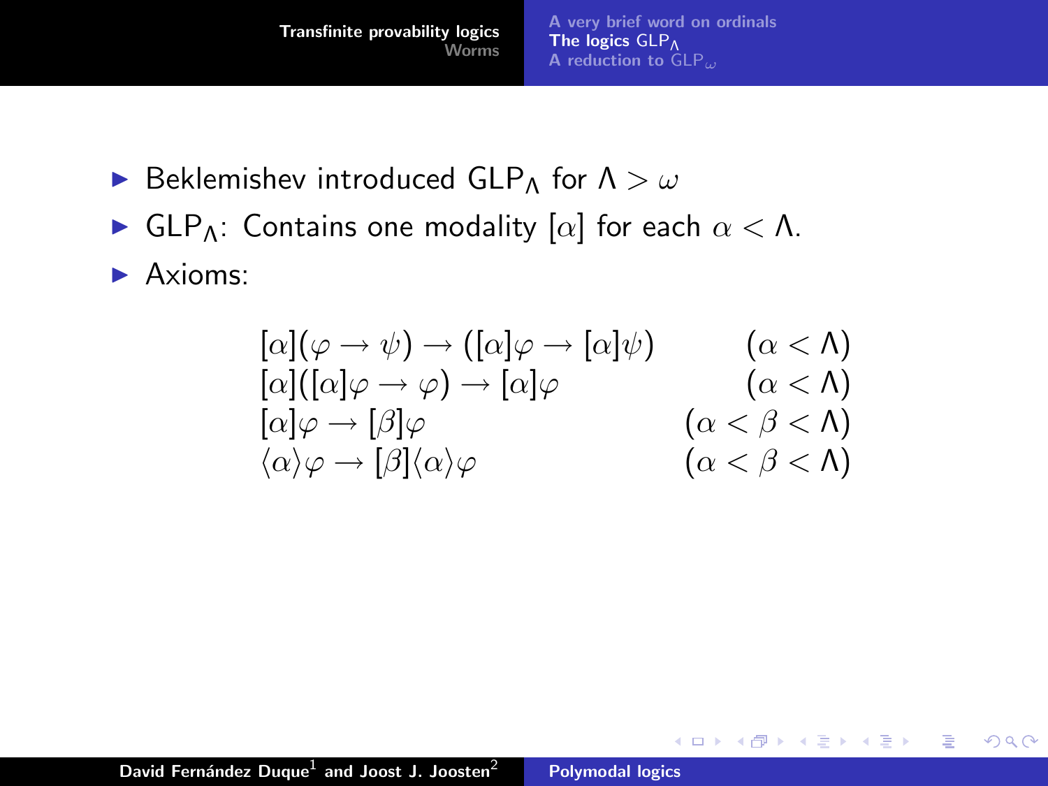- Beklemishev introduced $\mathsf{GLP}_\Lambda$ for $\Lambda > \omega$
- $\mathsf{GLP}_\Lambda$: Contains one modality $[\alpha]$ for each $\alpha < \Lambda$.
- Axioms:

$$
\begin{array}{lr}
[\alpha](\varphi \to \psi) \to ([\alpha]\varphi \to [\alpha]\psi) & (\alpha < \Lambda) \\
[\alpha]([\alpha]\varphi \to \varphi) \to [\alpha]\varphi & (\alpha < \Lambda) \\
[\alpha]\varphi \to [\beta]\varphi & (\alpha < \beta < \Lambda) \\
\langle\alpha\rangle\varphi \to [\beta]\langle\alpha\rangle\varphi & (\alpha < \beta < \Lambda)
\end{array}
$$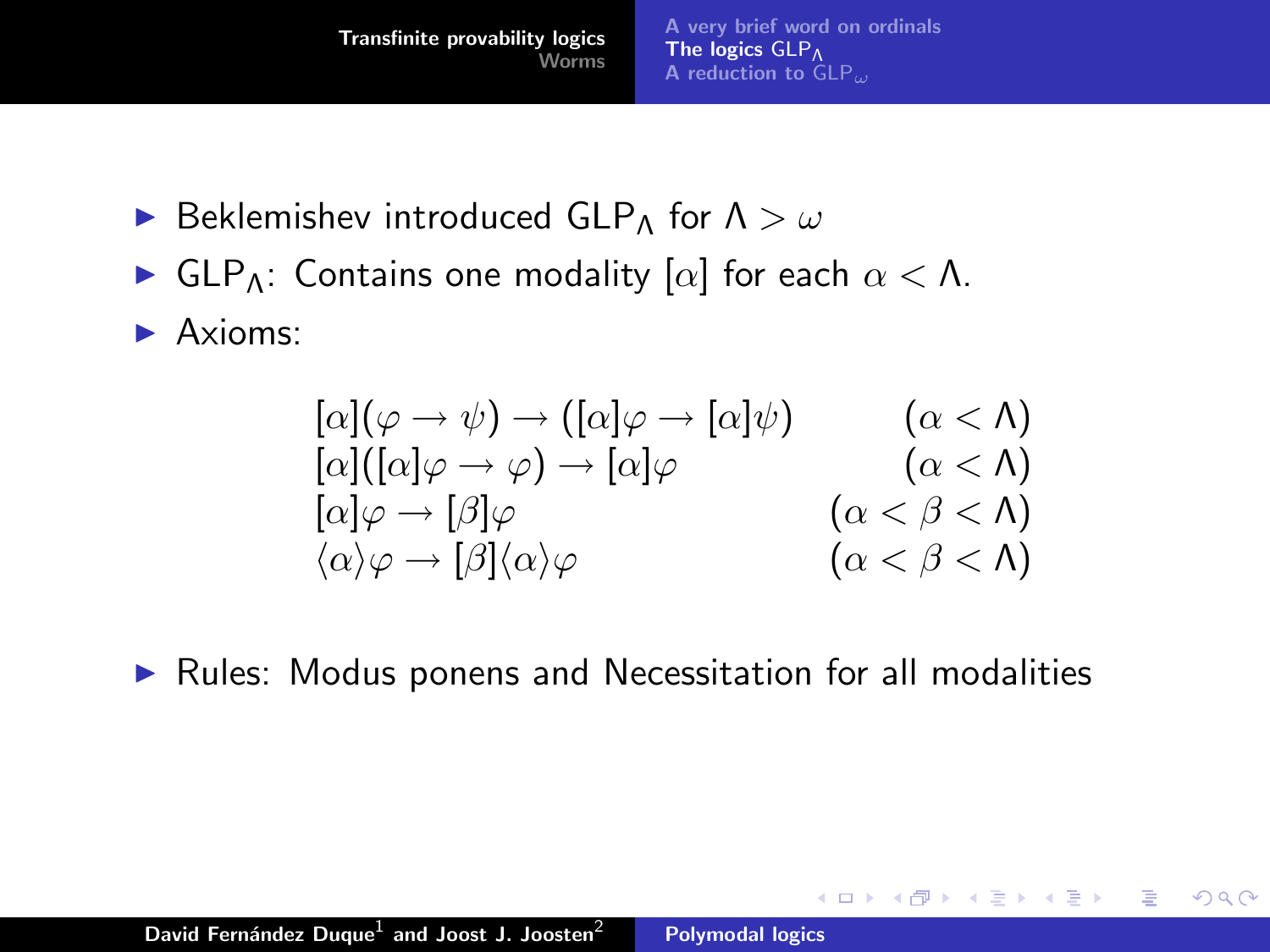- Beklemishev introduced $\mathsf{GLP}_\Lambda$ for $\Lambda > \omega$
- $\mathsf{GLP}_\Lambda$: Contains one modality $[\alpha]$ for each $\alpha < \Lambda$.
- Axioms:

$$
\begin{array}{lr}
[\alpha](\varphi \to \psi) \to ([\alpha]\varphi \to [\alpha]\psi) & (\alpha < \Lambda) \\
[\alpha]([\alpha]\varphi \to \varphi) \to [\alpha]\varphi & (\alpha < \Lambda) \\
[\alpha]\varphi \to [\beta]\varphi & (\alpha < \beta < \Lambda) \\
\langle\alpha\rangle\varphi \to [\beta]\langle\alpha\rangle\varphi & (\alpha < \beta < \Lambda)
\end{array}
$$

- Rules: Modus ponens and Necessitation for all modalities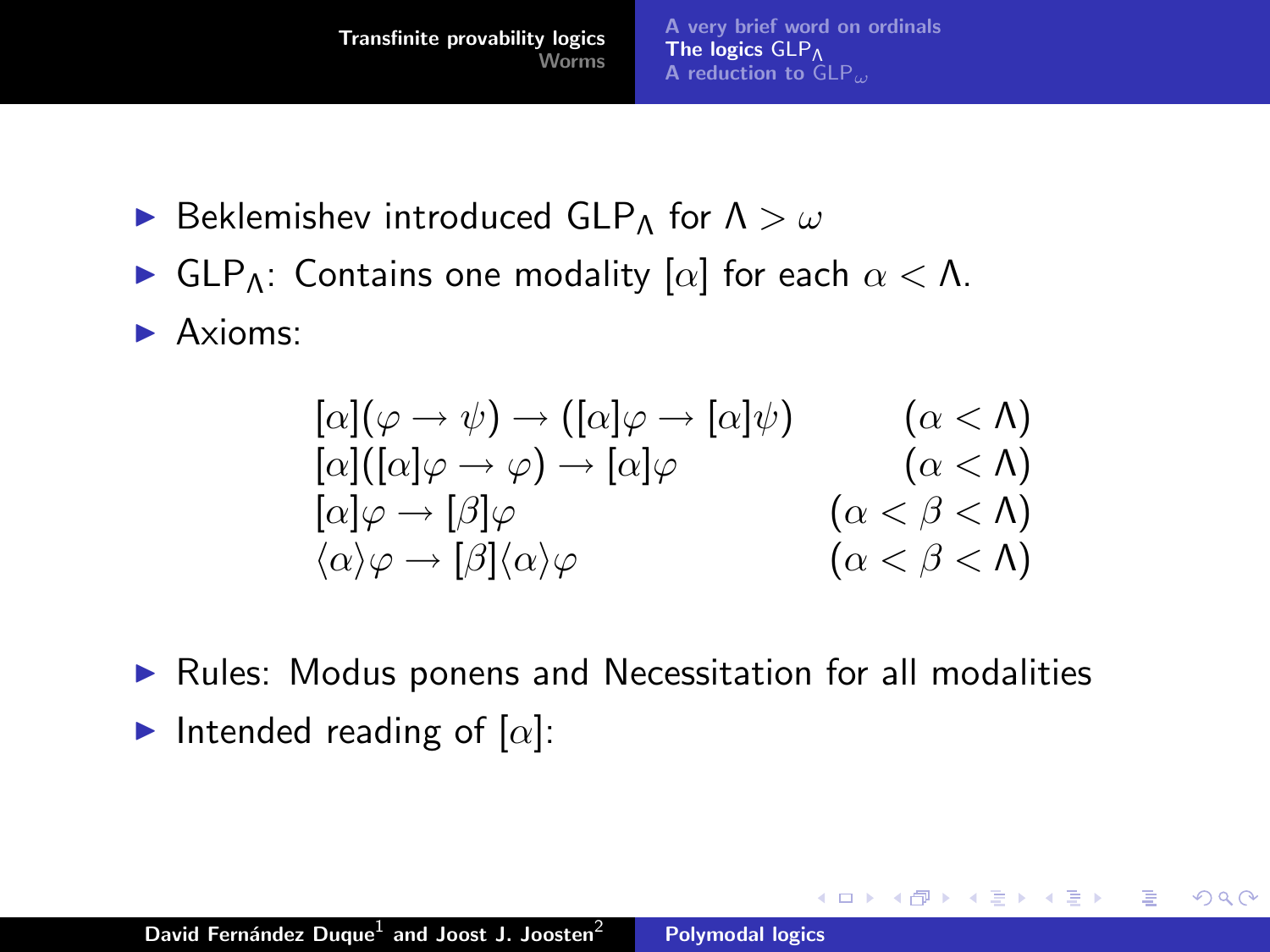- Beklemishev introduced $\mathsf{GLP}_\Lambda$ for $\Lambda > \omega$
- $\mathsf{GLP}_\Lambda$: Contains one modality $[\alpha]$ for each $\alpha < \Lambda$.
- Axioms:

$$
\begin{array}{lr}
[\alpha](\varphi \to \psi) \to ([\alpha]\varphi \to [\alpha]\psi) & (\alpha < \Lambda) \\
[\alpha]([\alpha]\varphi \to \varphi) \to [\alpha]\varphi & (\alpha < \Lambda) \\
[\alpha]\varphi \to [\beta]\varphi & (\alpha < \beta < \Lambda) \\
\langle\alpha\rangle\varphi \to [\beta]\langle\alpha\rangle\varphi & (\alpha < \beta < \Lambda)
\end{array}
$$

- Rules: Modus ponens and Necessitation for all modalities
- Intended reading of $[\alpha]$: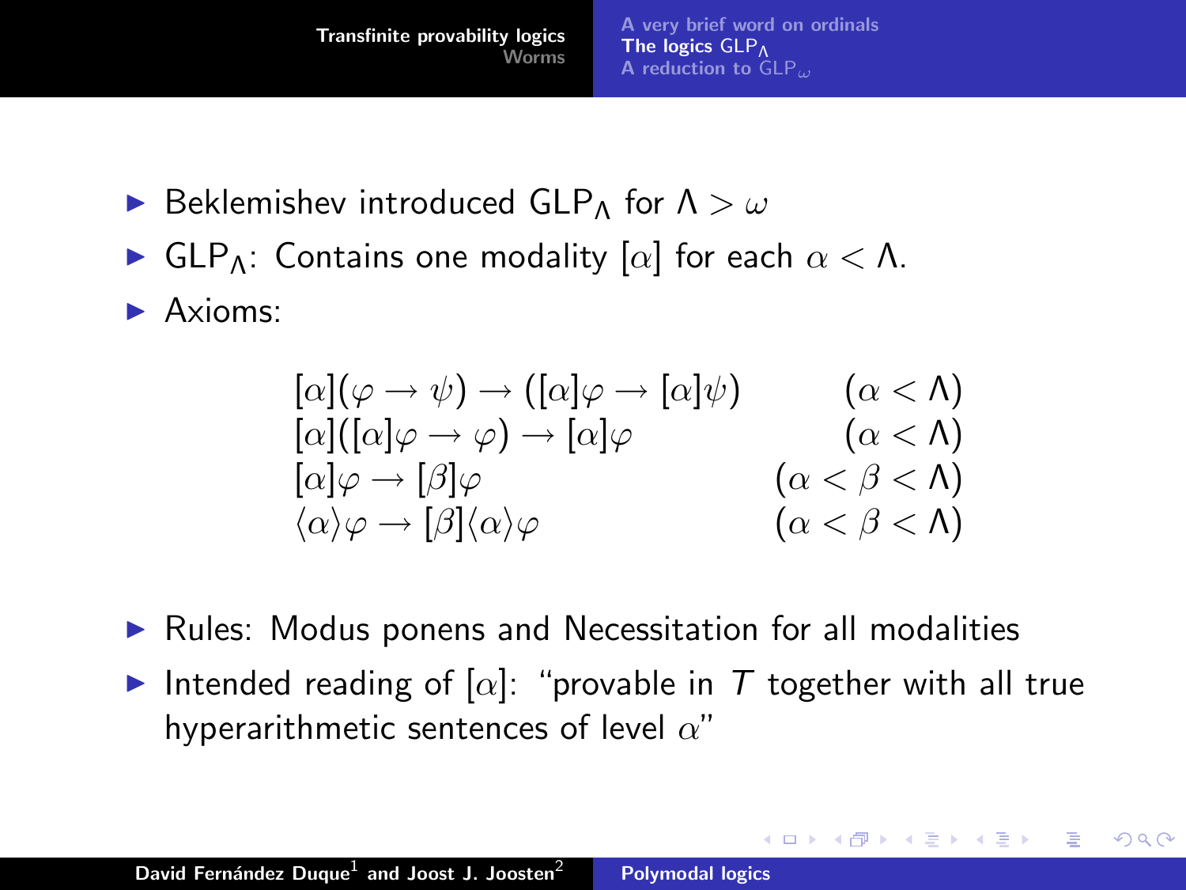- Beklemishev introduced $\mathsf{GLP}_\Lambda$ for $\Lambda > \omega$
- $\mathsf{GLP}_\Lambda$: Contains one modality $[\alpha]$ for each $\alpha < \Lambda$.
- Axioms:

$$
\begin{array}{lr}
[\alpha](\varphi \to \psi) \to ([\alpha]\varphi \to [\alpha]\psi) & (\alpha < \Lambda) \\
[\alpha]([\alpha]\varphi \to \varphi) \to [\alpha]\varphi & (\alpha < \Lambda) \\
[\alpha]\varphi \to [\beta]\varphi & (\alpha < \beta < \Lambda) \\
\langle\alpha\rangle\varphi \to [\beta]\langle\alpha\rangle\varphi & (\alpha < \beta < \Lambda)
\end{array}
$$

- Rules: Modus ponens and Necessitation for all modalities
- Intended reading of $[\alpha]$: "provable in $T$ together with all true hyperarithmetic sentences of level $\alpha$"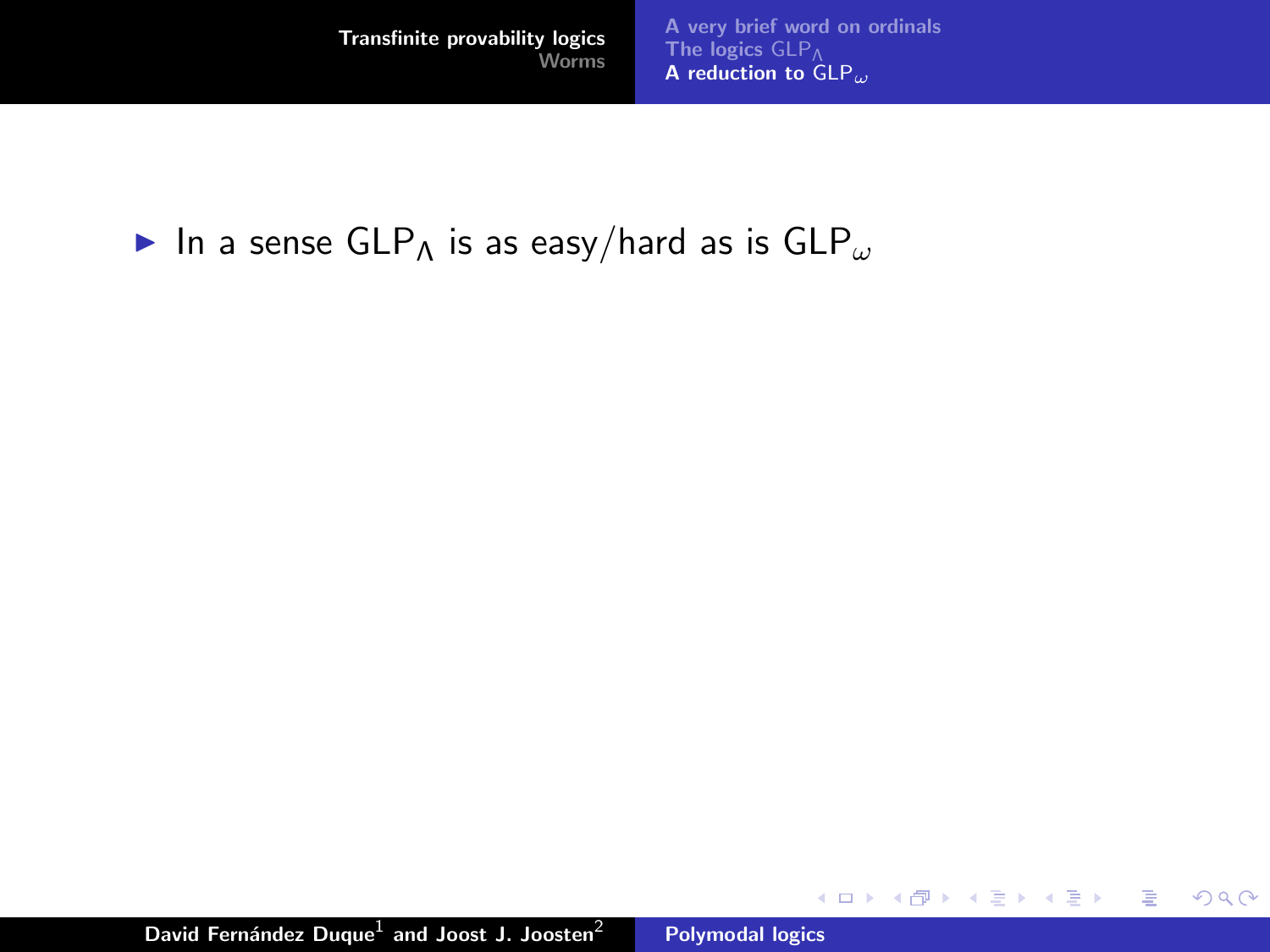- In a sense $\mathsf{GLP}_\Lambda$ is as easy/hard as is $\mathsf{GLP}_\omega$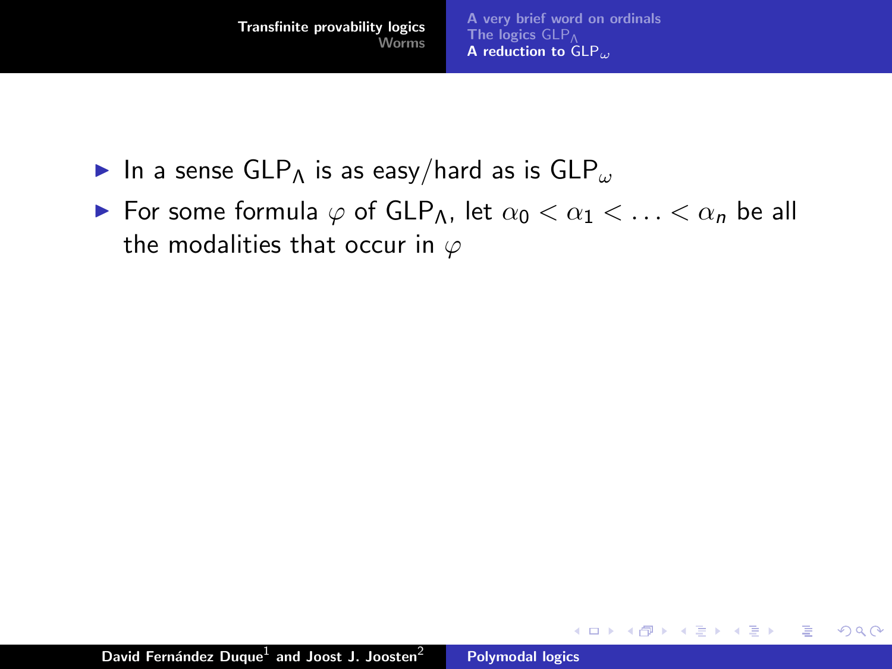- In a sense $\mathsf{GLP}_\Lambda$ is as easy/hard as is $\mathsf{GLP}_\omega$
- For some formula $\varphi$ of $\mathsf{GLP}_\Lambda$, let $\alpha_0 < \alpha_1 < \ldots < \alpha_n$ be all the modalities that occur in $\varphi$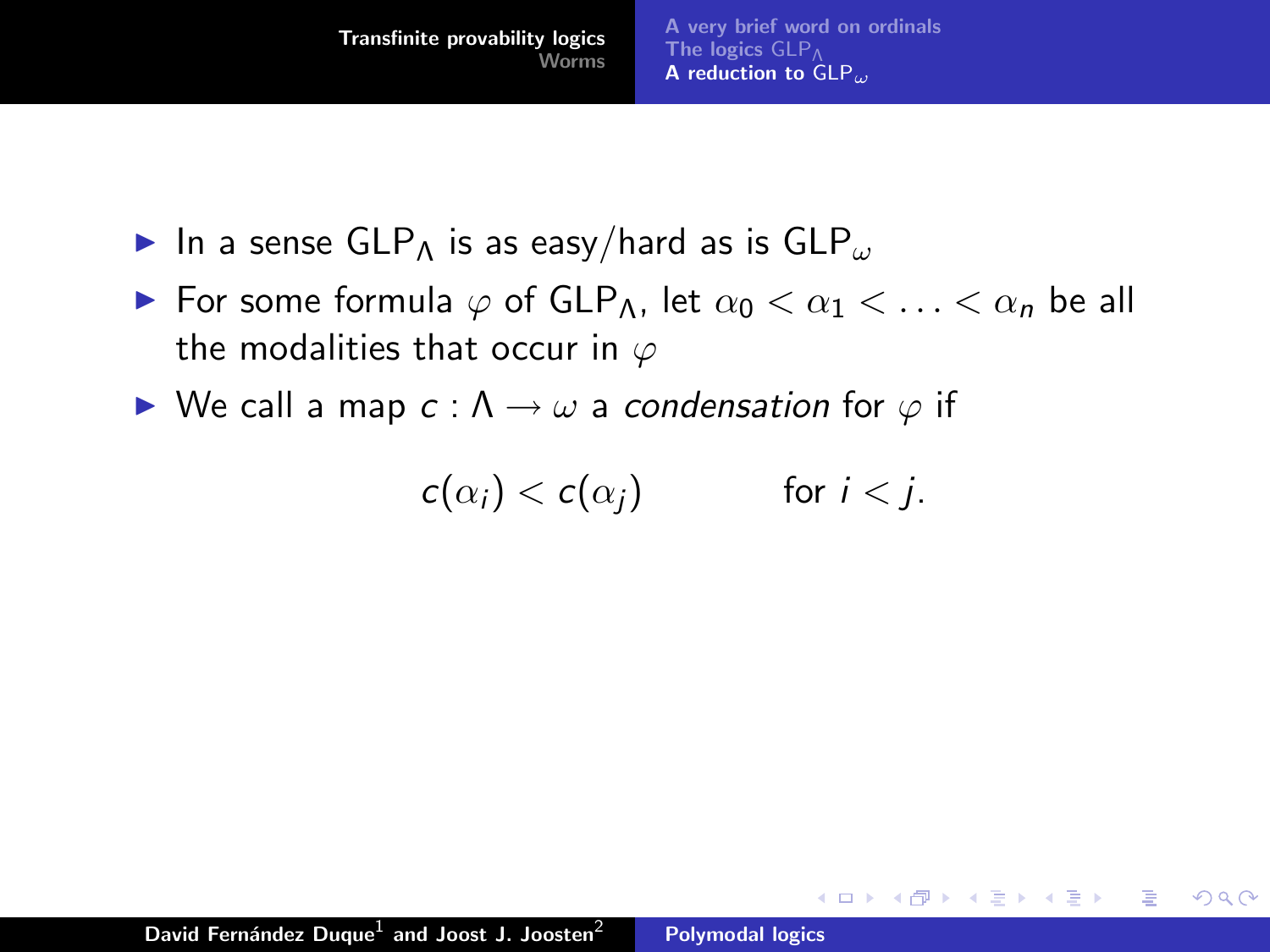- In a sense $\mathsf{GLP}_\Lambda$ is as easy/hard as is $\mathsf{GLP}_\omega$
- For some formula $\varphi$ of $\mathsf{GLP}_\Lambda$, let $\alpha_0 < \alpha_1 < \ldots < \alpha_n$ be all the modalities that occur in $\varphi$
- We call a map $c : \Lambda \to \omega$ a *condensation* for $\varphi$ if

$$c(\alpha_i) < c(\alpha_j) \qquad \text{for } i < j.$$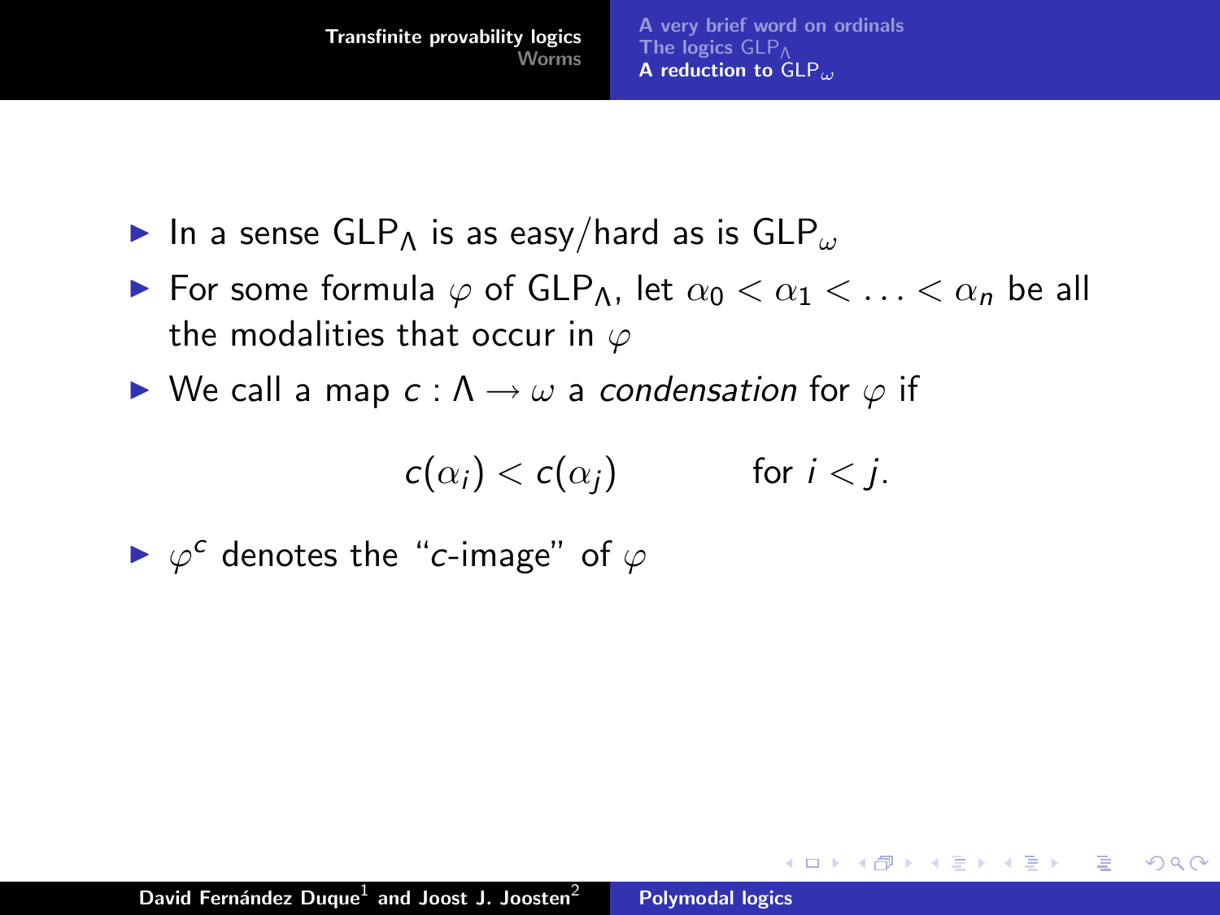- In a sense $\mathsf{GLP}_\Lambda$ is as easy/hard as is $\mathsf{GLP}_\omega$
- For some formula $\varphi$ of $\mathsf{GLP}_\Lambda$, let $\alpha_0 < \alpha_1 < \ldots < \alpha_n$ be all the modalities that occur in $\varphi$
- We call a map $c : \Lambda \to \omega$ a *condensation* for $\varphi$ if

$$c(\alpha_i) < c(\alpha_j) \qquad \text{for } i < j.$$

- $\varphi^c$ denotes the "$c$-image" of $\varphi$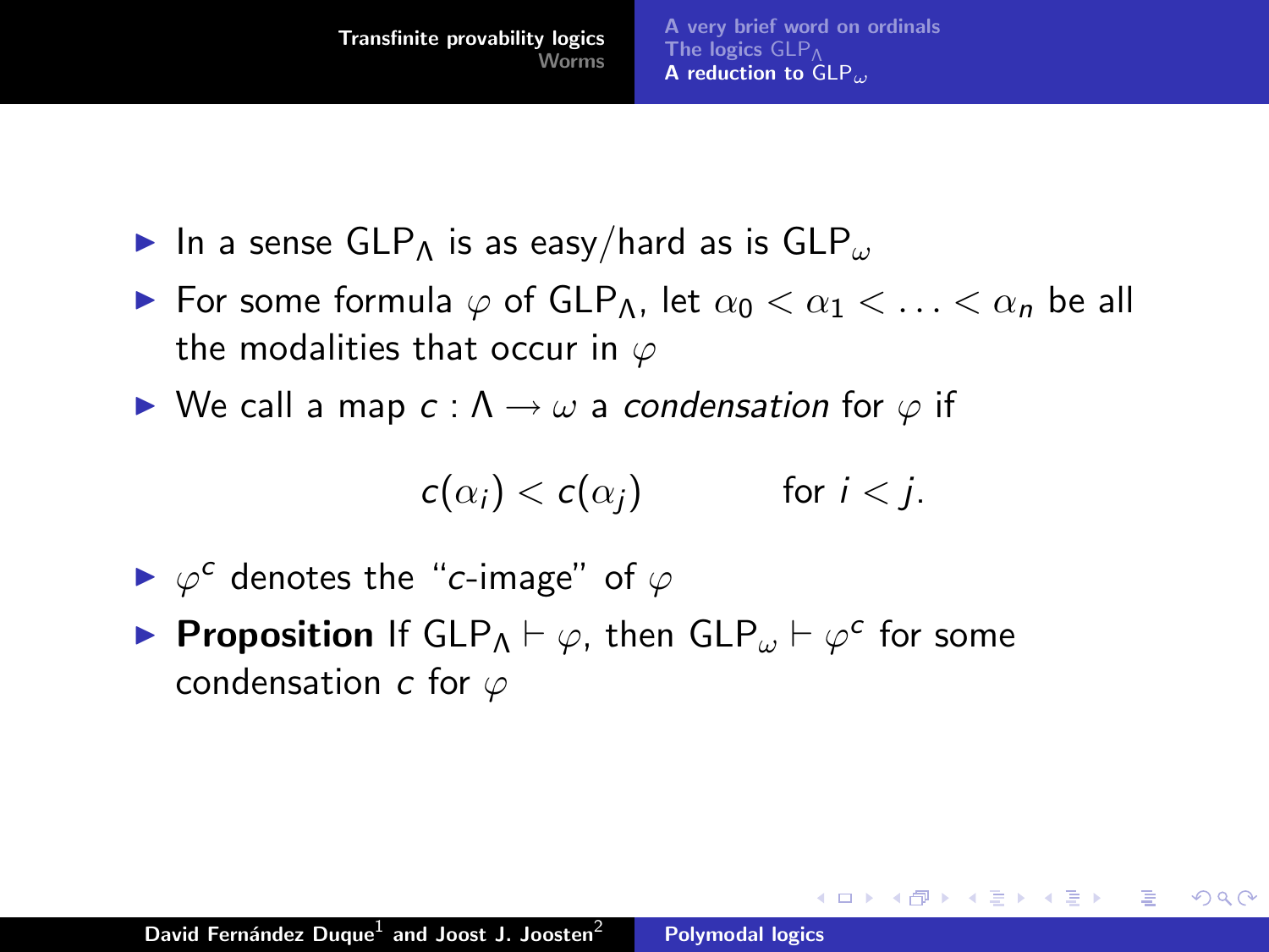- In a sense $\mathsf{GLP}_\Lambda$ is as easy/hard as is $\mathsf{GLP}_\omega$
- For some formula $\varphi$ of $\mathsf{GLP}_\Lambda$, let $\alpha_0 < \alpha_1 < \ldots < \alpha_n$ be all the modalities that occur in $\varphi$
- We call a map $c : \Lambda \to \omega$ a *condensation* for $\varphi$ if

$$c(\alpha_i) < c(\alpha_j) \qquad \text{for } i < j.$$

- $\varphi^c$ denotes the "$c$-image" of $\varphi$
- **Proposition** If $\mathsf{GLP}_\Lambda \vdash \varphi$, then $\mathsf{GLP}_\omega \vdash \varphi^c$ for some condensation $c$ for $\varphi$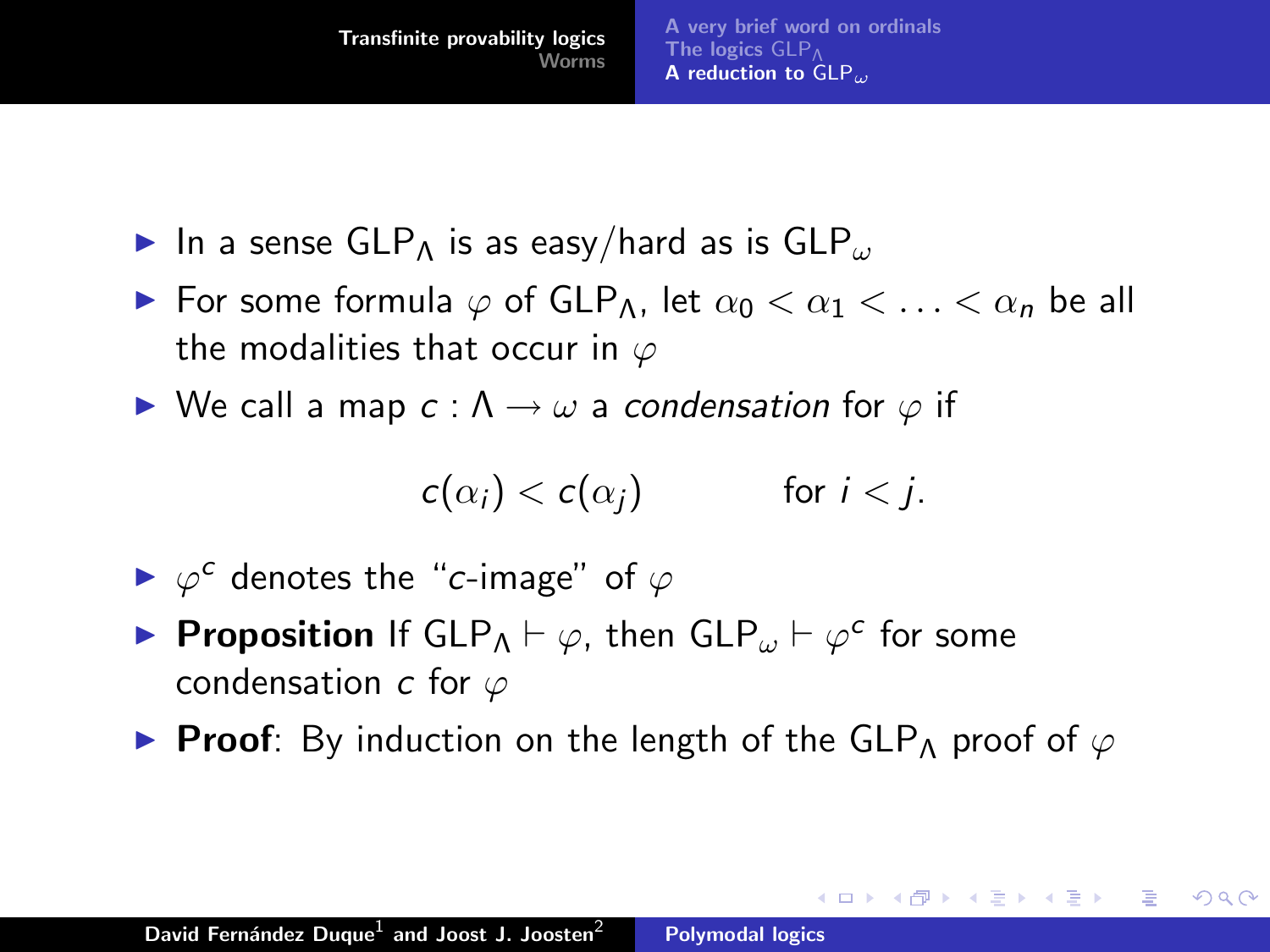- In a sense $\mathsf{GLP}_\Lambda$ is as easy/hard as is $\mathsf{GLP}_\omega$
- For some formula $\varphi$ of $\mathsf{GLP}_\Lambda$, let $\alpha_0 < \alpha_1 < \ldots < \alpha_n$ be all the modalities that occur in $\varphi$
- We call a map $c : \Lambda \to \omega$ a *condensation* for $\varphi$ if

$$c(\alpha_i) < c(\alpha_j) \qquad \text{for } i < j.$$

- $\varphi^c$ denotes the "$c$-image" of $\varphi$
- **Proposition** If $\mathsf{GLP}_\Lambda \vdash \varphi$, then $\mathsf{GLP}_\omega \vdash \varphi^c$ for some condensation $c$ for $\varphi$
- **Proof**: By induction on the length of the $\mathsf{GLP}_\Lambda$ proof of $\varphi$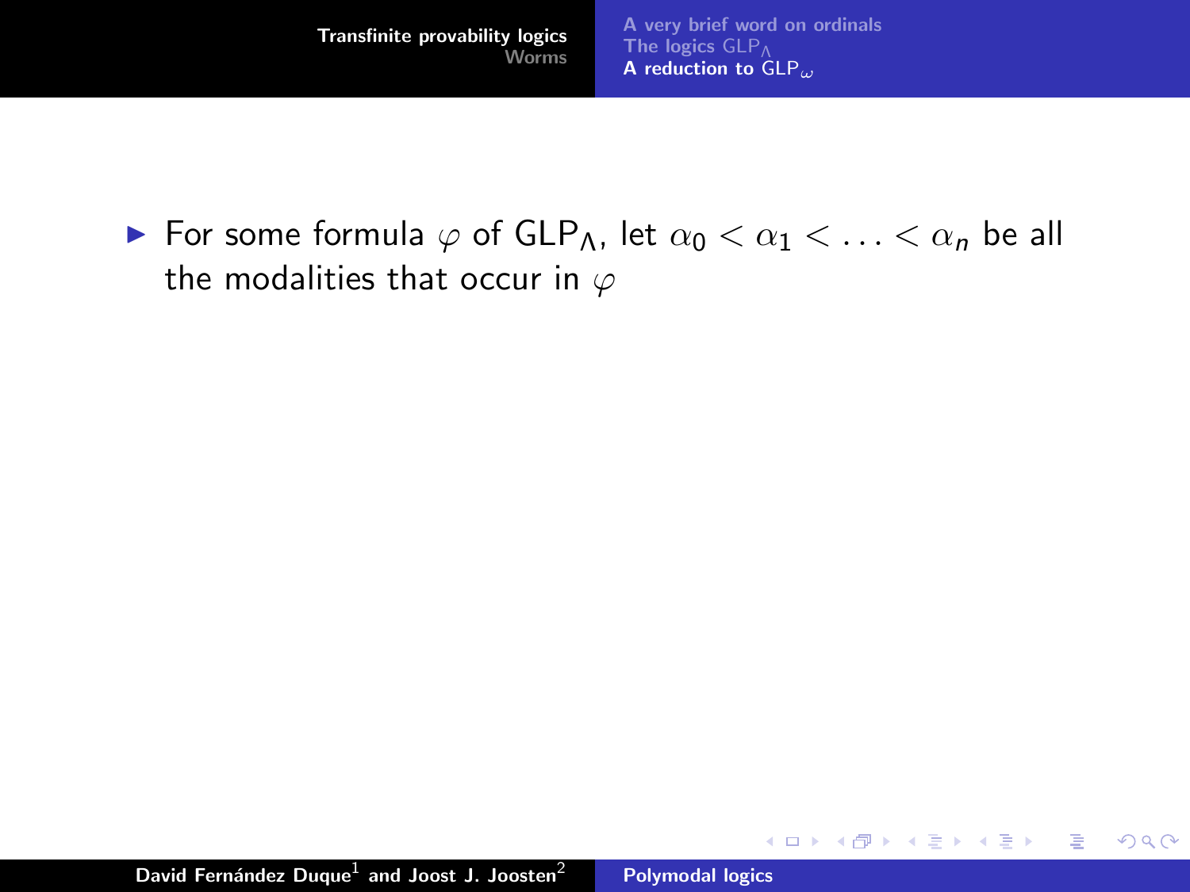- For some formula $\varphi$ of $\mathsf{GLP}_\Lambda$, let $\alpha_0 < \alpha_1 < \ldots < \alpha_n$ be all the modalities that occur in $\varphi$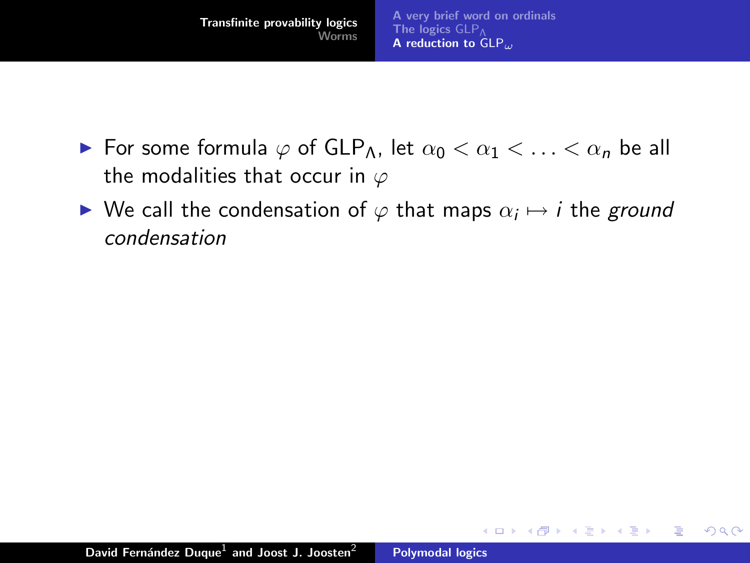- For some formula $\varphi$ of $\mathsf{GLP}_\Lambda$, let $\alpha_0 < \alpha_1 < \ldots < \alpha_n$ be all the modalities that occur in $\varphi$
- We call the condensation of $\varphi$ that maps $\alpha_i \mapsto i$ the *ground condensation*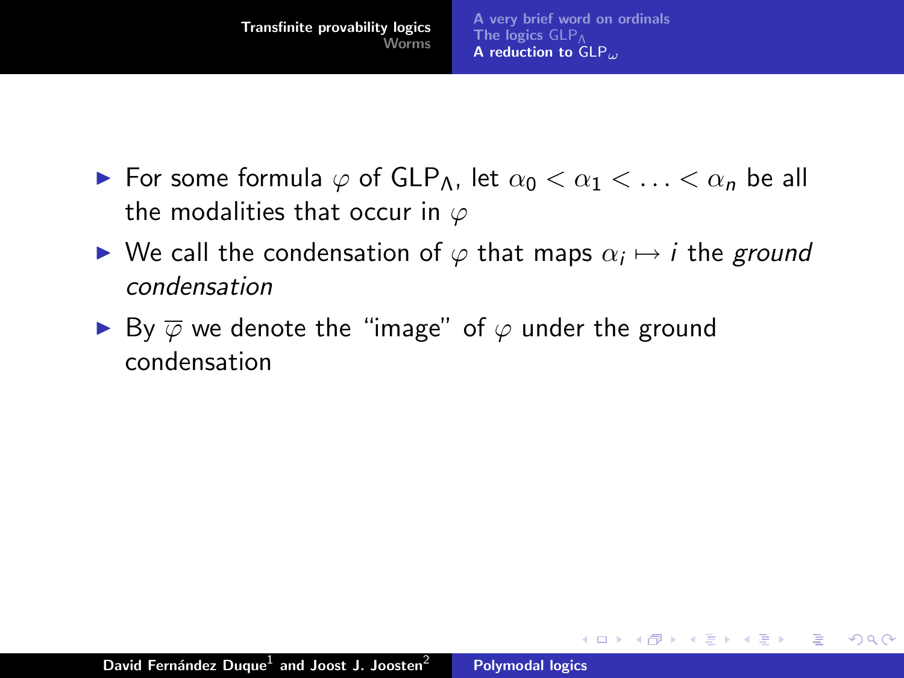- For some formula $\varphi$ of $\mathsf{GLP}_\Lambda$, let $\alpha_0 < \alpha_1 < \ldots < \alpha_n$ be all the modalities that occur in $\varphi$
- We call the condensation of $\varphi$ that maps $\alpha_i \mapsto i$ the *ground condensation*
- By $\overline{\varphi}$ we denote the "image" of $\varphi$ under the ground condensation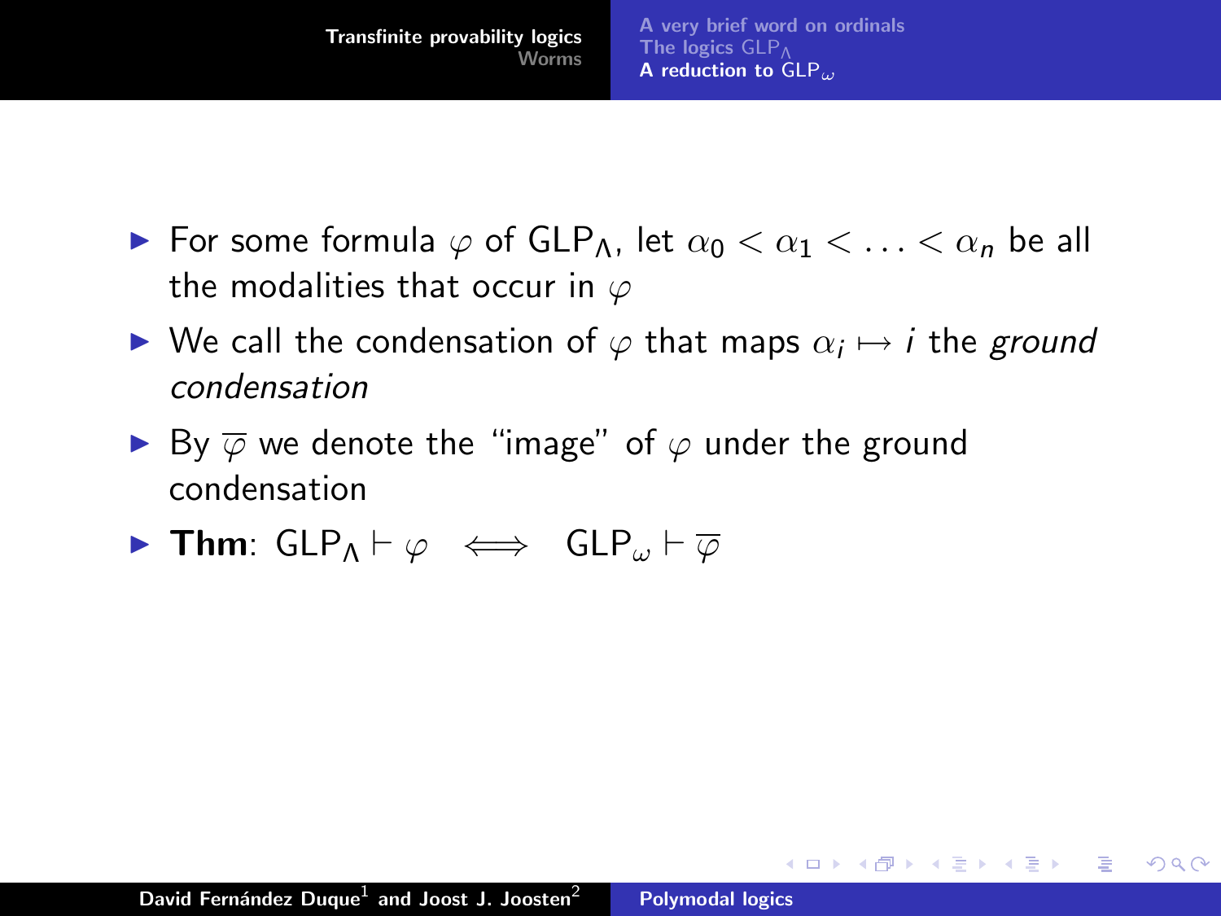- For some formula $\varphi$ of $\mathsf{GLP}_\Lambda$, let $\alpha_0 < \alpha_1 < \ldots < \alpha_n$ be all the modalities that occur in $\varphi$
- We call the condensation of $\varphi$ that maps $\alpha_i \mapsto i$ the *ground condensation*
- By $\overline{\varphi}$ we denote the "image" of $\varphi$ under the ground condensation
- **Thm**: $\mathsf{GLP}_\Lambda \vdash \varphi \iff \mathsf{GLP}_\omega \vdash \overline{\varphi}$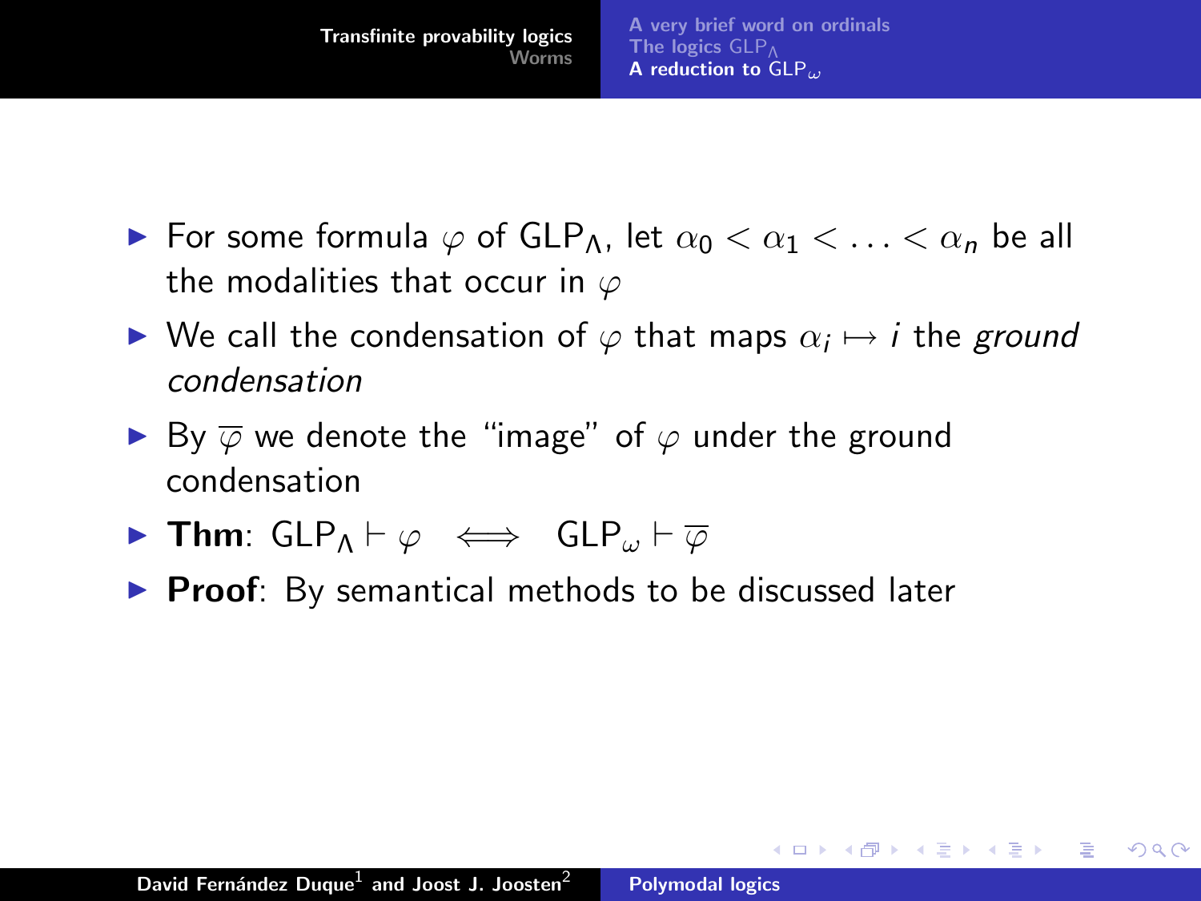- For some formula $\varphi$ of $\mathsf{GLP}_\Lambda$, let $\alpha_0 < \alpha_1 < \ldots < \alpha_n$ be all the modalities that occur in $\varphi$
- We call the condensation of $\varphi$ that maps $\alpha_i \mapsto i$ the *ground condensation*
- By $\overline{\varphi}$ we denote the "image" of $\varphi$ under the ground condensation
- **Thm**: $\mathsf{GLP}_\Lambda \vdash \varphi \iff \mathsf{GLP}_\omega \vdash \overline{\varphi}$
- **Proof**: By semantical methods to be discussed later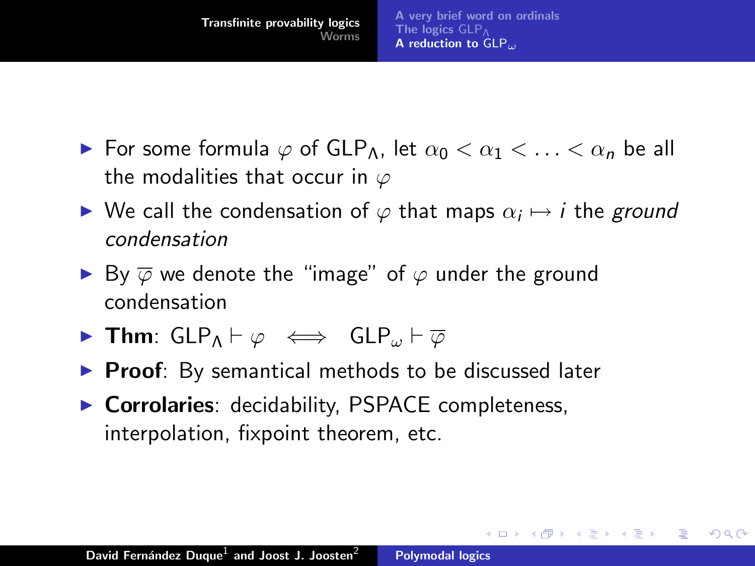- For some formula $\varphi$ of $\mathsf{GLP}_\Lambda$, let $\alpha_0 < \alpha_1 < \ldots < \alpha_n$ be all the modalities that occur in $\varphi$
- We call the condensation of $\varphi$ that maps $\alpha_i \mapsto i$ the *ground condensation*
- By $\overline{\varphi}$ we denote the "image" of $\varphi$ under the ground condensation
- **Thm**: $\mathsf{GLP}_\Lambda \vdash \varphi \iff \mathsf{GLP}_\omega \vdash \overline{\varphi}$
- **Proof**: By semantical methods to be discussed later
- **Corrolaries**: decidability, PSPACE completeness, interpolation, fixpoint theorem, etc.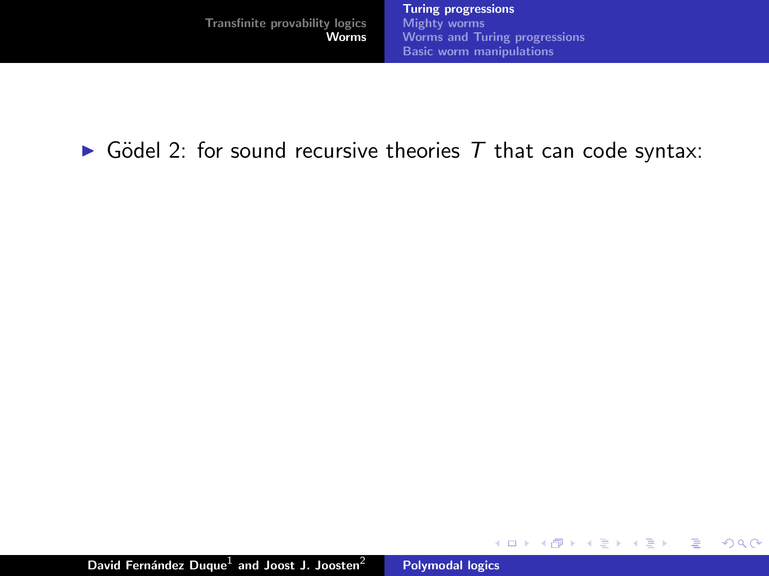- Gödel 2: for sound recursive theories $T$ that can code syntax: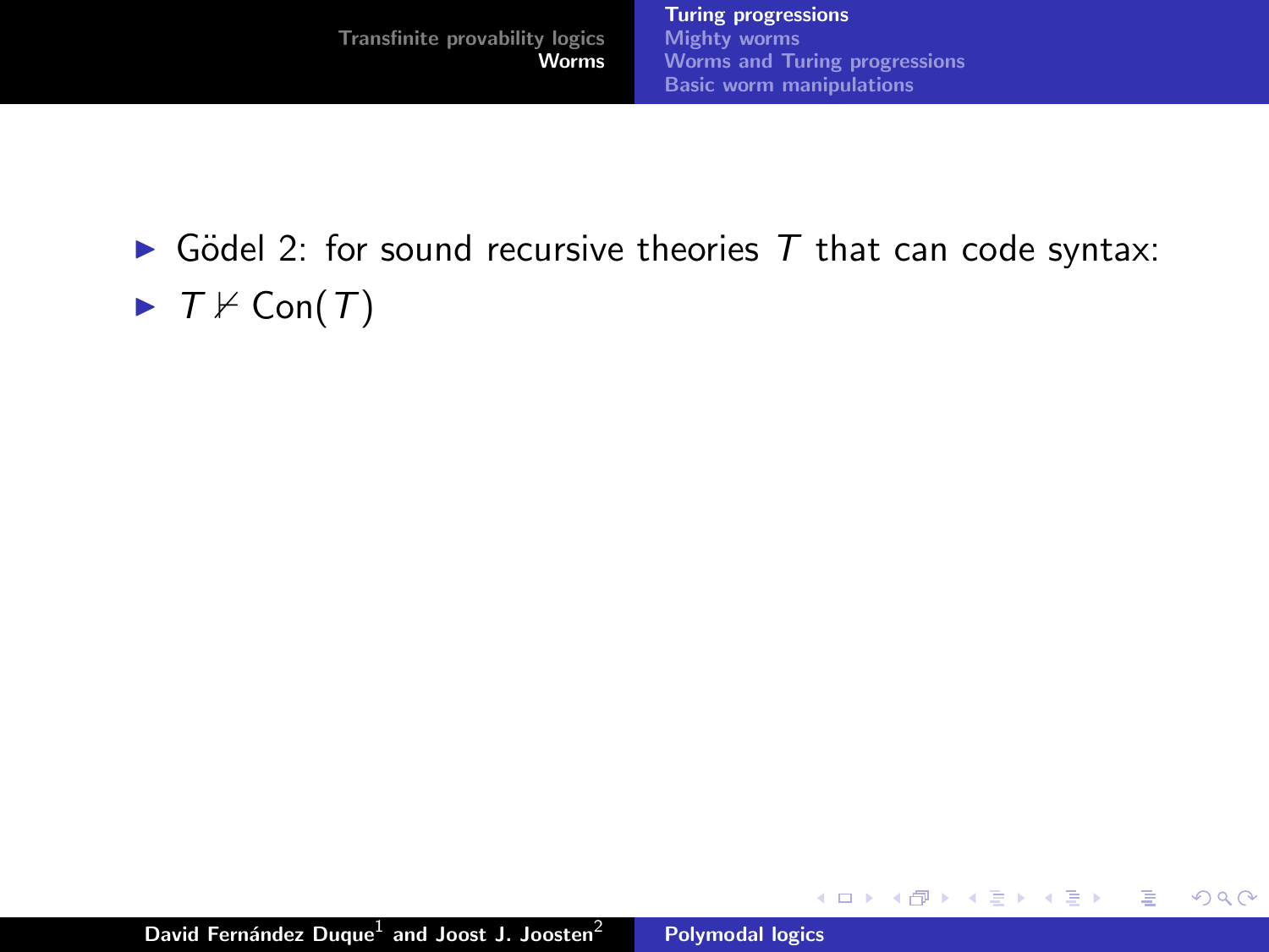- Gödel 2: for sound recursive theories $T$ that can code syntax:
- $T \nvdash \mathrm{Con}(T)$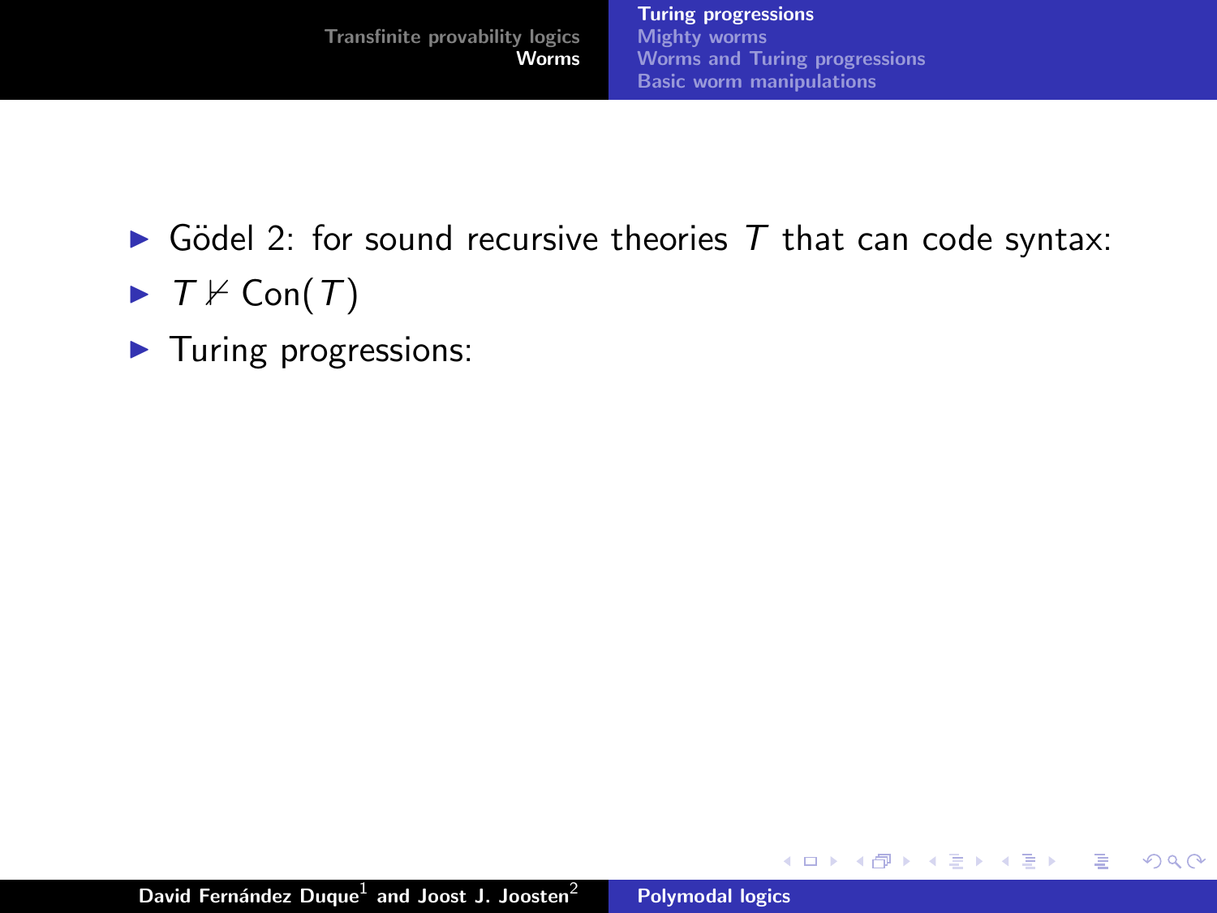- Gödel 2: for sound recursive theories $T$ that can code syntax:
- $T \nvdash \mathrm{Con}(T)$
- Turing progressions: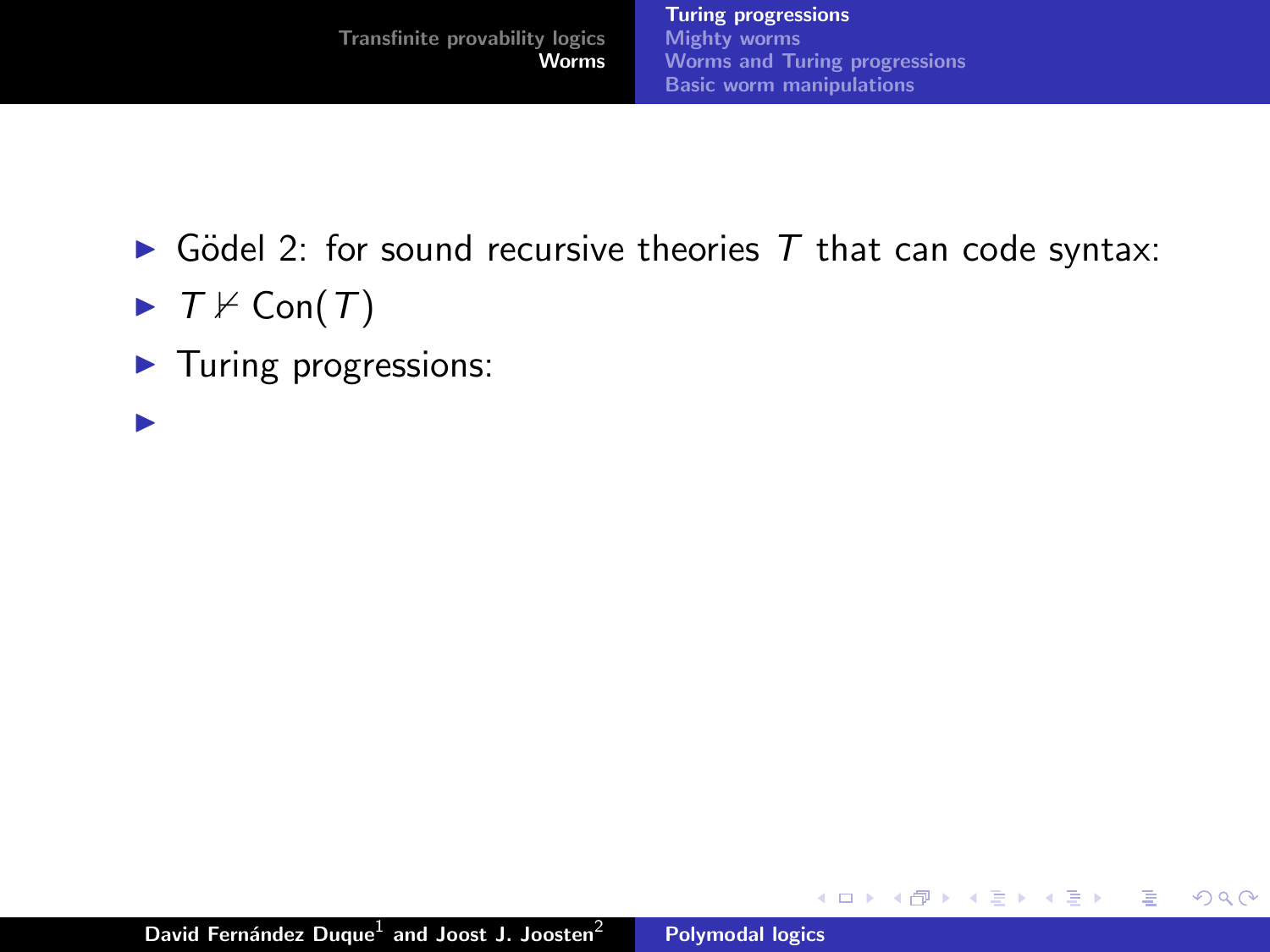- Gödel 2: for sound recursive theories $T$ that can code syntax:
- $T \nvdash \mathrm{Con}(T)$
- Turing progressions:
-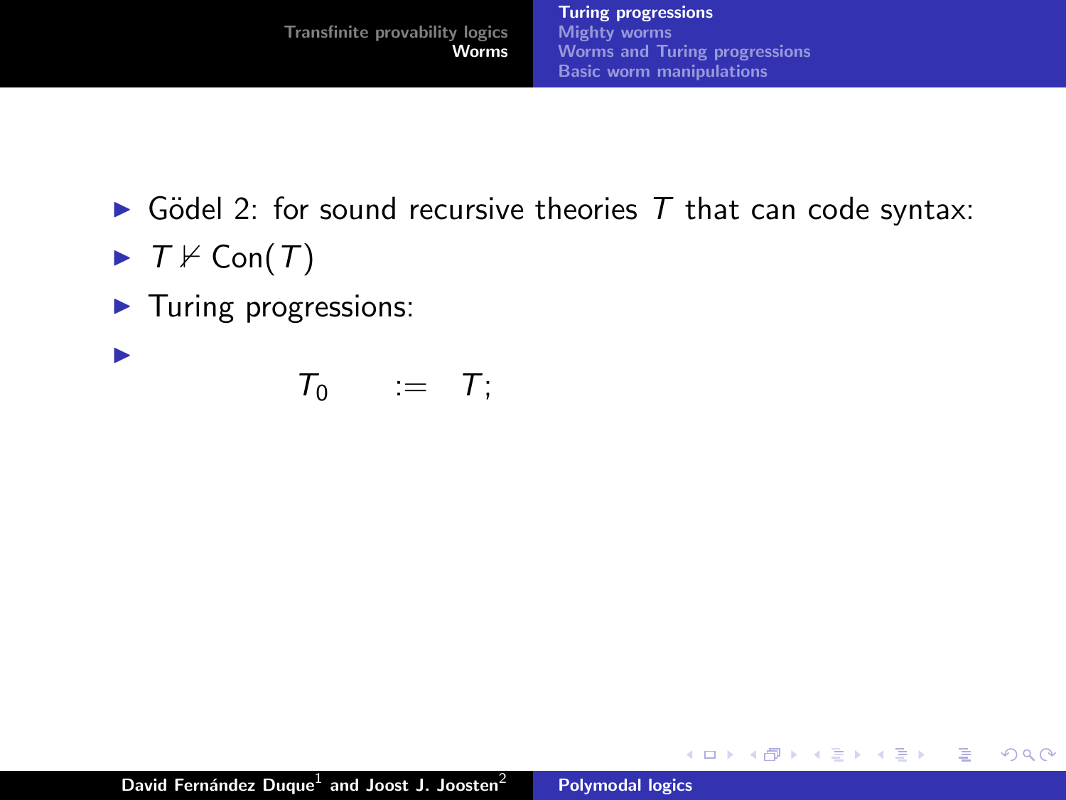- Gödel 2: for sound recursive theories $T$ that can code syntax:
- $T \nvdash \mathrm{Con}(T)$
- Turing progressions:
-
$$T_0 \quad := \quad T;$$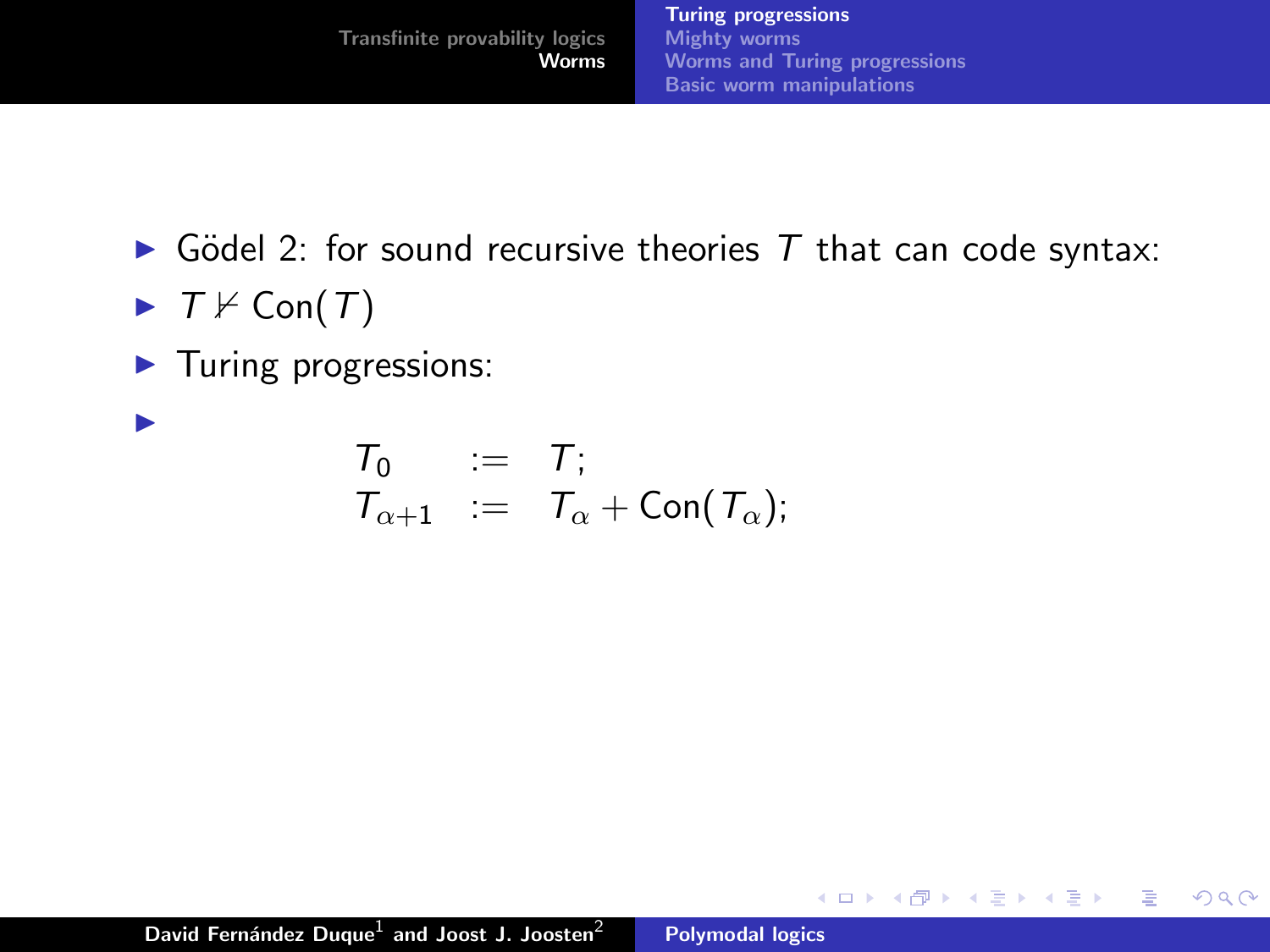- Gödel 2: for sound recursive theories $T$ that can code syntax:
- $T \nvdash \mathrm{Con}(T)$
- Turing progressions:
- 

$$
\begin{array}{rcl}
T_0 & := & T; \\
T_{\alpha+1} & := & T_\alpha + \mathrm{Con}(T_\alpha);
\end{array}
$$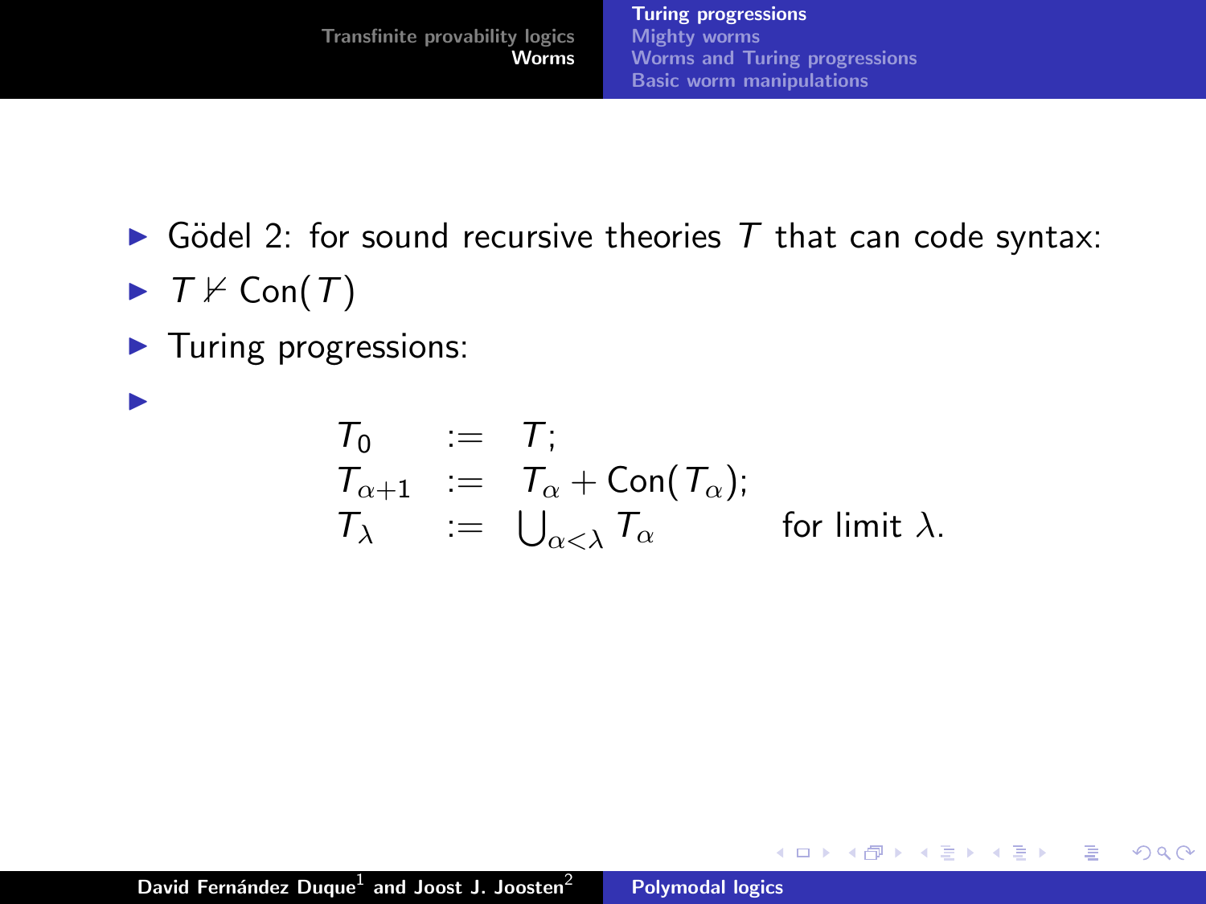- Gödel 2: for sound recursive theories $T$ that can code syntax:
- $T \nvdash \mathrm{Con}(T)$
- Turing progressions:
- $$\begin{array}{lcll} T_0 & := & T; & \\ T_{\alpha+1} & := & T_\alpha + \mathrm{Con}(T_\alpha); & \\ T_\lambda & := & \bigcup_{\alpha<\lambda} T_\alpha & \text{for limit } \lambda. \end{array}$$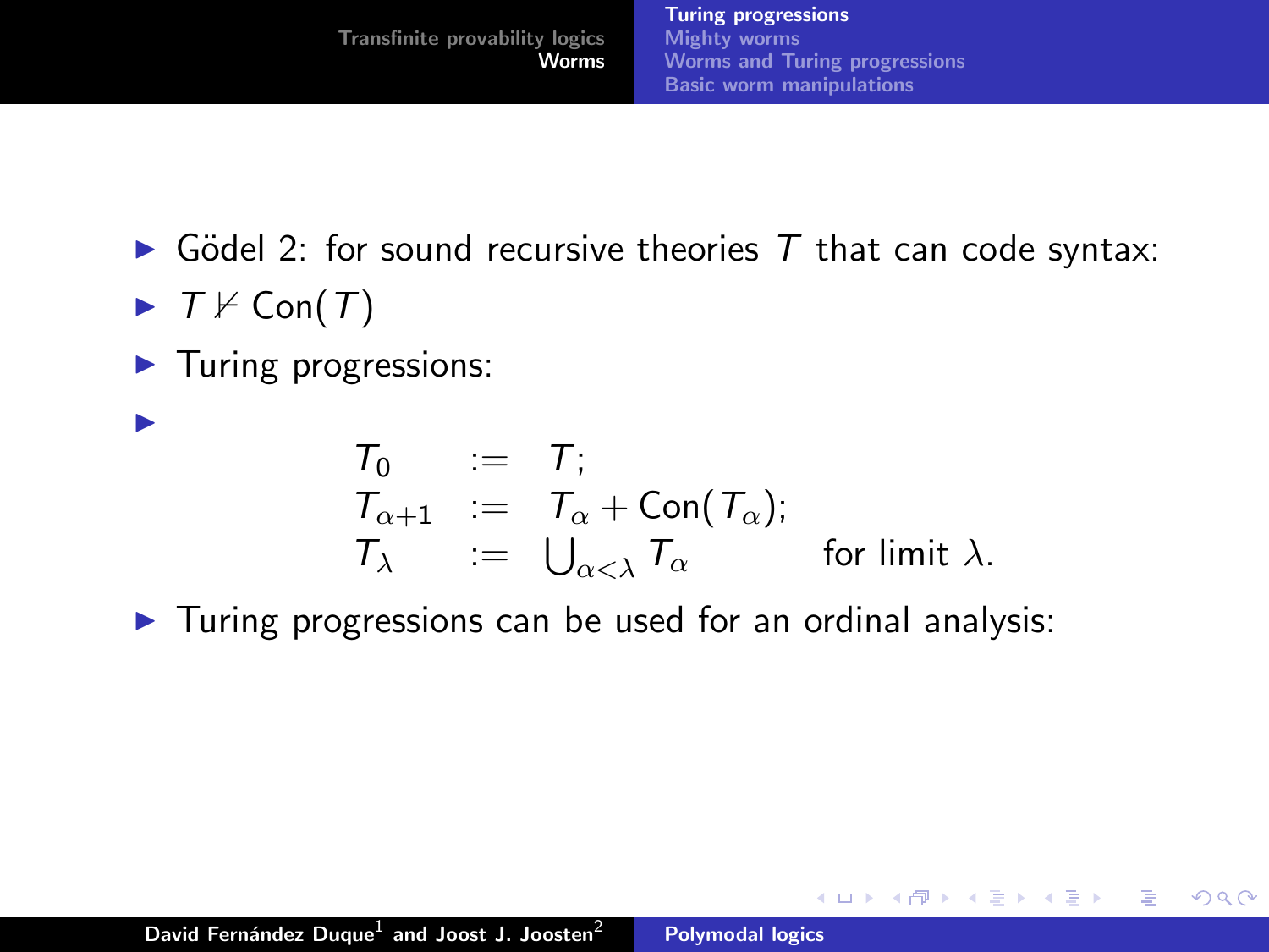- Gödel 2: for sound recursive theories $T$ that can code syntax:
- $T \nvdash \mathrm{Con}(T)$
- Turing progressions:
- $$\begin{array}{lcll} T_0 & := & T; & \\ T_{\alpha+1} & := & T_\alpha + \mathrm{Con}(T_\alpha); & \\ T_\lambda & := & \bigcup_{\alpha<\lambda} T_\alpha & \quad \text{for limit } \lambda. \end{array}$$
- Turing progressions can be used for an ordinal analysis: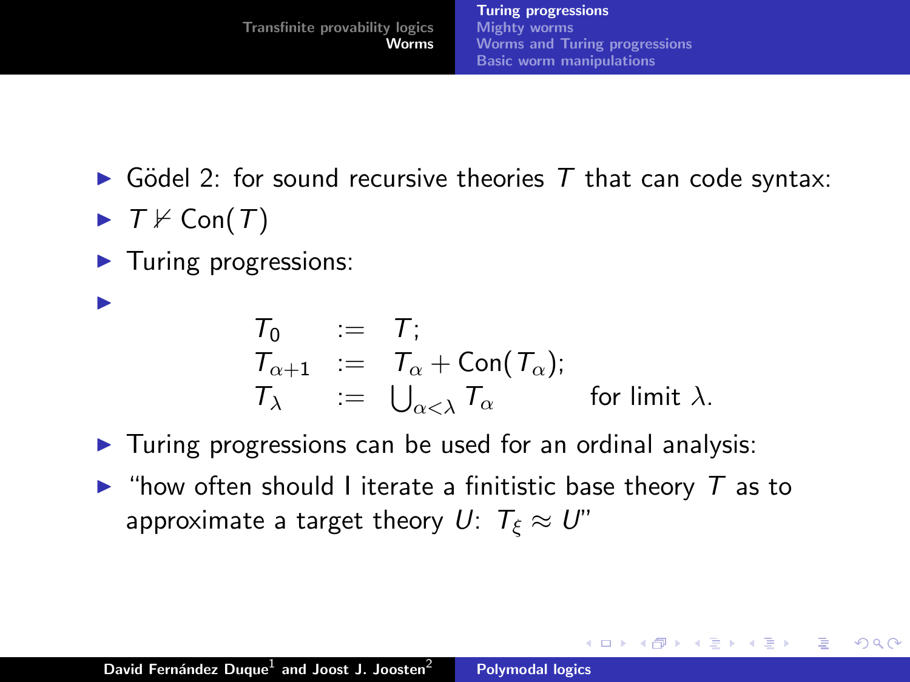- Gödel 2: for sound recursive theories $T$ that can code syntax:
- $T \nvdash \text{Con}(T)$
- Turing progressions:
- $$\begin{array}{lcll} T_0 & := & T; & \\ T_{\alpha+1} & := & T_\alpha + \text{Con}(T_\alpha); & \\ T_\lambda & := & \bigcup_{\alpha<\lambda} T_\alpha & \text{for limit } \lambda. \end{array}$$
- Turing progressions can be used for an ordinal analysis:
- "how often should I iterate a finitistic base theory $T$ as to approximate a target theory $U$: $T_\xi \approx U$"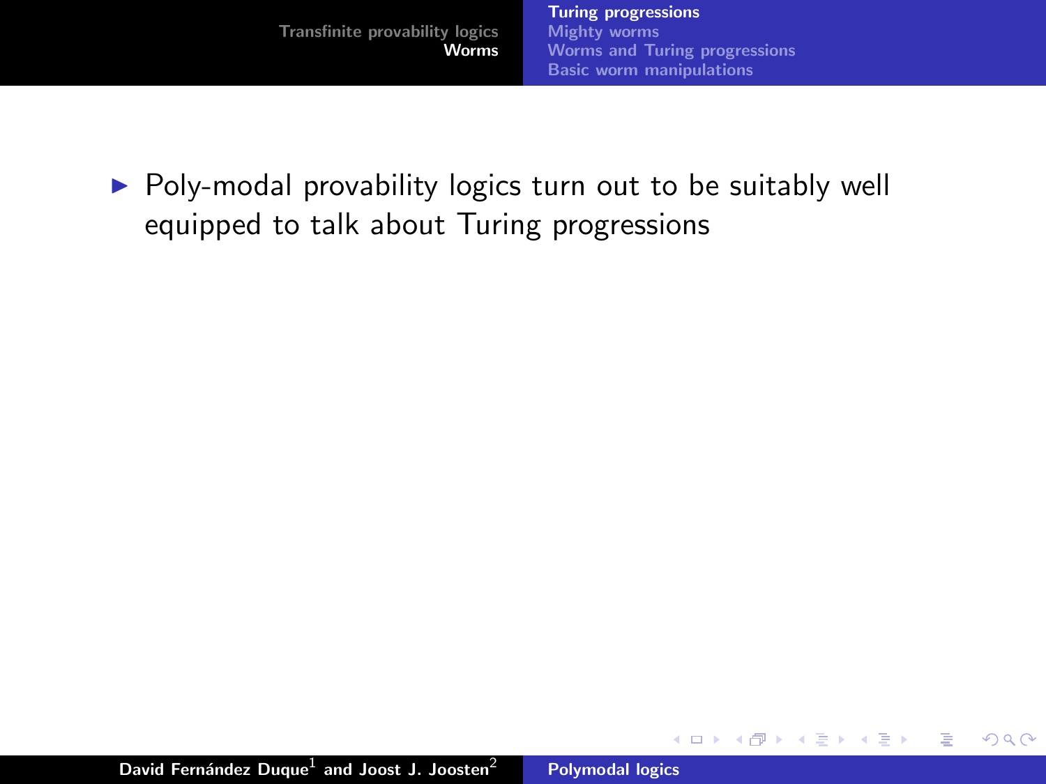- Poly-modal provability logics turn out to be suitably well equipped to talk about Turing progressions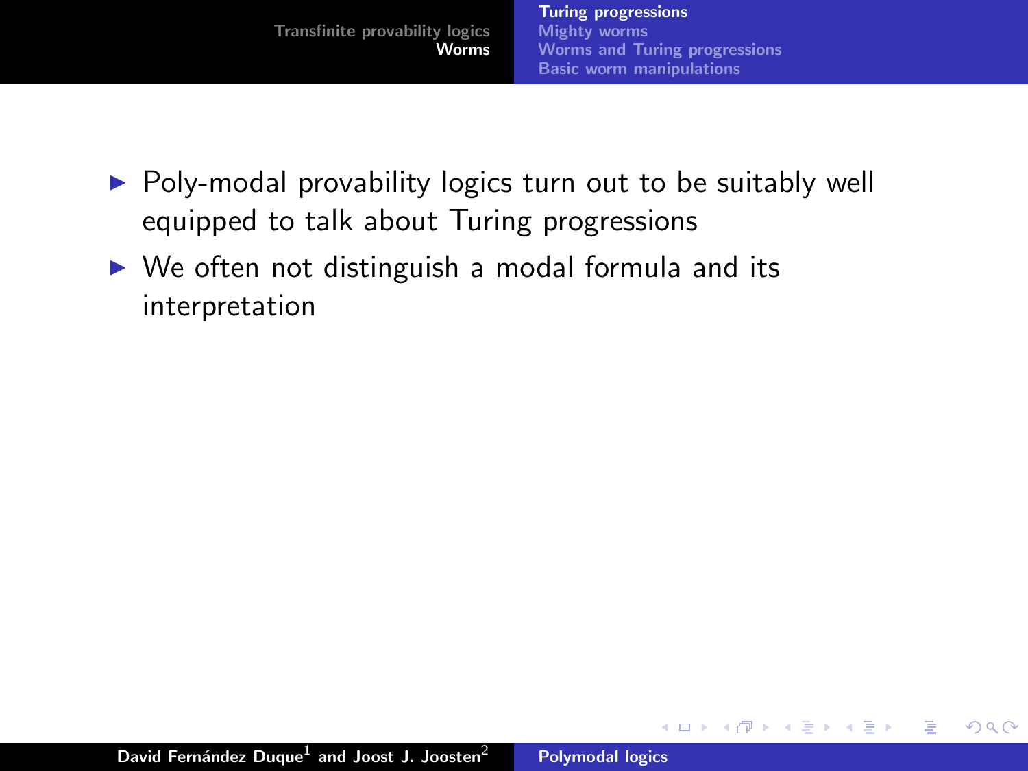- Poly-modal provability logics turn out to be suitably well equipped to talk about Turing progressions
- We often not distinguish a modal formula and its interpretation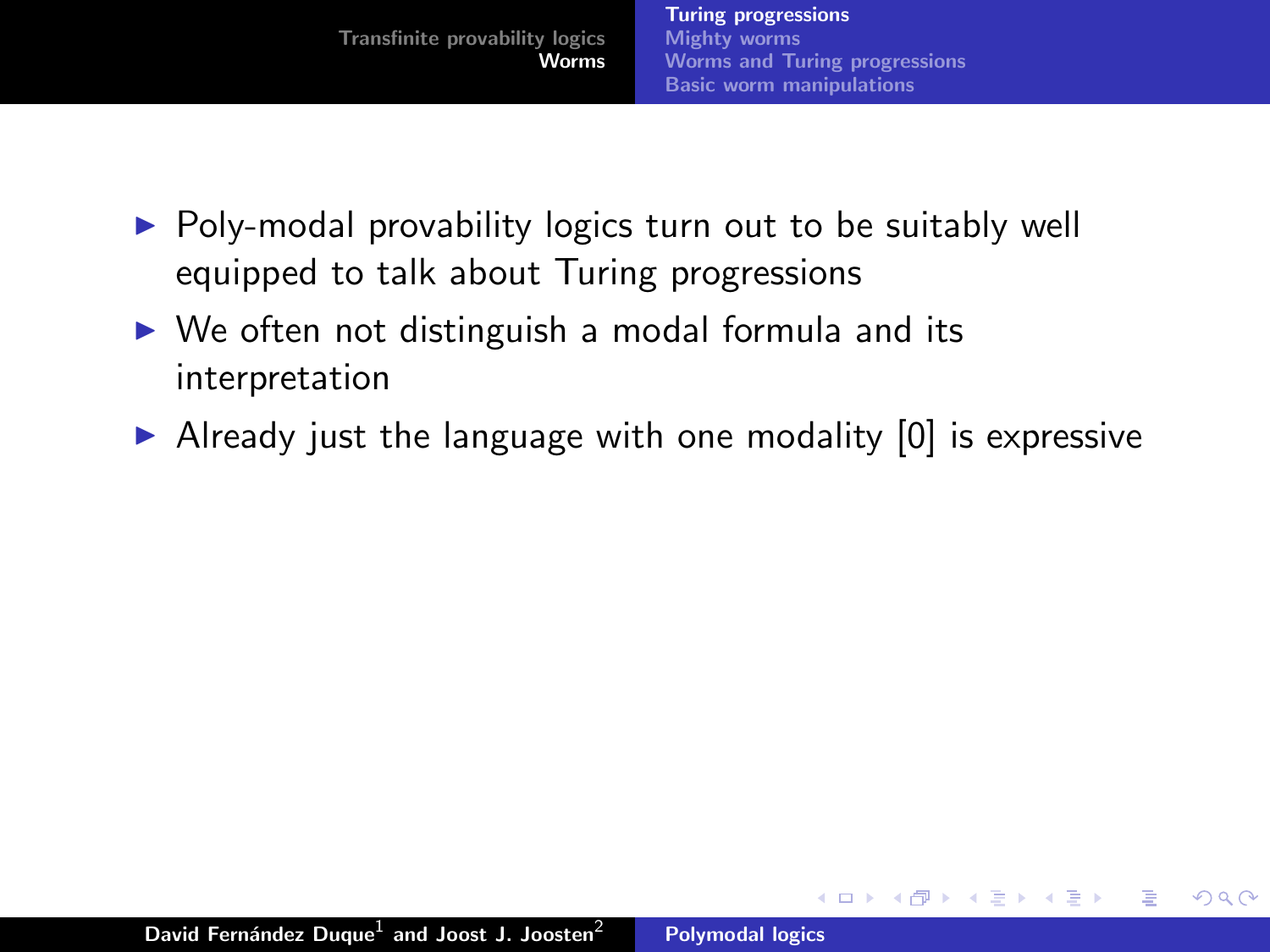- Poly-modal provability logics turn out to be suitably well equipped to talk about Turing progressions
- We often not distinguish a modal formula and its interpretation
- Already just the language with one modality [0] is expressive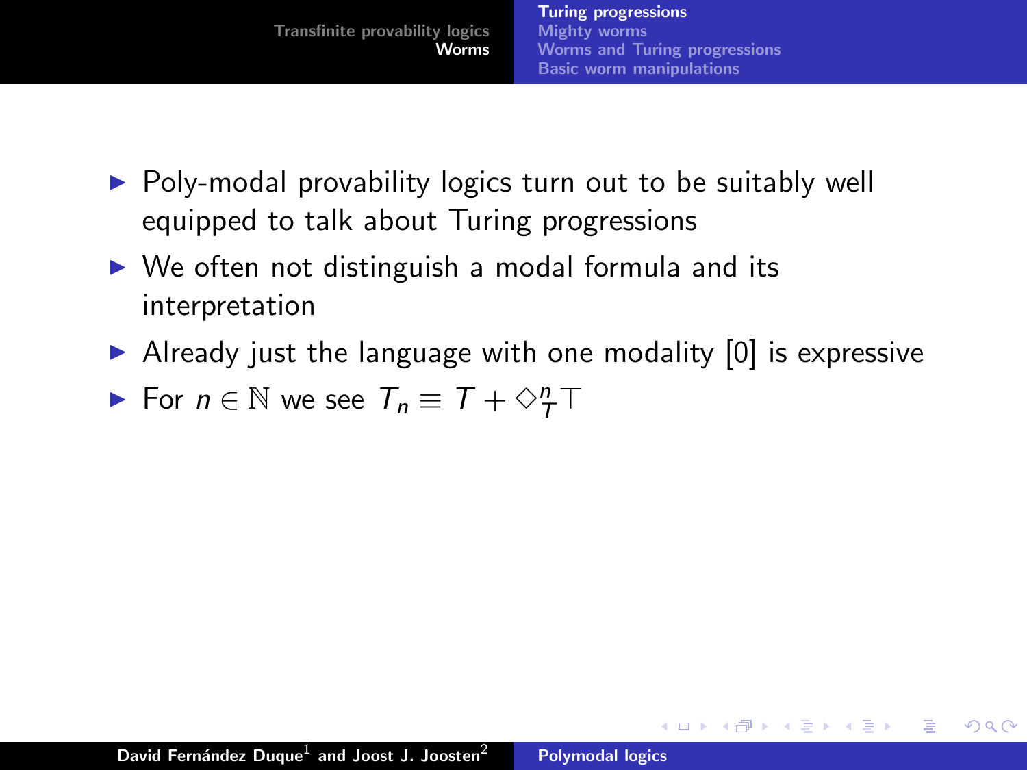- Poly-modal provability logics turn out to be suitably well equipped to talk about Turing progressions
- We often not distinguish a modal formula and its interpretation
- Already just the language with one modality [0] is expressive
- For $n \in \mathbb{N}$ we see $T_n \equiv T + \Diamond_T^n \top$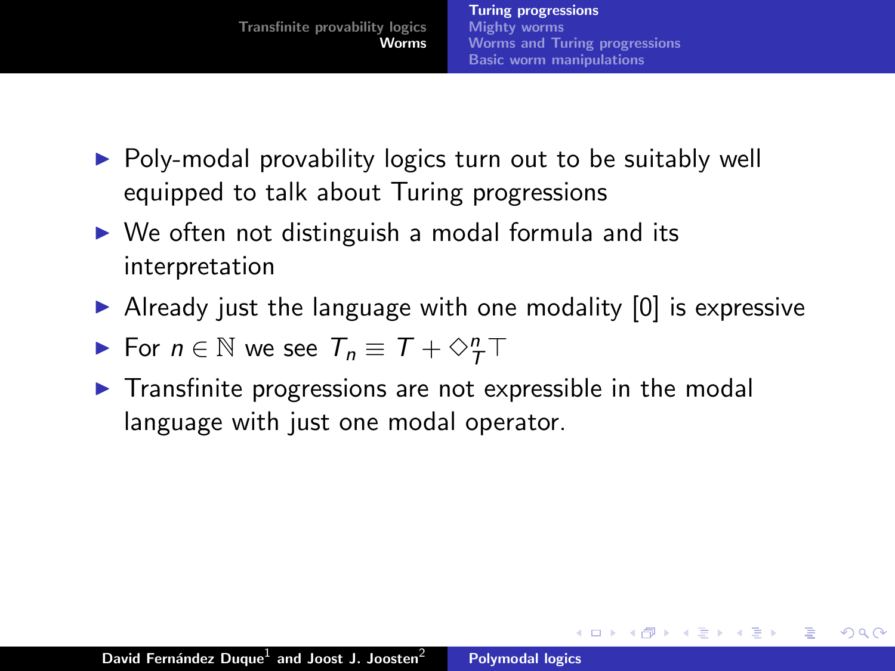- Poly-modal provability logics turn out to be suitably well equipped to talk about Turing progressions
- We often not distinguish a modal formula and its interpretation
- Already just the language with one modality [0] is expressive
- For $n \in \mathbb{N}$ we see $T_n \equiv T + \Diamond_T^n \top$
- Transfinite progressions are not expressible in the modal language with just one modal operator.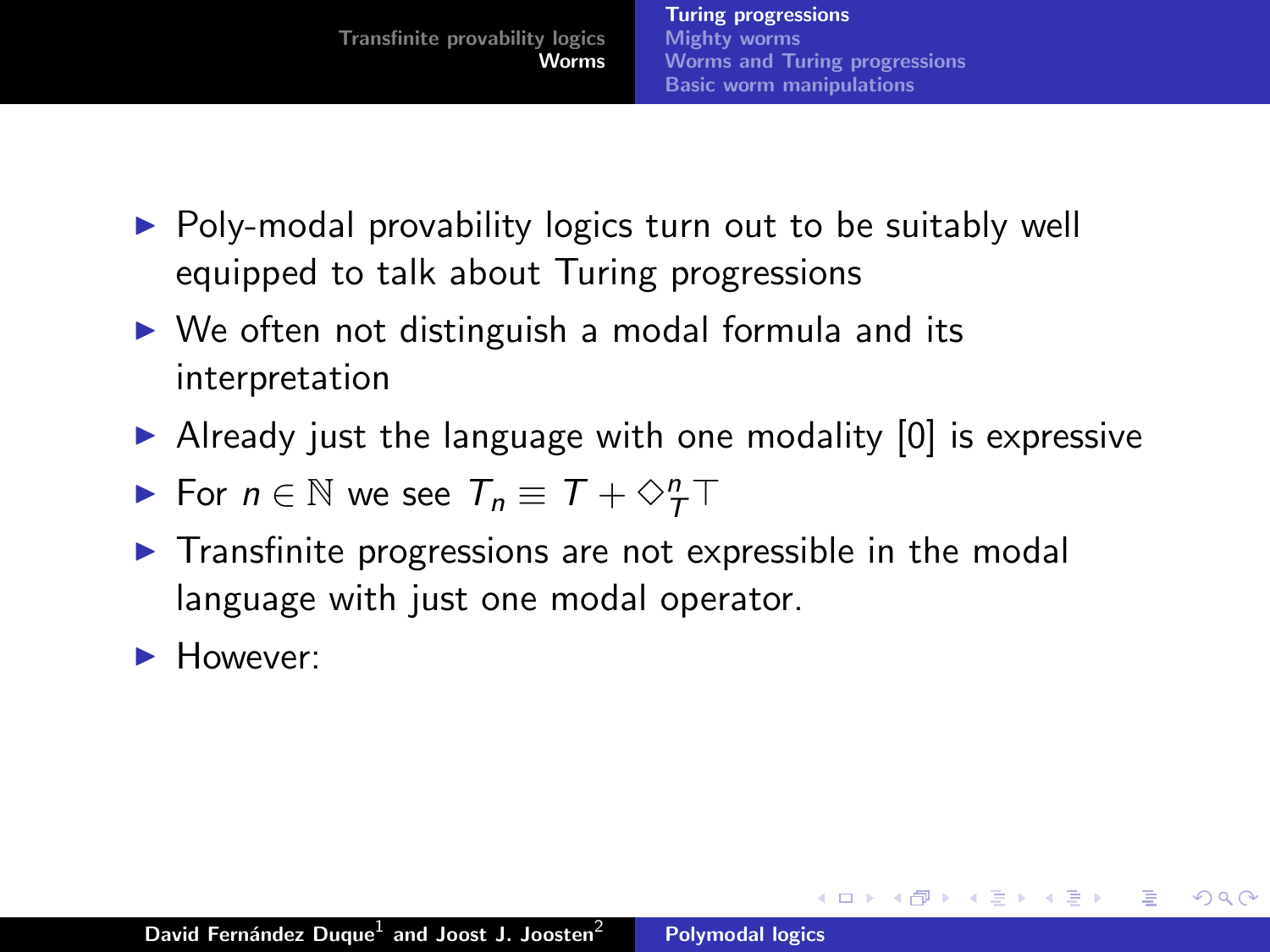- Poly-modal provability logics turn out to be suitably well equipped to talk about Turing progressions
- We often not distinguish a modal formula and its interpretation
- Already just the language with one modality [0] is expressive
- For $n \in \mathbb{N}$ we see $T_n \equiv T + \Diamond_T^n \top$
- Transfinite progressions are not expressible in the modal language with just one modal operator.
- However: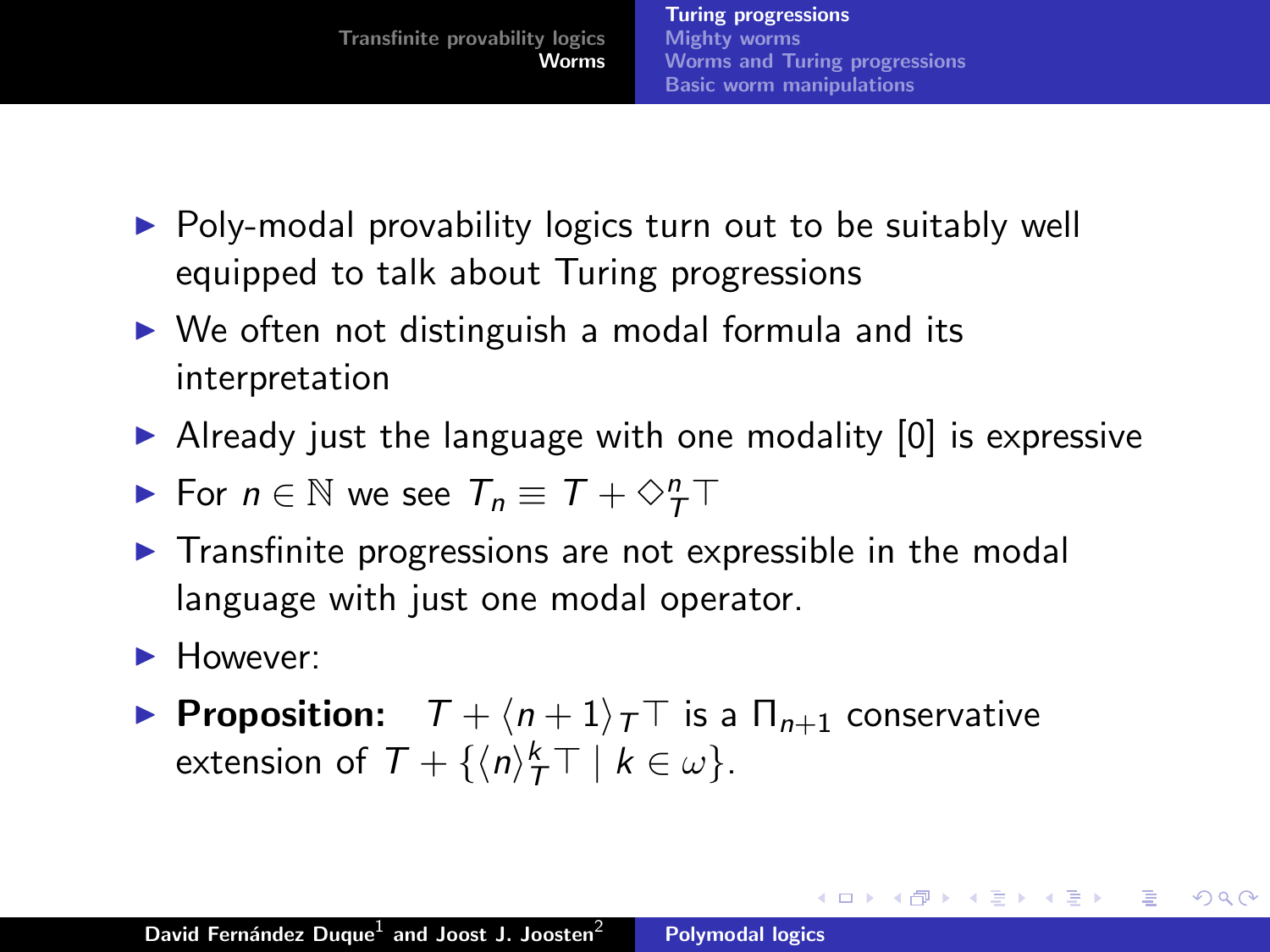- Poly-modal provability logics turn out to be suitably well equipped to talk about Turing progressions
- We often not distinguish a modal formula and its interpretation
- Already just the language with one modality [0] is expressive
- For $n \in \mathbb{N}$ we see $T_n \equiv T + \Diamond_T^n \top$
- Transfinite progressions are not expressible in the modal language with just one modal operator.
- However:
- **Proposition:** $T + \langle n+1 \rangle_T \top$ is a $\Pi_{n+1}$ conservative extension of $T + \{\langle n \rangle_T^k \top \mid k \in \omega\}$.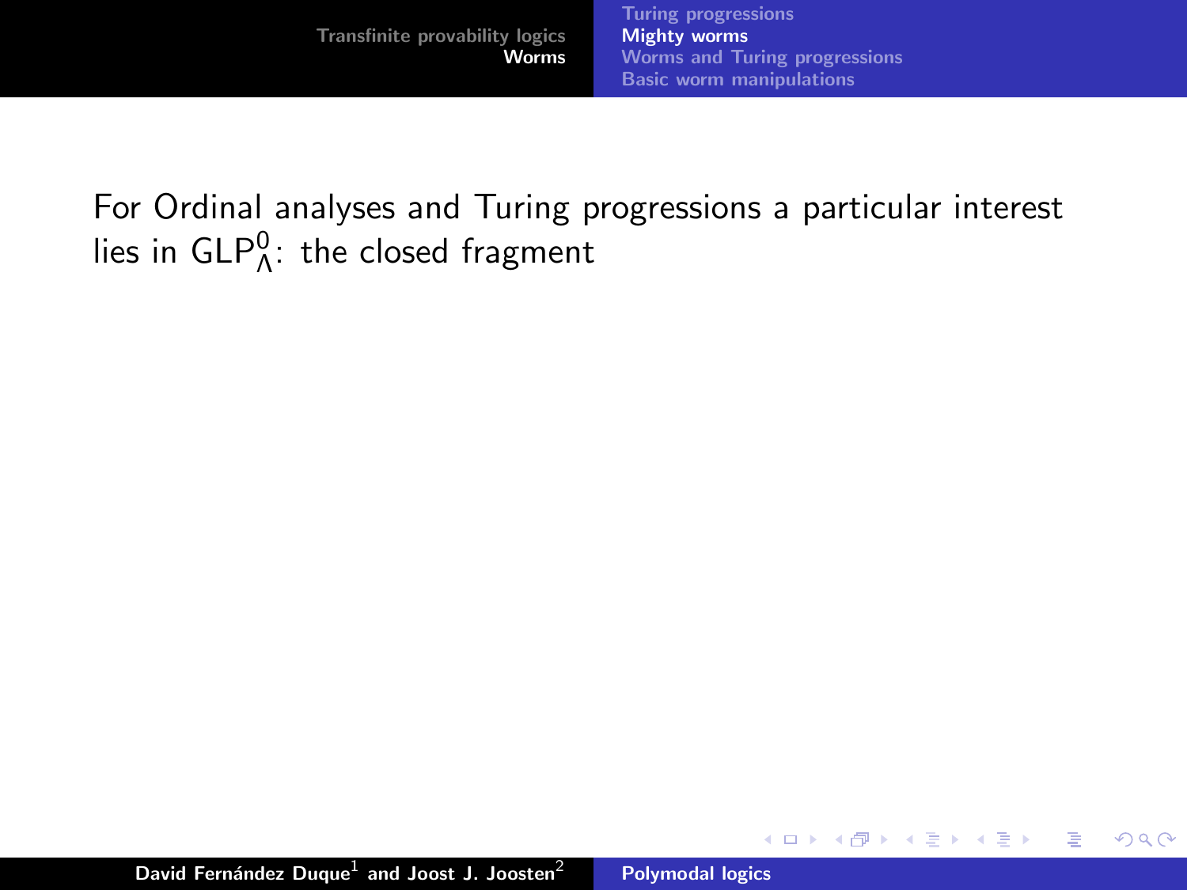For Ordinal analyses and Turing progressions a particular interest lies in $\mathsf{GLP}^0_\Lambda$: the closed fragment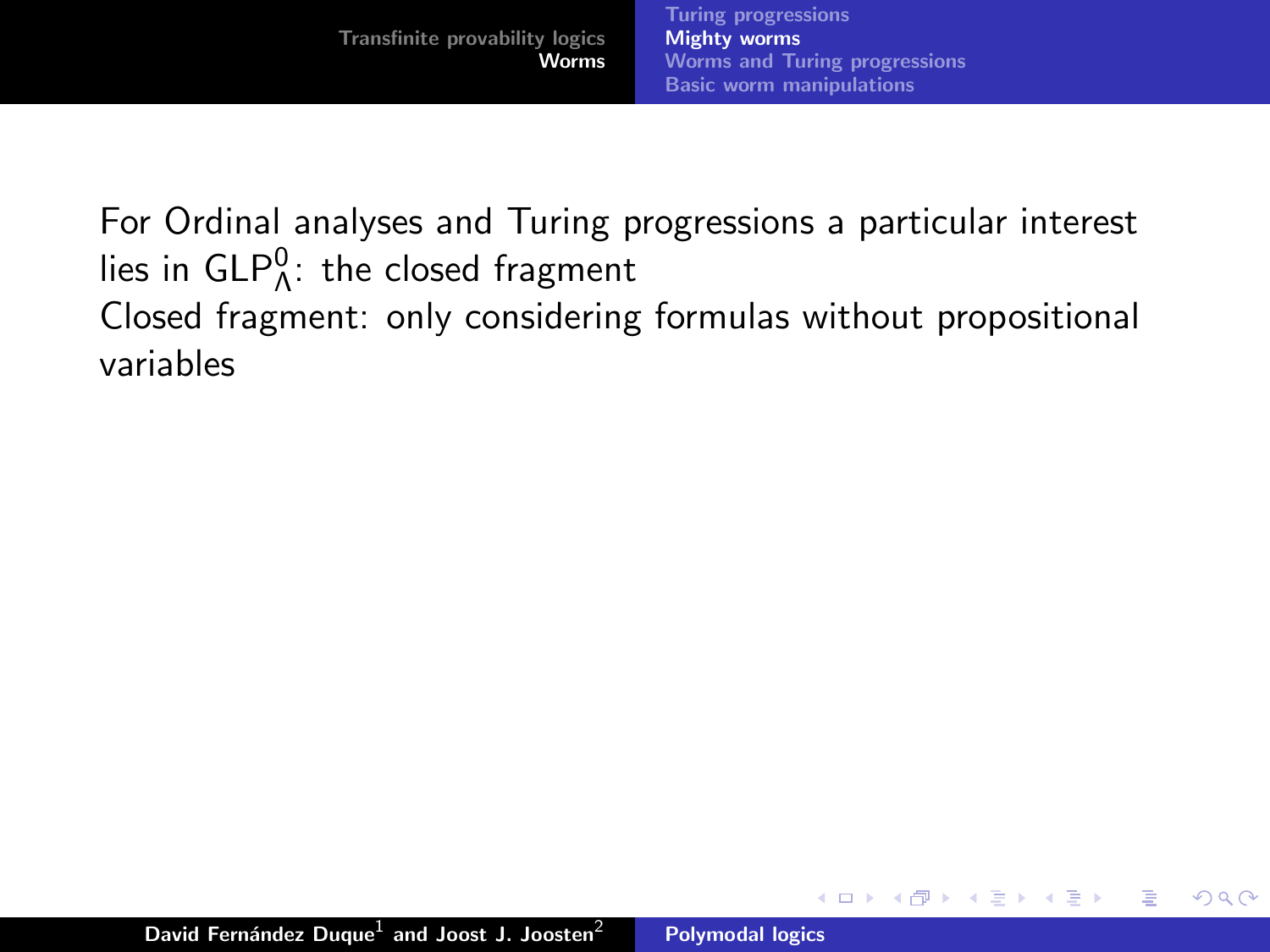For Ordinal analyses and Turing progressions a particular interest lies in $\mathsf{GLP}^0_\Lambda$: the closed fragment
Closed fragment: only considering formulas without propositional variables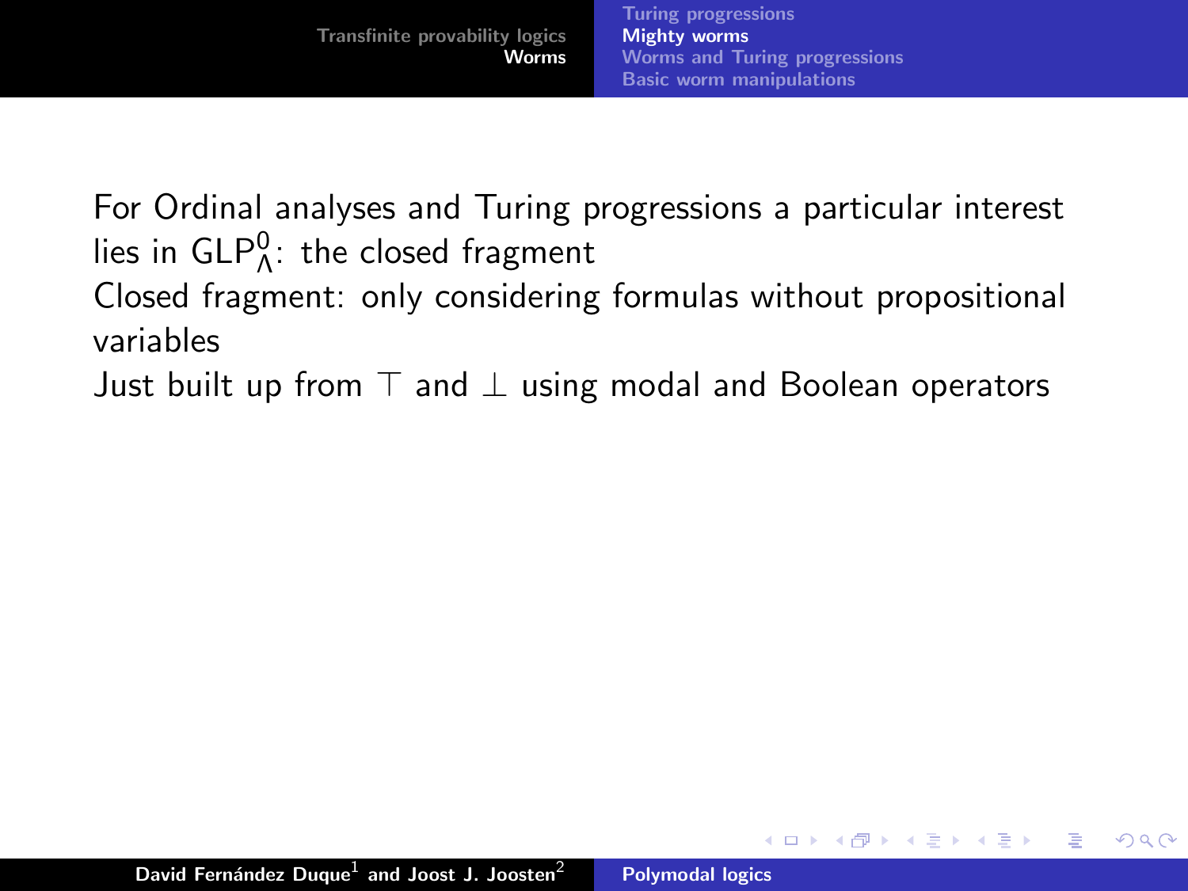For Ordinal analyses and Turing progressions a particular interest lies in $\mathsf{GLP}^0_\Lambda$: the closed fragment

Closed fragment: only considering formulas without propositional variables

Just built up from $\top$ and $\bot$ using modal and Boolean operators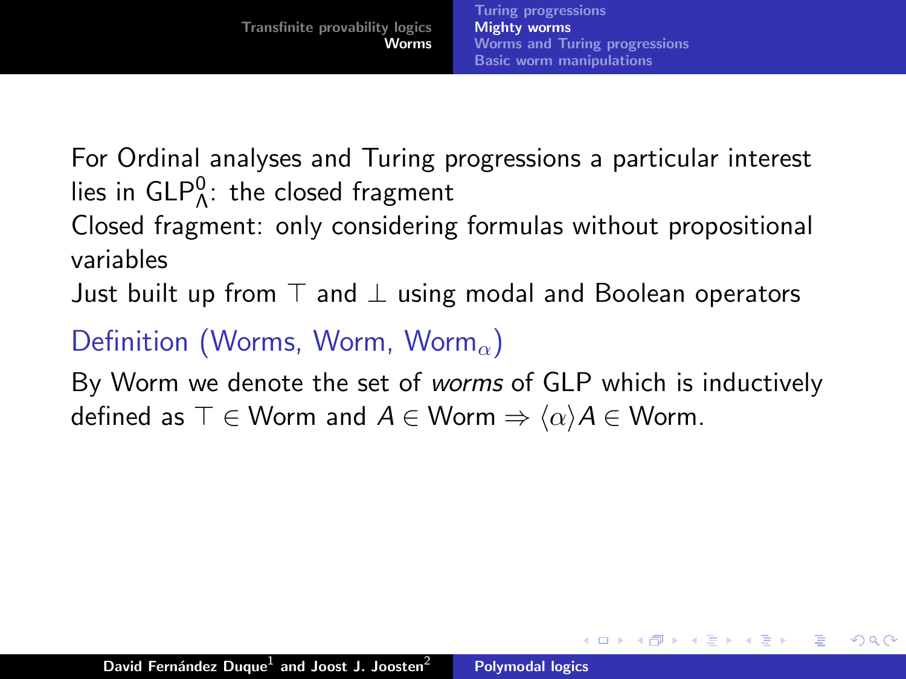For Ordinal analyses and Turing progressions a particular interest lies in $\mathsf{GLP}^0_\Lambda$: the closed fragment

Closed fragment: only considering formulas without propositional variables

Just built up from $\top$ and $\bot$ using modal and Boolean operators

**Definition (Worms, Worm, $\text{Worm}_\alpha$)**

By Worm we denote the set of *worms* of GLP which is inductively defined as $\top \in \text{Worm}$ and $A \in \text{Worm} \Rightarrow \langle\alpha\rangle A \in \text{Worm}$.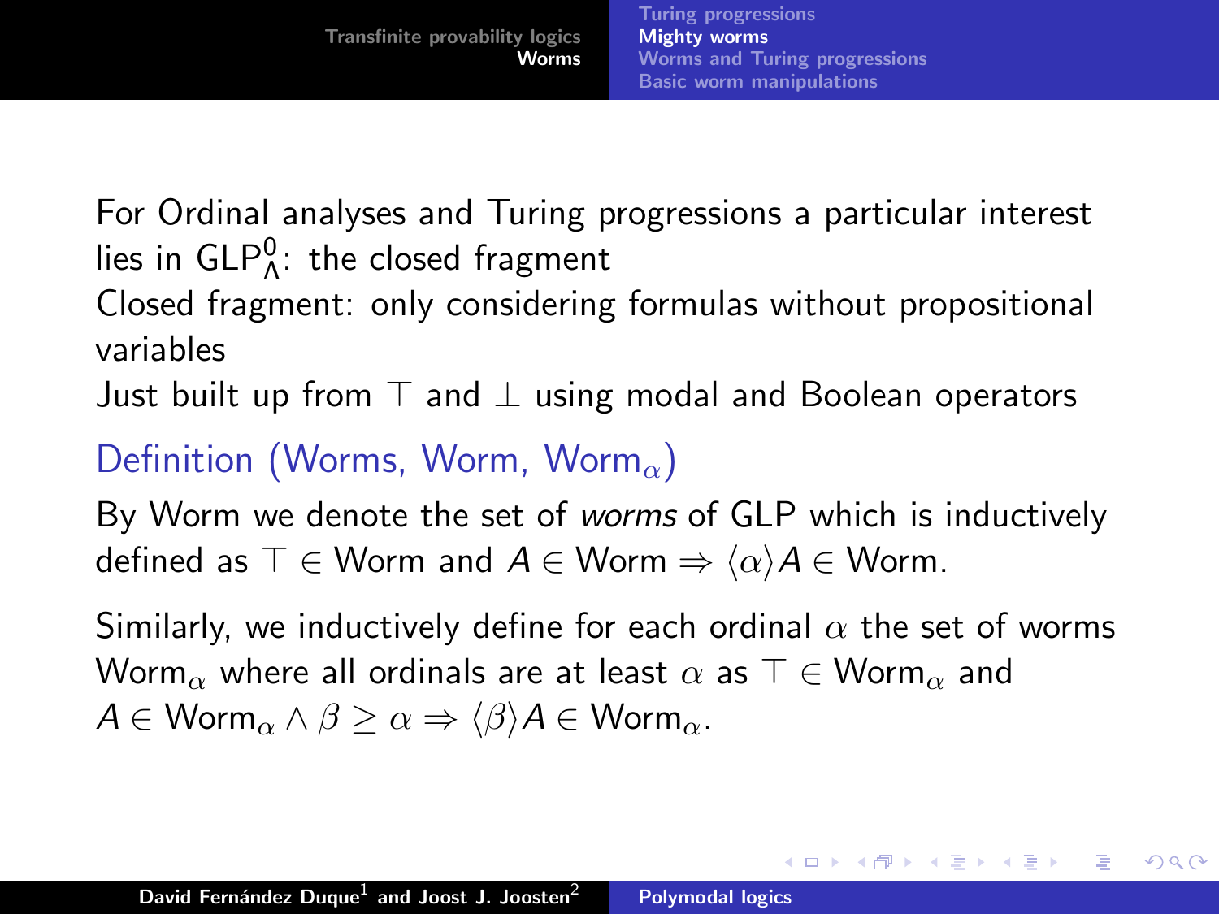For Ordinal analyses and Turing progressions a particular interest lies in $\mathsf{GLP}^0_\Lambda$: the closed fragment

Closed fragment: only considering formulas without propositional variables

Just built up from $\top$ and $\bot$ using modal and Boolean operators

**Definition (Worms, Worm, $\mathsf{Worm}_\alpha$)**

By Worm we denote the set of *worms* of GLP which is inductively defined as $\top \in \mathsf{Worm}$ and $A \in \mathsf{Worm} \Rightarrow \langle \alpha \rangle A \in \mathsf{Worm}$.

Similarly, we inductively define for each ordinal $\alpha$ the set of worms $\mathsf{Worm}_\alpha$ where all ordinals are at least $\alpha$ as $\top \in \mathsf{Worm}_\alpha$ and $A \in \mathsf{Worm}_\alpha \wedge \beta \geq \alpha \Rightarrow \langle \beta \rangle A \in \mathsf{Worm}_\alpha$.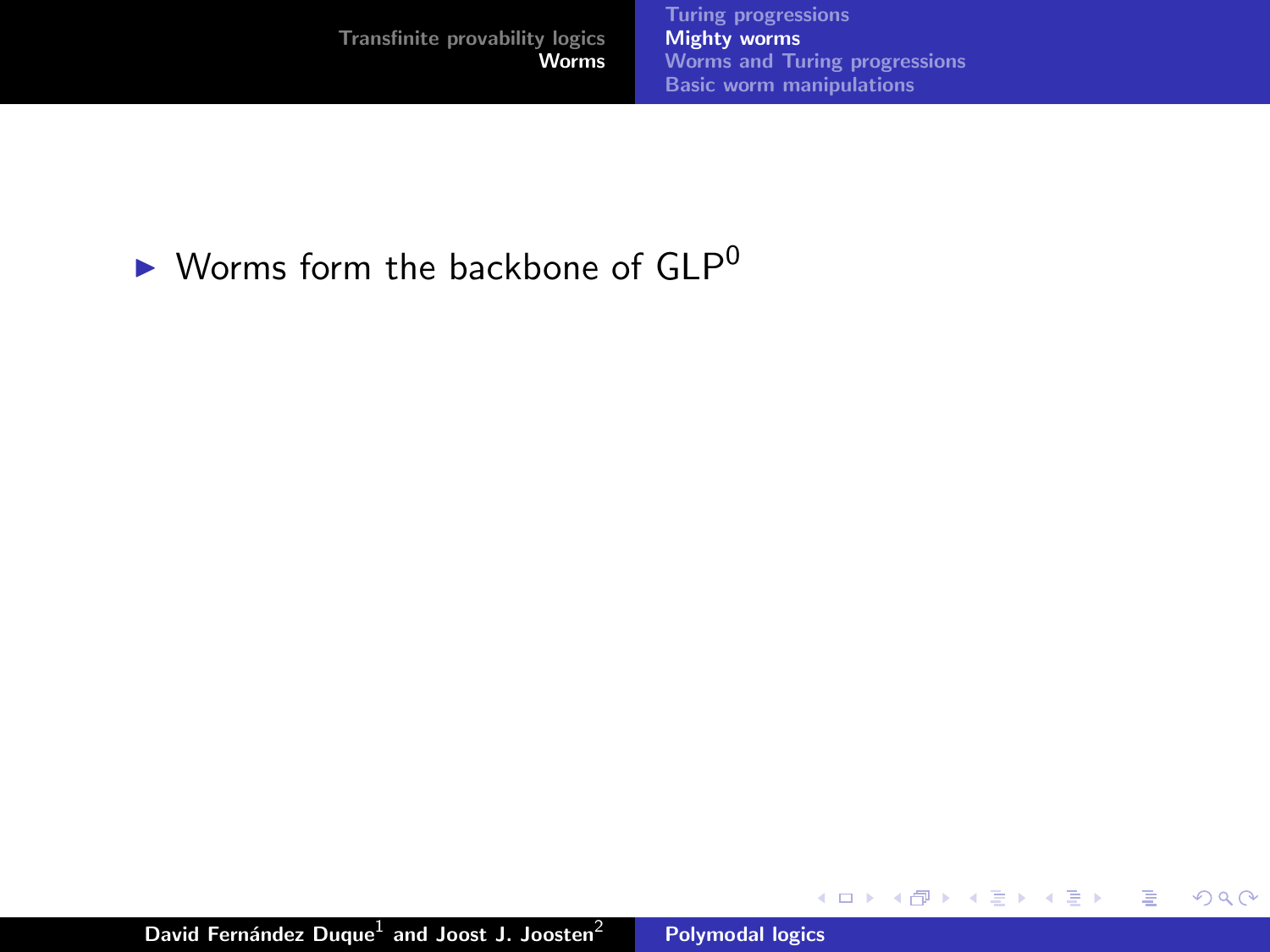- Worms form the backbone of $\mathsf{GLP}^0$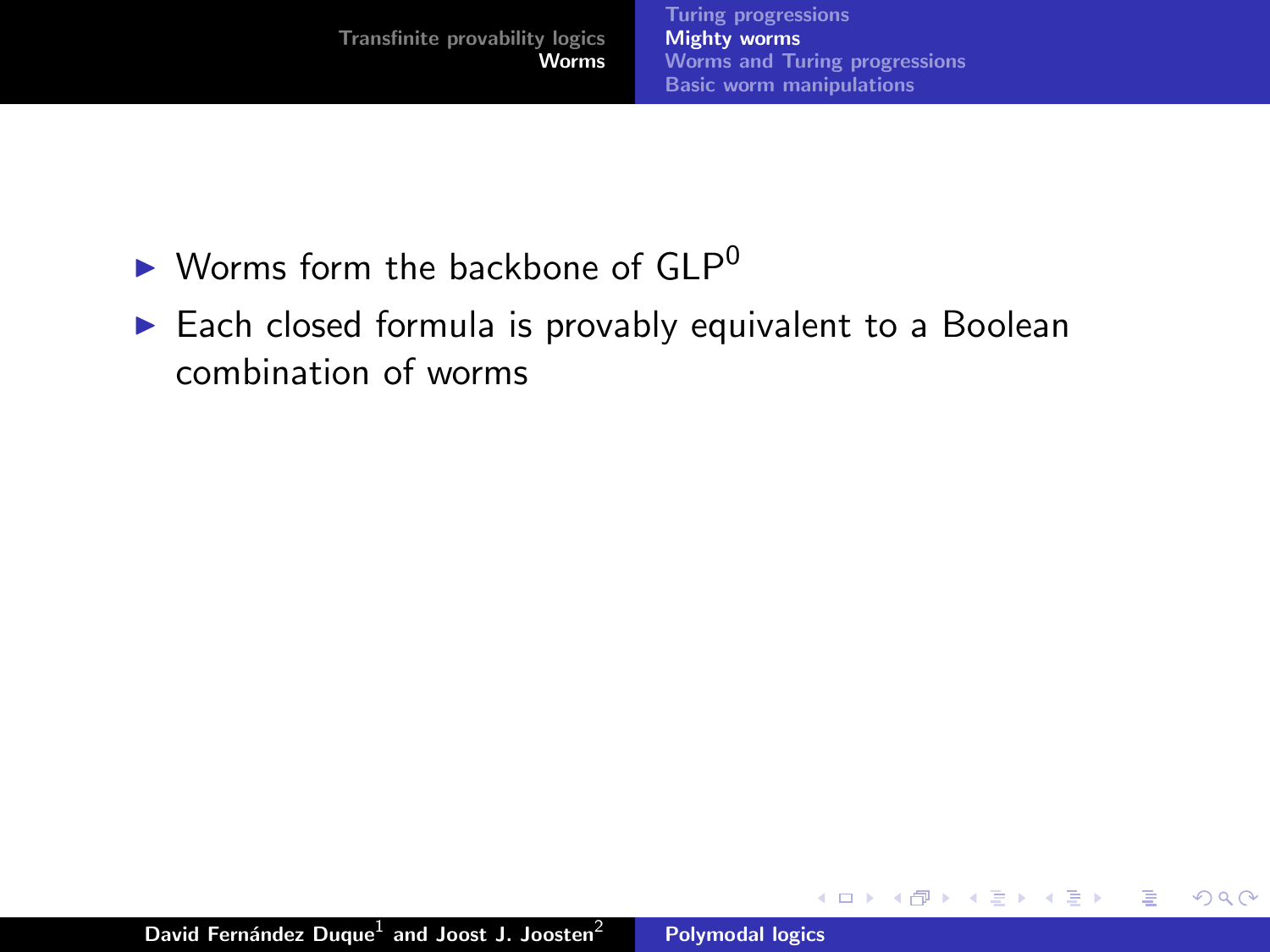- Worms form the backbone of $\mathsf{GLP}^0$
- Each closed formula is provably equivalent to a Boolean combination of worms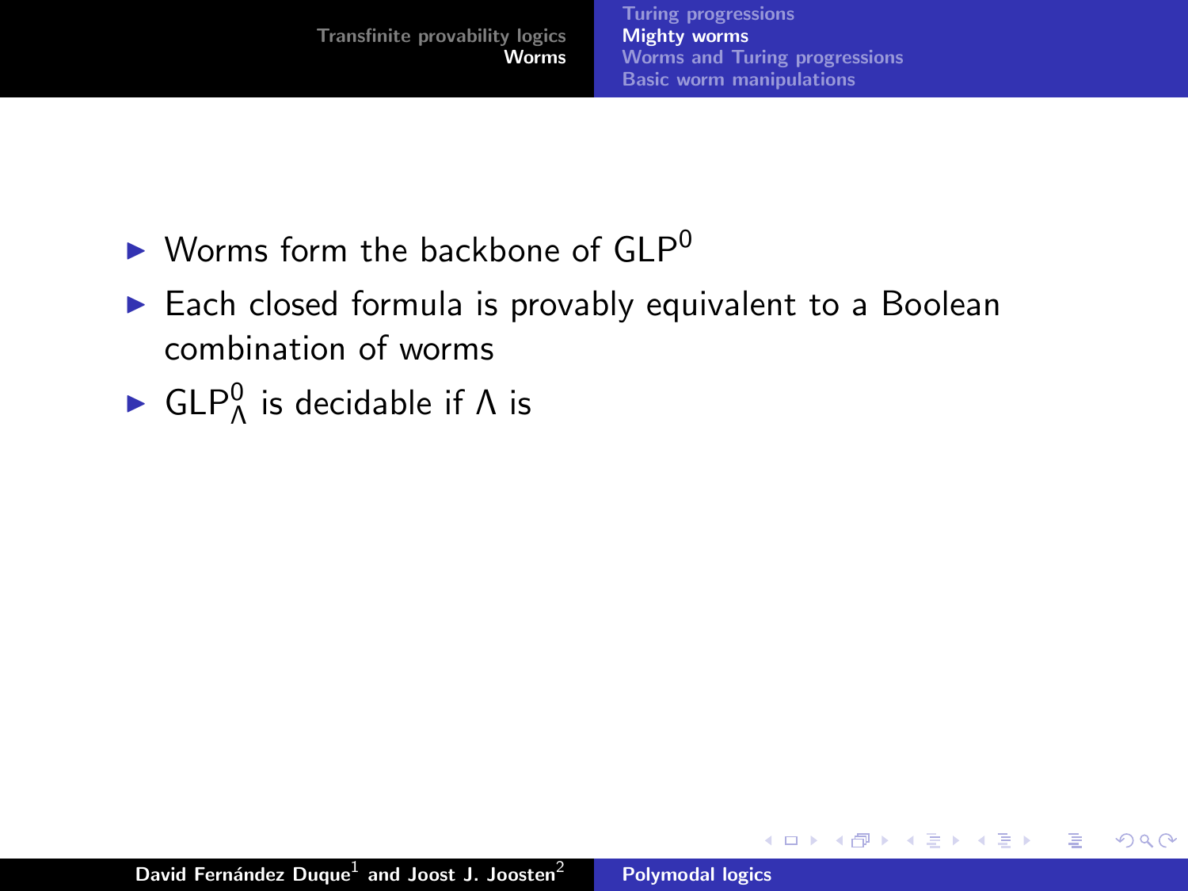- Worms form the backbone of $\mathsf{GLP}^0$
- Each closed formula is provably equivalent to a Boolean combination of worms
- $\mathsf{GLP}^0_\Lambda$ is decidable if $\Lambda$ is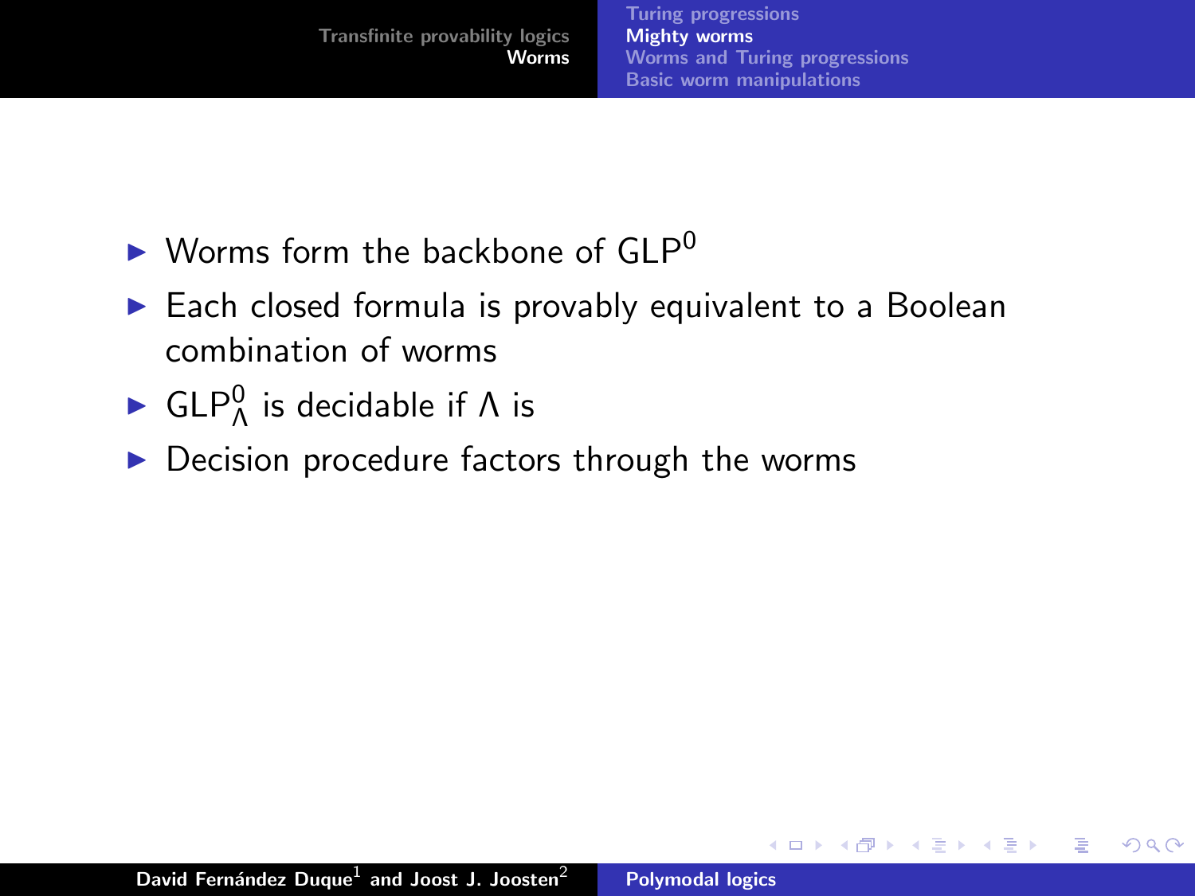- Worms form the backbone of $\mathsf{GLP}^0$
- Each closed formula is provably equivalent to a Boolean combination of worms
- $\mathsf{GLP}^0_\Lambda$ is decidable if $\Lambda$ is
- Decision procedure factors through the worms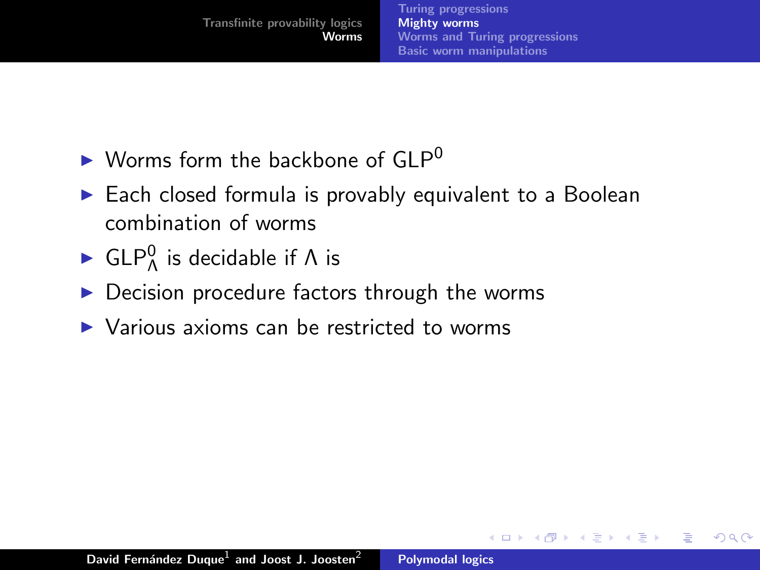- Worms form the backbone of $\mathsf{GLP}^0$
- Each closed formula is provably equivalent to a Boolean combination of worms
- $\mathsf{GLP}^0_\Lambda$ is decidable if $\Lambda$ is
- Decision procedure factors through the worms
- Various axioms can be restricted to worms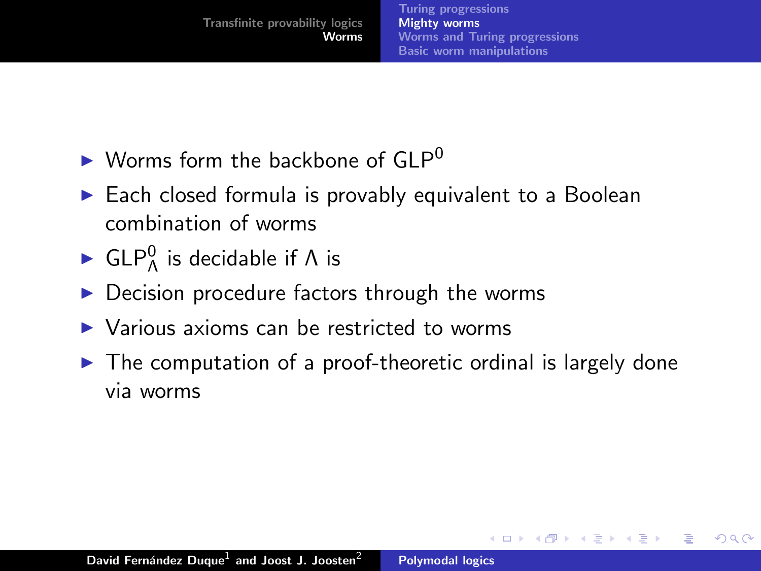- Worms form the backbone of $\mathsf{GLP}^0$
- Each closed formula is provably equivalent to a Boolean combination of worms
- $\mathsf{GLP}^0_\Lambda$ is decidable if $\Lambda$ is
- Decision procedure factors through the worms
- Various axioms can be restricted to worms
- The computation of a proof-theoretic ordinal is largely done via worms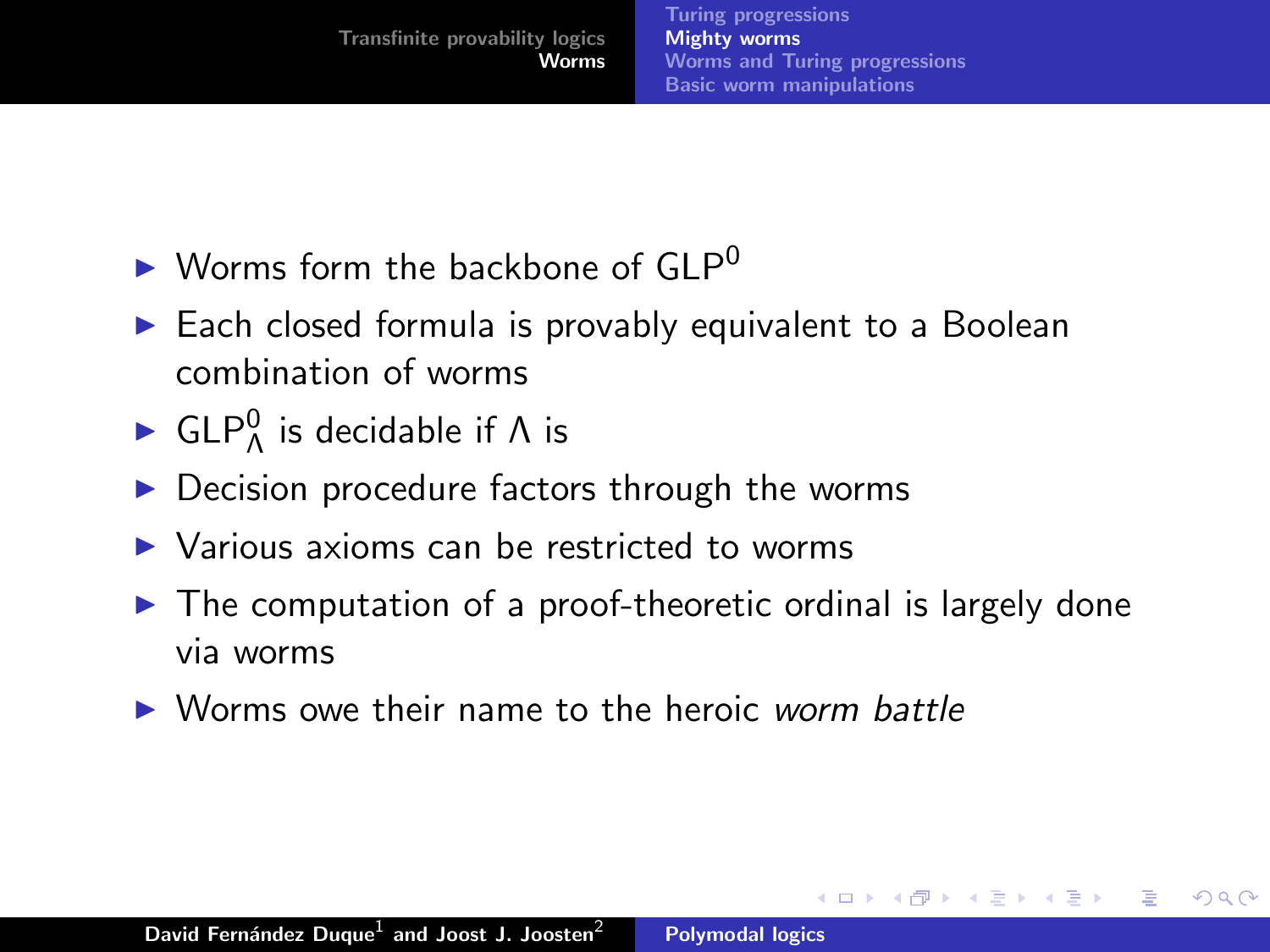- Worms form the backbone of $\mathsf{GLP}^0$
- Each closed formula is provably equivalent to a Boolean combination of worms
- $\mathsf{GLP}^0_\Lambda$ is decidable if $\Lambda$ is
- Decision procedure factors through the worms
- Various axioms can be restricted to worms
- The computation of a proof-theoretic ordinal is largely done via worms
- Worms owe their name to the heroic *worm battle*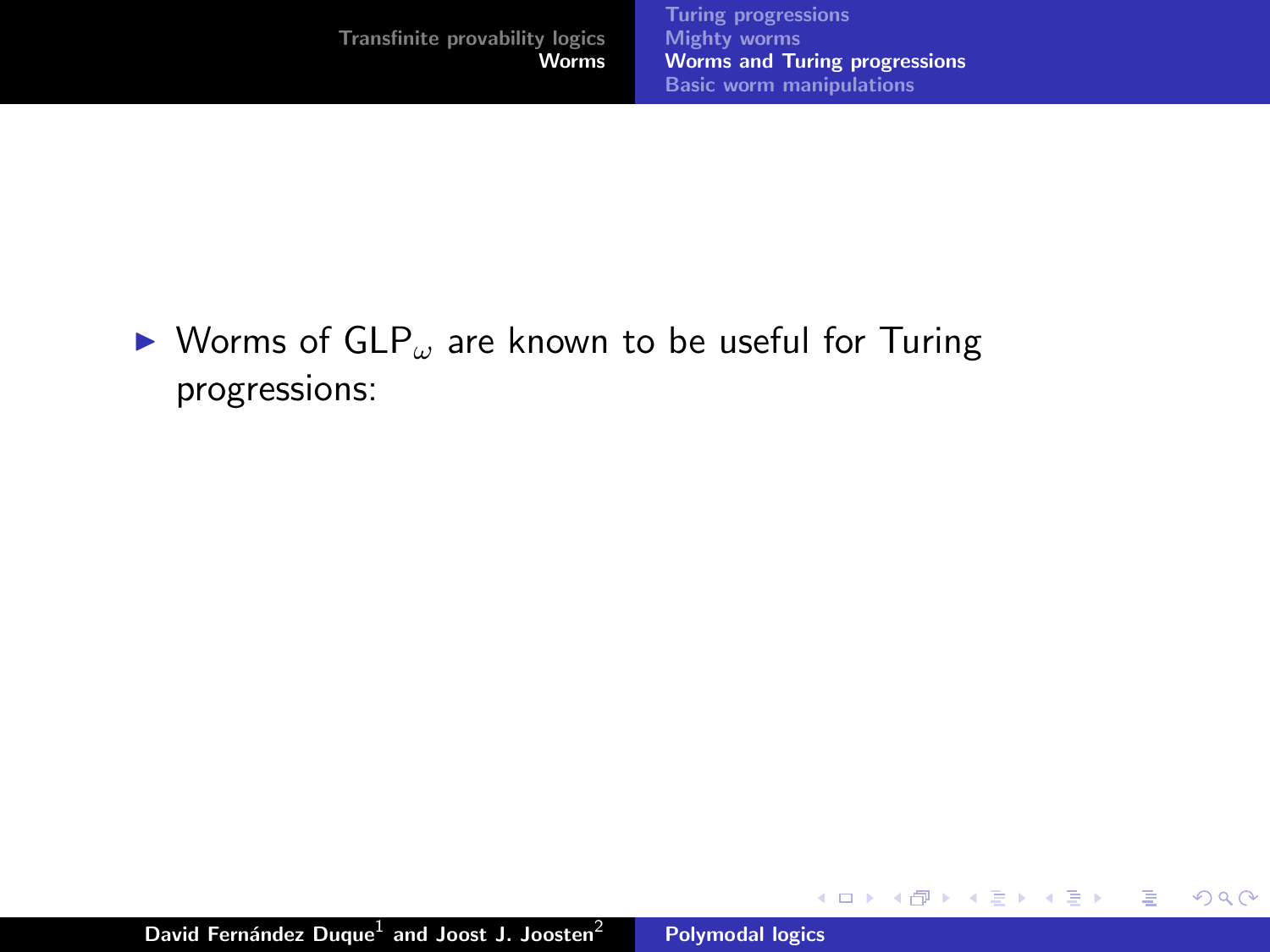- Worms of $\mathsf{GLP}_\omega$ are known to be useful for Turing progressions: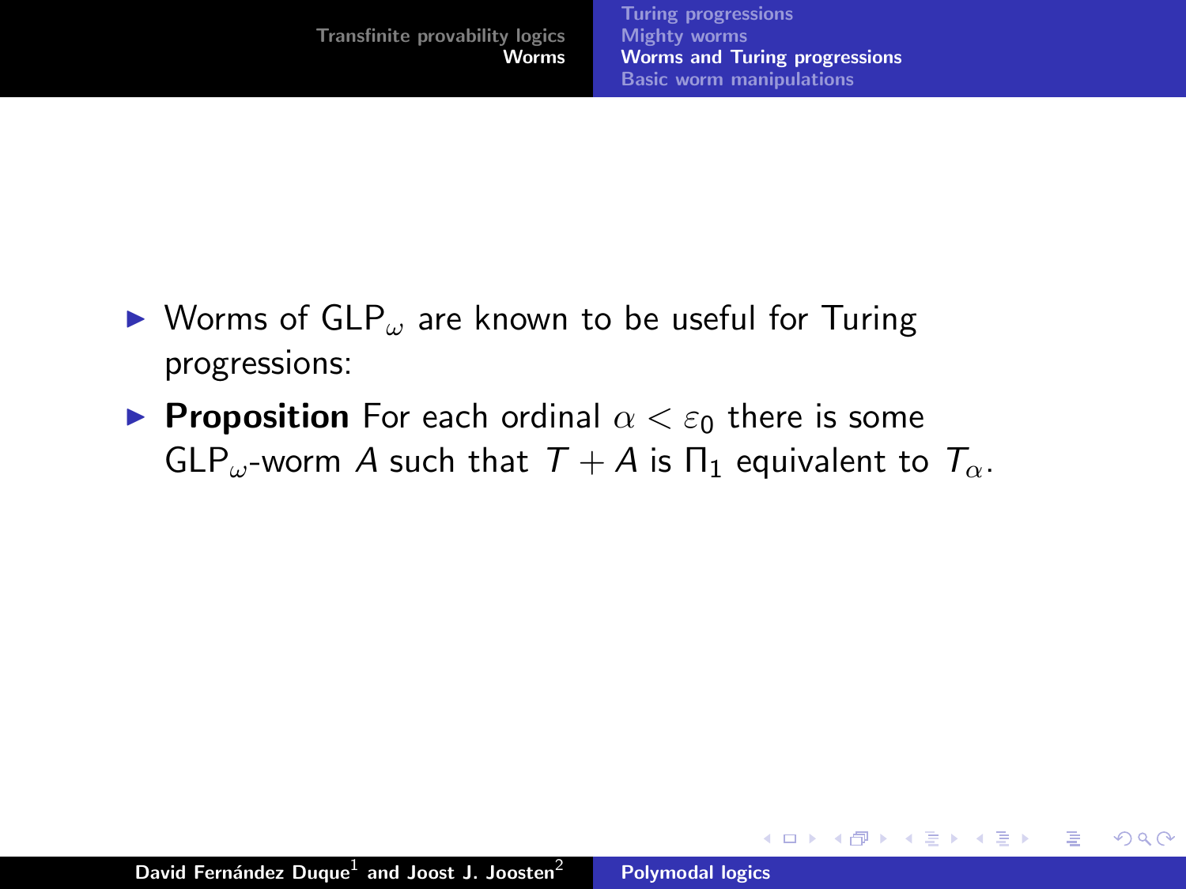- Worms of $\mathrm{GLP}_\omega$ are known to be useful for Turing progressions:
- **Proposition** For each ordinal $\alpha < \varepsilon_0$ there is some $\mathrm{GLP}_\omega$-worm $A$ such that $T + A$ is $\Pi_1$ equivalent to $T_\alpha$.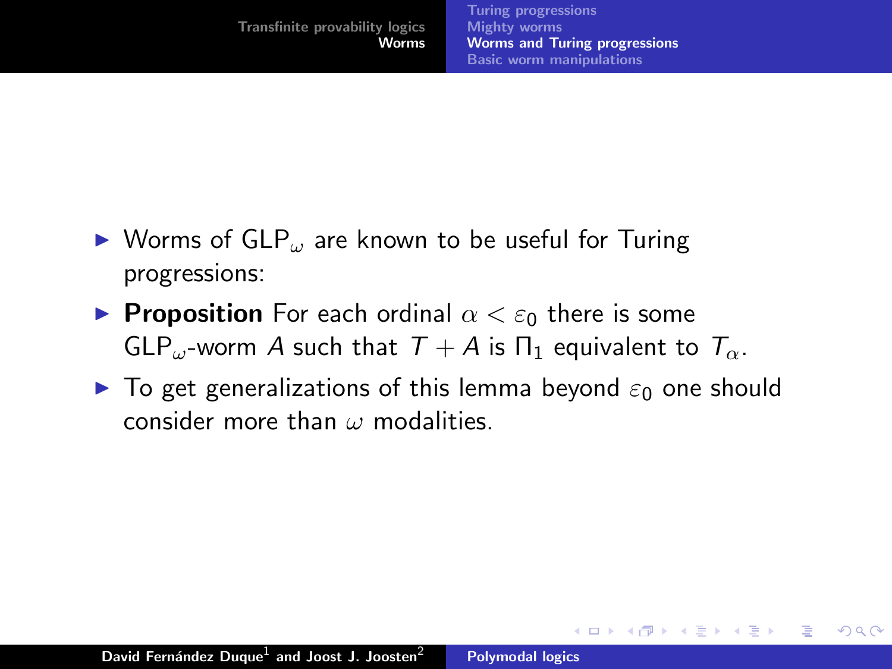- Worms of $\mathrm{GLP}_\omega$ are known to be useful for Turing progressions:
- **Proposition** For each ordinal $\alpha < \varepsilon_0$ there is some $\mathrm{GLP}_\omega$-worm $A$ such that $T + A$ is $\Pi_1$ equivalent to $T_\alpha$.
- To get generalizations of this lemma beyond $\varepsilon_0$ one should consider more than $\omega$ modalities.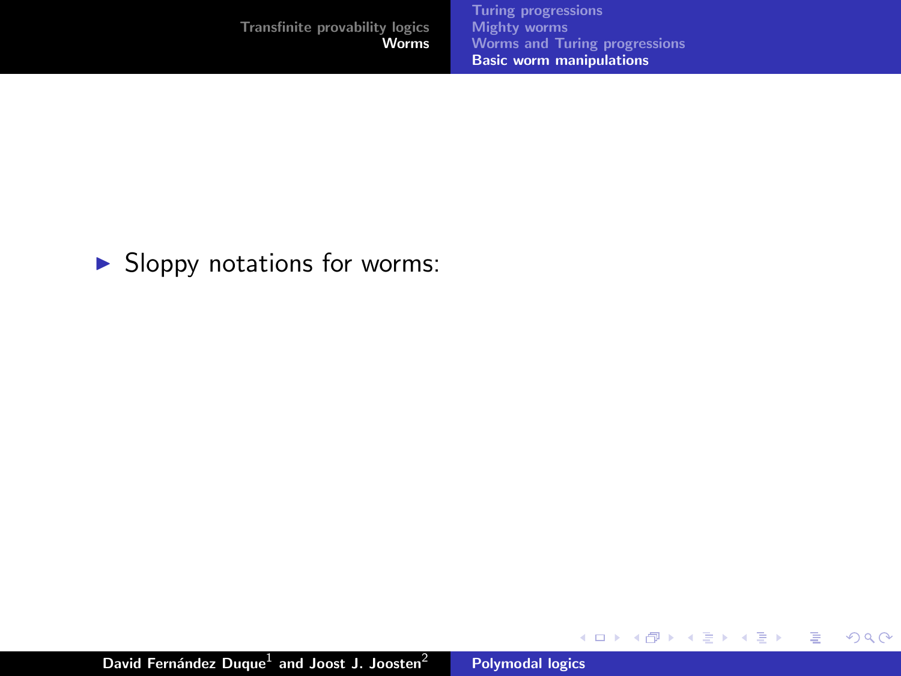- Sloppy notations for worms: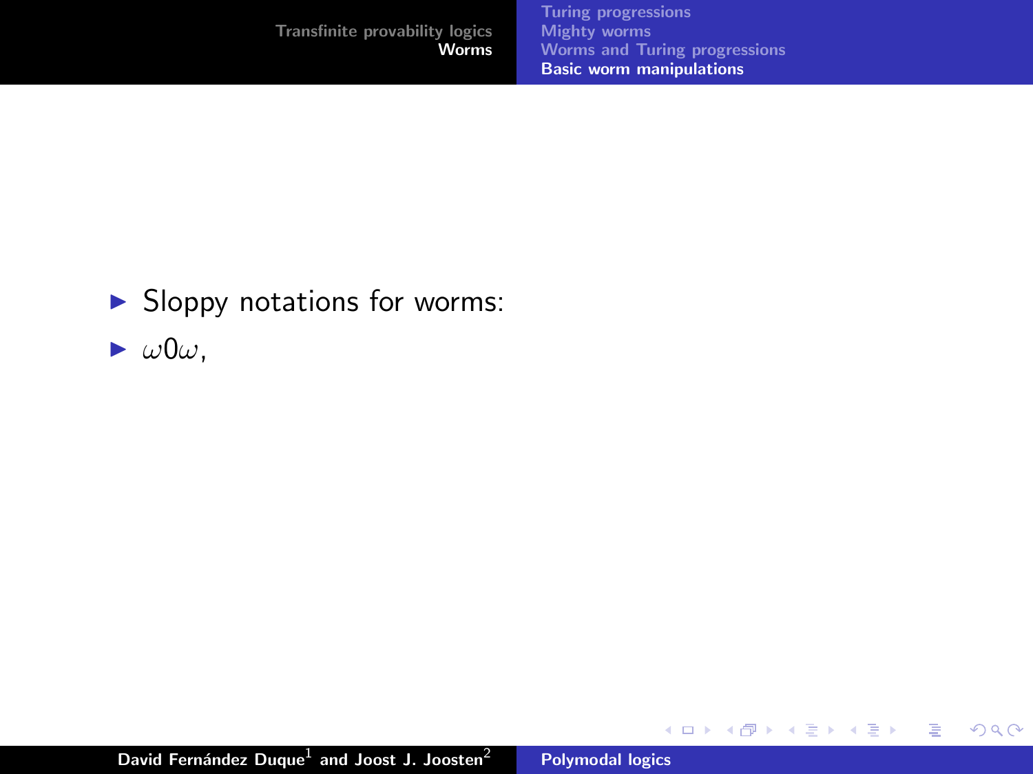- Sloppy notations for worms:
- $\omega 0 \omega$,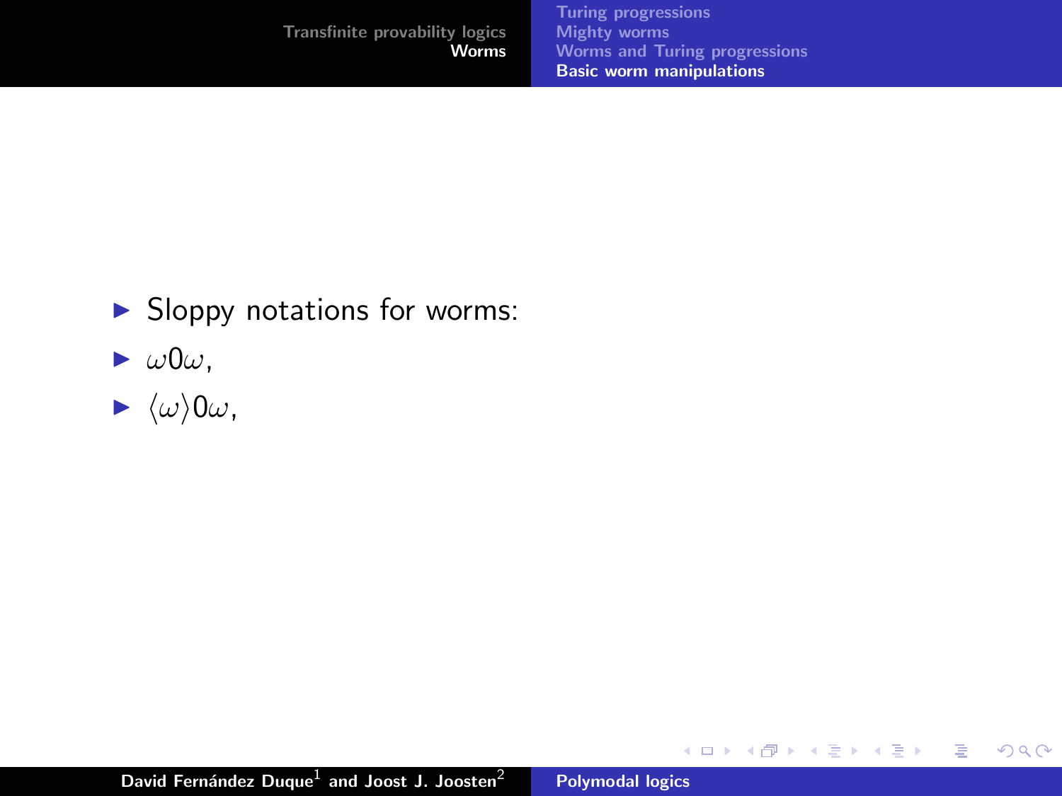- Sloppy notations for worms:
- $\omega 0 \omega$,
- $\langle \omega \rangle 0 \omega$,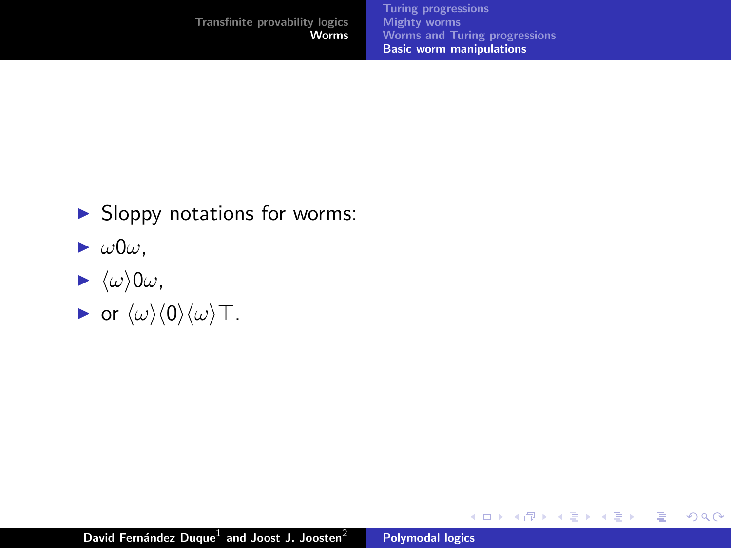- Sloppy notations for worms:
- $\omega 0 \omega$,
- $\langle\omega\rangle 0 \omega$,
- or $\langle\omega\rangle\langle 0\rangle\langle\omega\rangle\top$.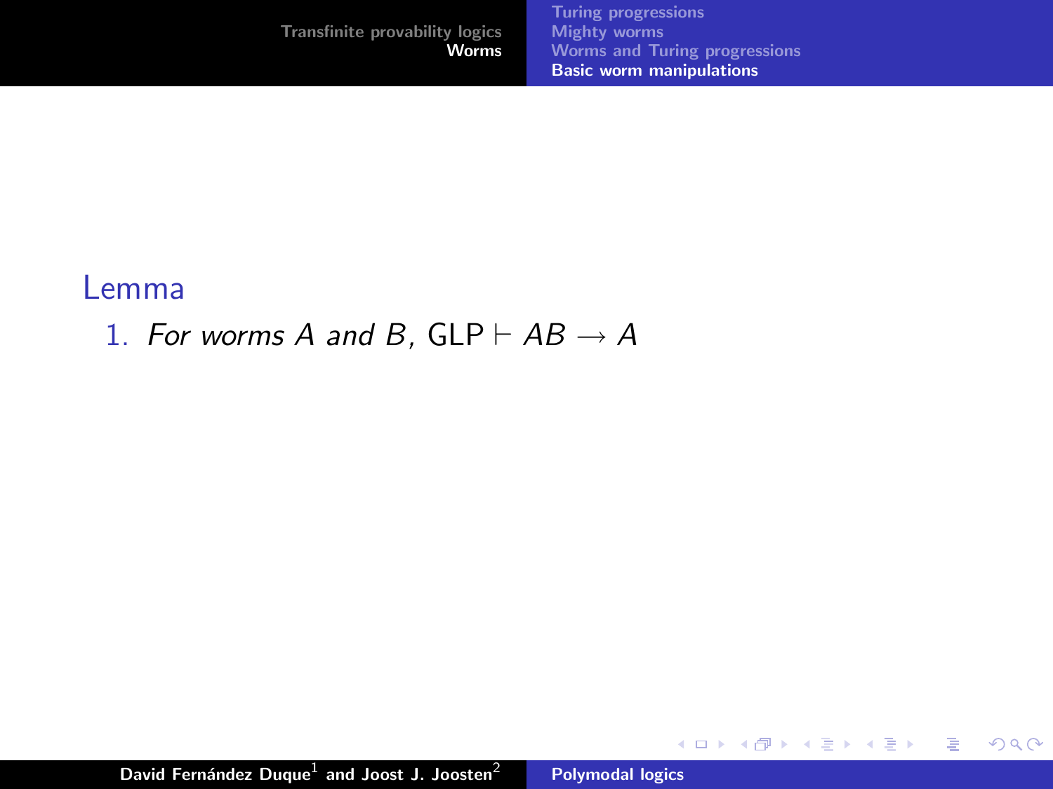**Lemma**

1. *For worms $A$ and $B$,* $\mathsf{GLP} \vdash AB \rightarrow A$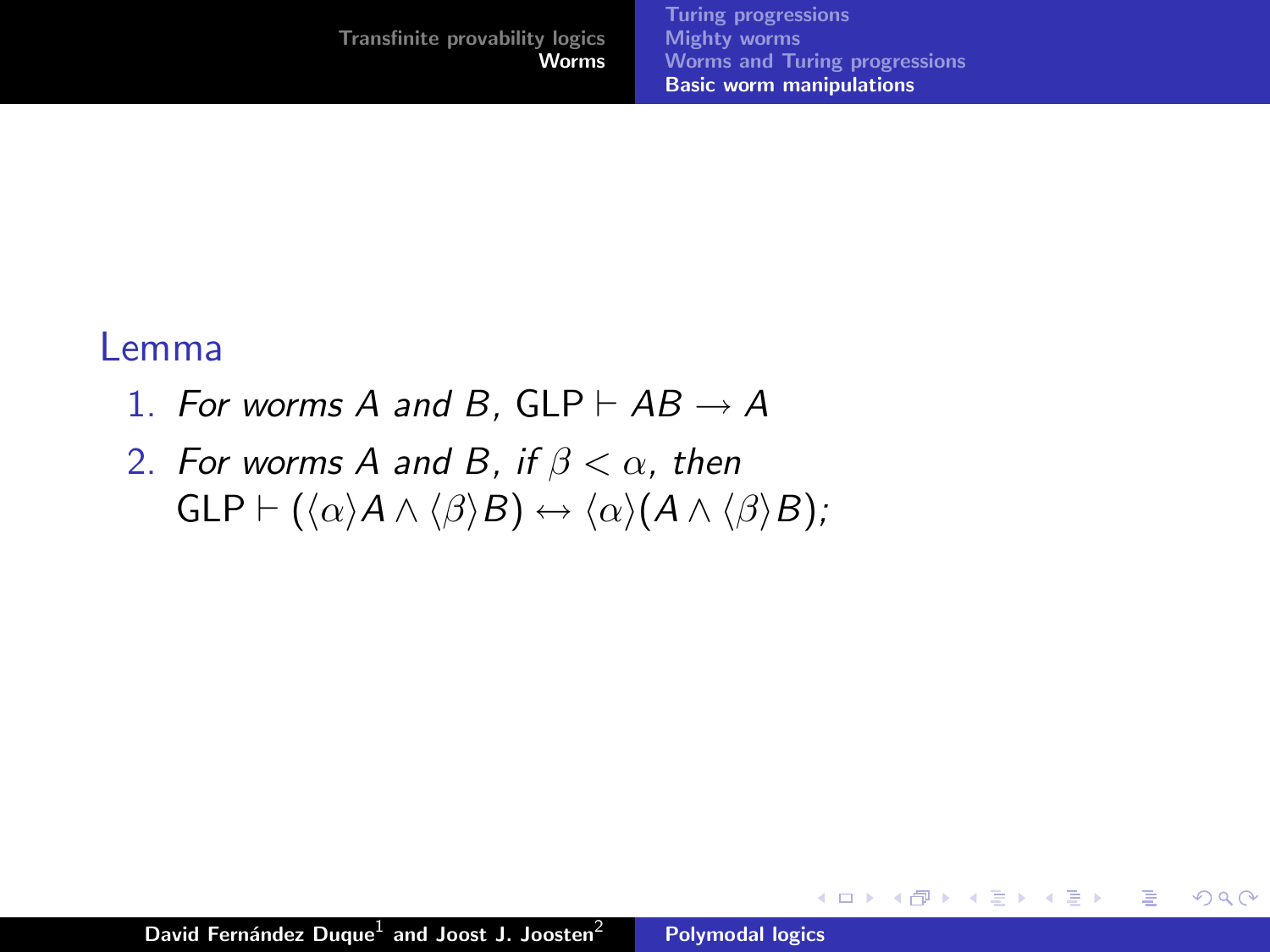## Lemma

1. *For worms $A$ and $B$,* $\mathsf{GLP} \vdash AB \to A$
2. *For worms $A$ and $B$, if $\beta < \alpha$, then* $\mathsf{GLP} \vdash (\langle\alpha\rangle A \wedge \langle\beta\rangle B) \leftrightarrow \langle\alpha\rangle(A \wedge \langle\beta\rangle B)$*;*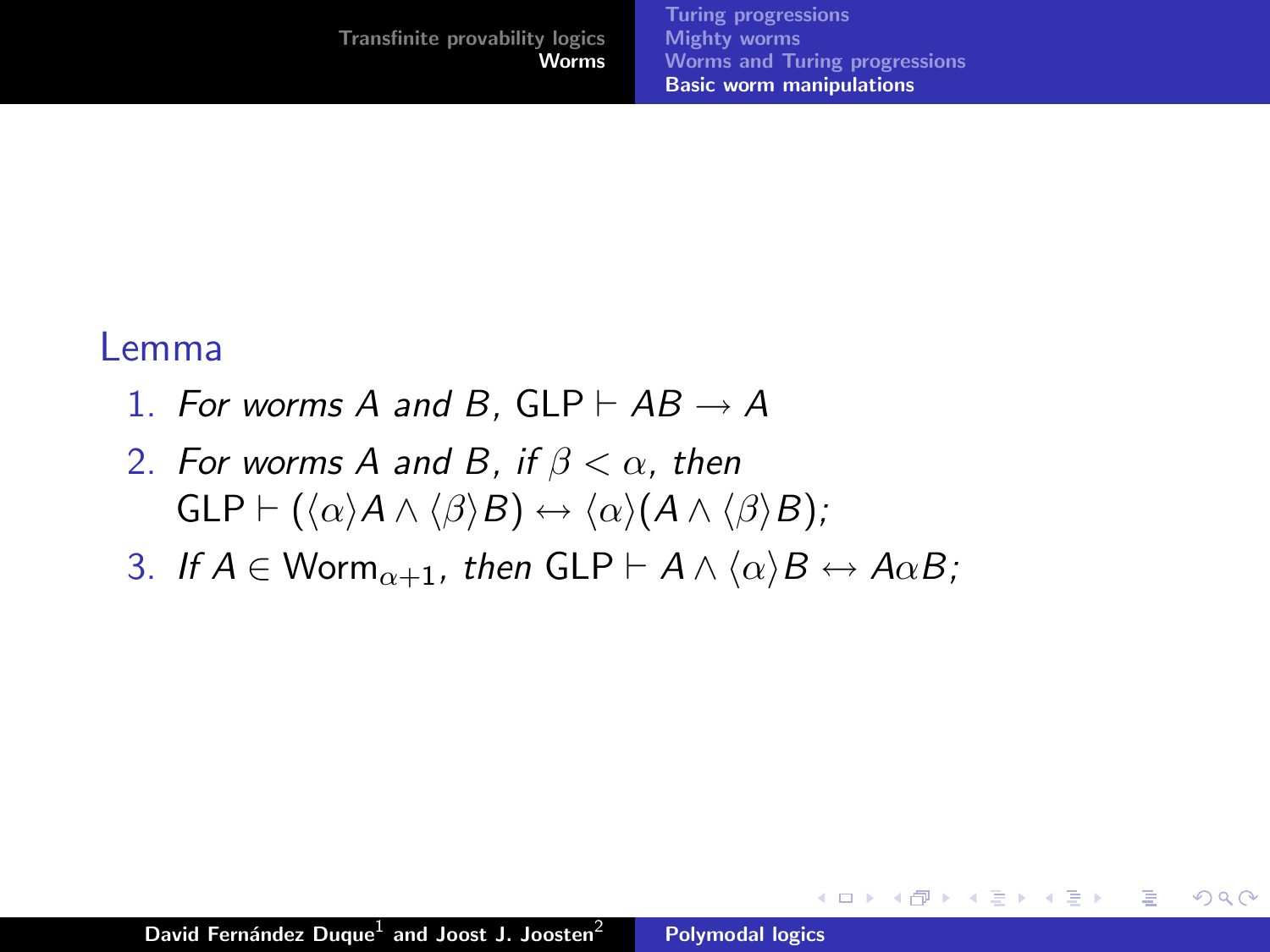**Lemma**

1. *For worms $A$ and $B$,* $\mathsf{GLP} \vdash AB \to A$
2. *For worms $A$ and $B$, if $\beta < \alpha$, then* $\mathsf{GLP} \vdash (\langle\alpha\rangle A \wedge \langle\beta\rangle B) \leftrightarrow \langle\alpha\rangle(A \wedge \langle\beta\rangle B)$*;*
3. *If $A \in \mathsf{Worm}_{\alpha+1}$, then* $\mathsf{GLP} \vdash A \wedge \langle\alpha\rangle B \leftrightarrow A\alpha B$*;*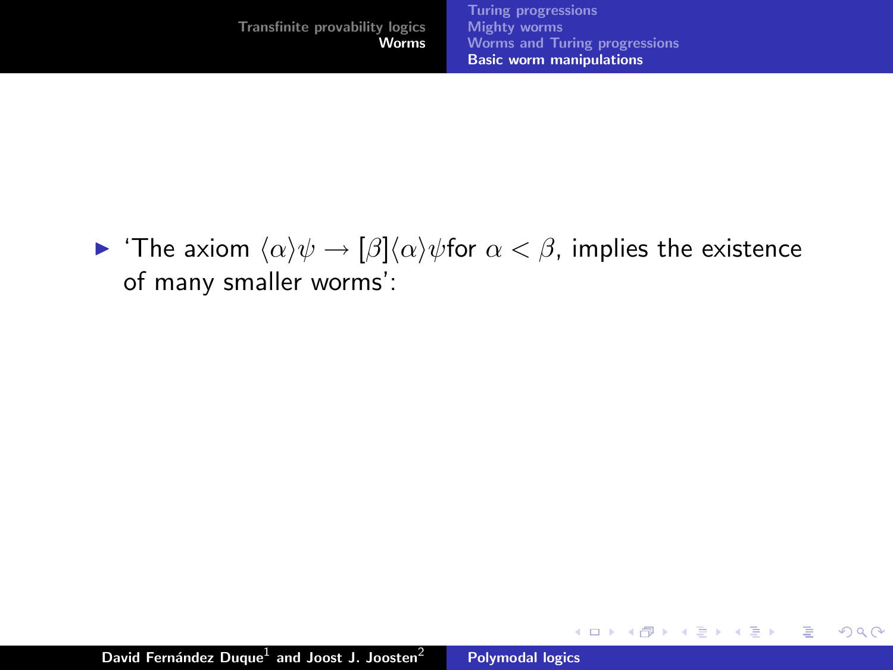- 'The axiom $\langle\alpha\rangle\psi \to [\beta]\langle\alpha\rangle\psi$for $\alpha < \beta$, implies the existence of many smaller worms':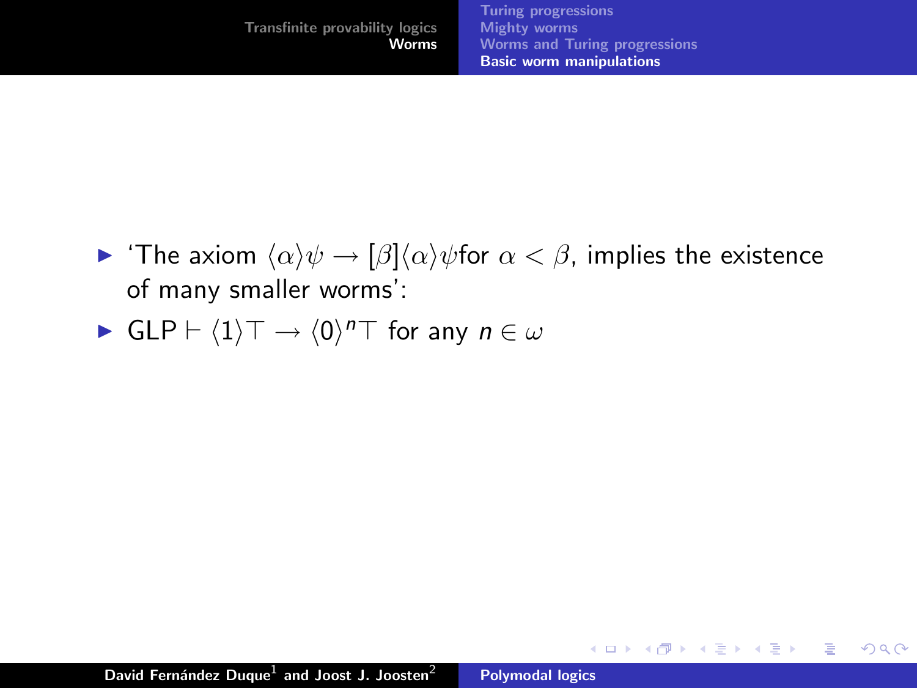- 'The axiom $\langle\alpha\rangle\psi \to [\beta]\langle\alpha\rangle\psi$for $\alpha < \beta$, implies the existence of many smaller worms':
- $\mathsf{GLP} \vdash \langle 1\rangle\top \to \langle 0\rangle^n\top$ for any $n \in \omega$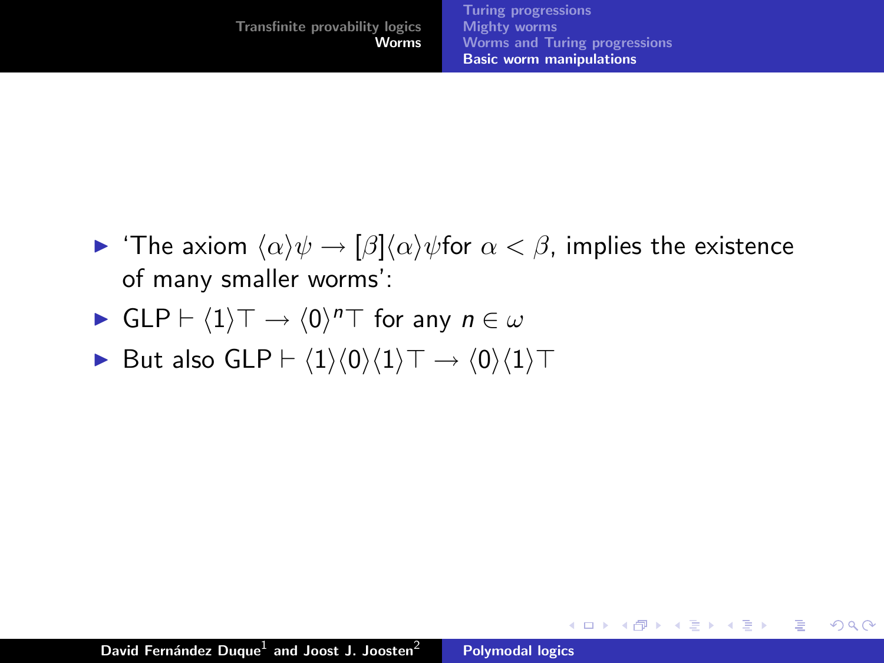- 'The axiom $\langle\alpha\rangle\psi \to [\beta]\langle\alpha\rangle\psi$for $\alpha < \beta$, implies the existence of many smaller worms':
- $\mathrm{GLP} \vdash \langle 1\rangle\top \to \langle 0\rangle^n\top$ for any $n \in \omega$
- But also $\mathrm{GLP} \vdash \langle 1\rangle\langle 0\rangle\langle 1\rangle\top \to \langle 0\rangle\langle 1\rangle\top$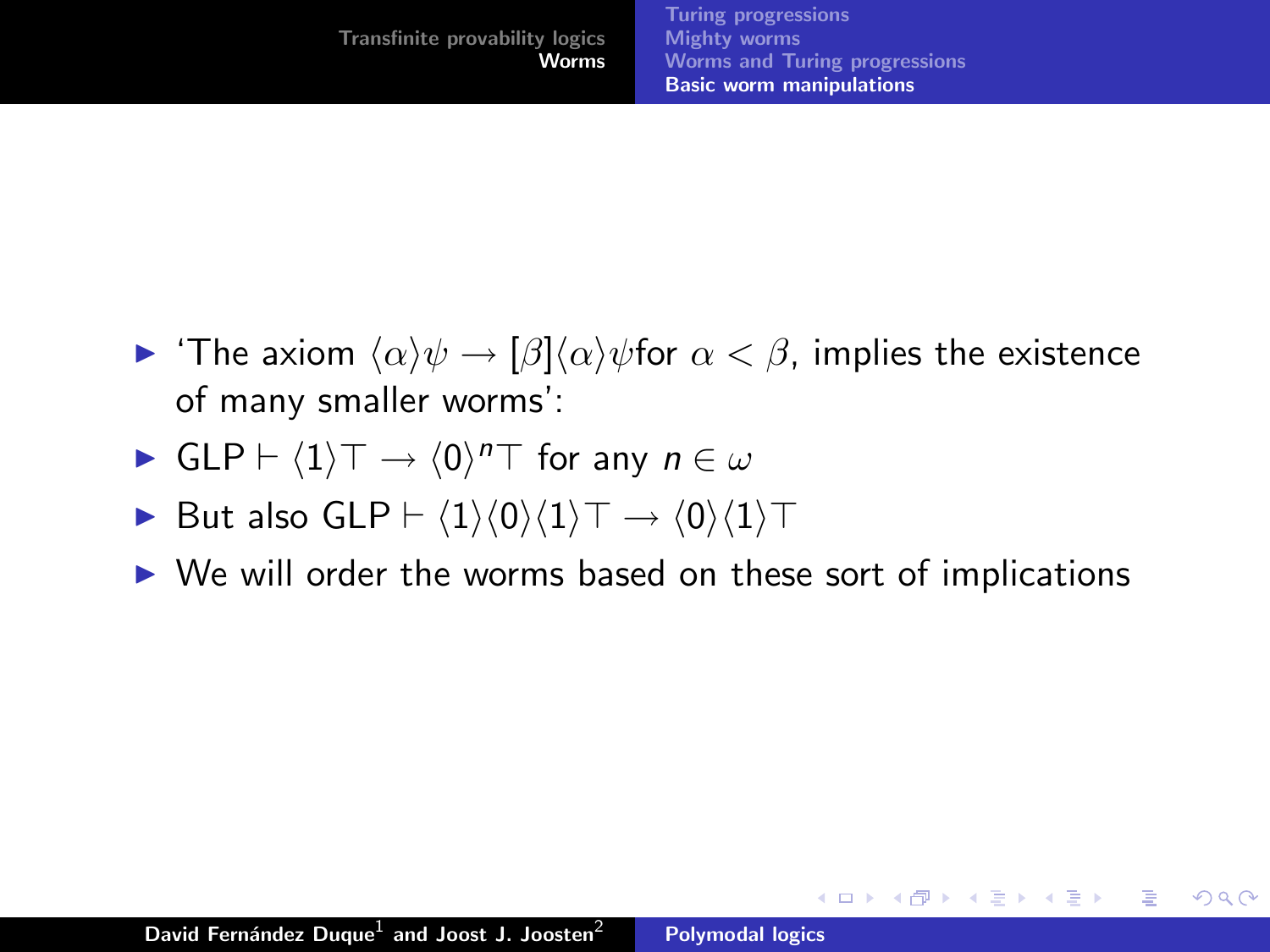- 'The axiom $\langle\alpha\rangle\psi \rightarrow [\beta]\langle\alpha\rangle\psi$for $\alpha < \beta$, implies the existence of many smaller worms':
- $\mathsf{GLP} \vdash \langle 1\rangle\top \rightarrow \langle 0\rangle^n\top$ for any $n \in \omega$
- But also $\mathsf{GLP} \vdash \langle 1\rangle\langle 0\rangle\langle 1\rangle\top \rightarrow \langle 0\rangle\langle 1\rangle\top$
- We will order the worms based on these sort of implications